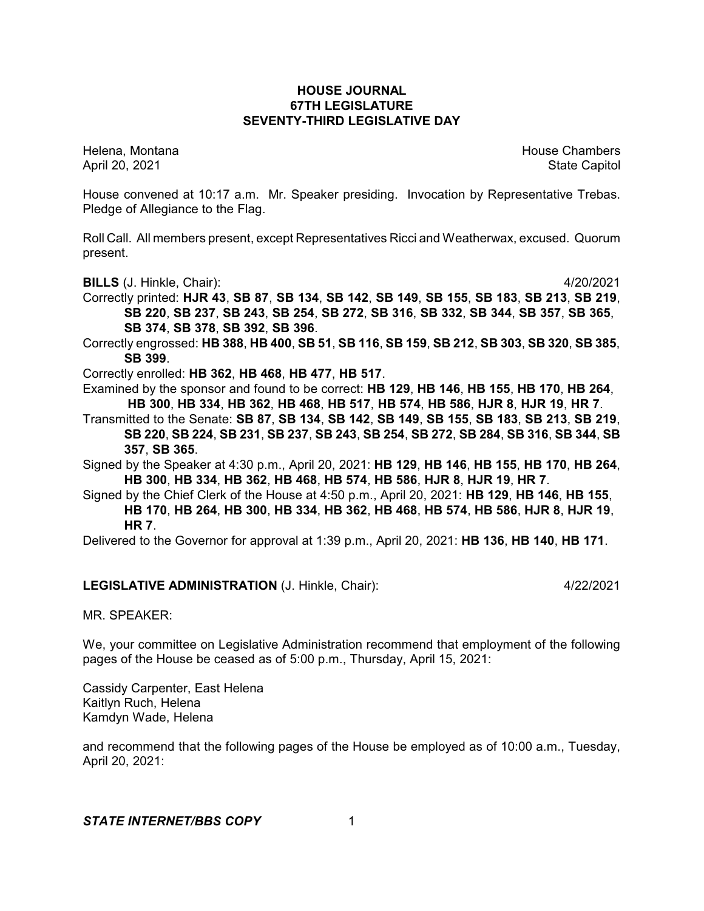# HOUSE JOURNAL
## 67TH LEGISLATURE
## SEVENTY-THIRD LEGISLATIVE DAY

Helena, Montana — House Chambers
April 20, 2021 — State Capitol

House convened at 10:17 a.m. Mr. Speaker presiding. Invocation by Representative Trebas. Pledge of Allegiance to the Flag.

Roll Call. All members present, except Representatives Ricci and Weatherwax, excused. Quorum present.

**BILLS** (J. Hinkle, Chair): 4/20/2021

Correctly printed: **HJR 43**, **SB 87**, **SB 134**, **SB 142**, **SB 149**, **SB 155**, **SB 183**, **SB 213**, **SB 219**, **SB 220**, **SB 237**, **SB 243**, **SB 254**, **SB 272**, **SB 316**, **SB 332**, **SB 344**, **SB 357**, **SB 365**, **SB 374**, **SB 378**, **SB 392**, **SB 396**.

Correctly engrossed: **HB 388**, **HB 400**, **SB 51**, **SB 116**, **SB 159**, **SB 212**, **SB 303**, **SB 320**, **SB 385**, **SB 399**.

Correctly enrolled: **HB 362**, **HB 468**, **HB 477**, **HB 517**.

Examined by the sponsor and found to be correct: **HB 129**, **HB 146**, **HB 155**, **HB 170**, **HB 264**, **HB 300**, **HB 334**, **HB 362**, **HB 468**, **HB 517**, **HB 574**, **HB 586**, **HJR 8**, **HJR 19**, **HR 7**.

Transmitted to the Senate: **SB 87**, **SB 134**, **SB 142**, **SB 149**, **SB 155**, **SB 183**, **SB 213**, **SB 219**, **SB 220**, **SB 224**, **SB 231**, **SB 237**, **SB 243**, **SB 254**, **SB 272**, **SB 284**, **SB 316**, **SB 344**, **SB 357**, **SB 365**.

Signed by the Speaker at 4:30 p.m., April 20, 2021: **HB 129**, **HB 146**, **HB 155**, **HB 170**, **HB 264**, **HB 300**, **HB 334**, **HB 362**, **HB 468**, **HB 574**, **HB 586**, **HJR 8**, **HJR 19**, **HR 7**.

Signed by the Chief Clerk of the House at 4:50 p.m., April 20, 2021: **HB 129**, **HB 146**, **HB 155**, **HB 170**, **HB 264**, **HB 300**, **HB 334**, **HB 362**, **HB 468**, **HB 574**, **HB 586**, **HJR 8**, **HJR 19**, **HR 7**.

Delivered to the Governor for approval at 1:39 p.m., April 20, 2021: **HB 136**, **HB 140**, **HB 171**.

**LEGISLATIVE ADMINISTRATION** (J. Hinkle, Chair): 4/22/2021

MR. SPEAKER:

We, your committee on Legislative Administration recommend that employment of the following pages of the House be ceased as of 5:00 p.m., Thursday, April 15, 2021:

Cassidy Carpenter, East Helena
Kaitlyn Ruch, Helena
Kamdyn Wade, Helena

and recommend that the following pages of the House be employed as of 10:00 a.m., Tuesday, April 20, 2021: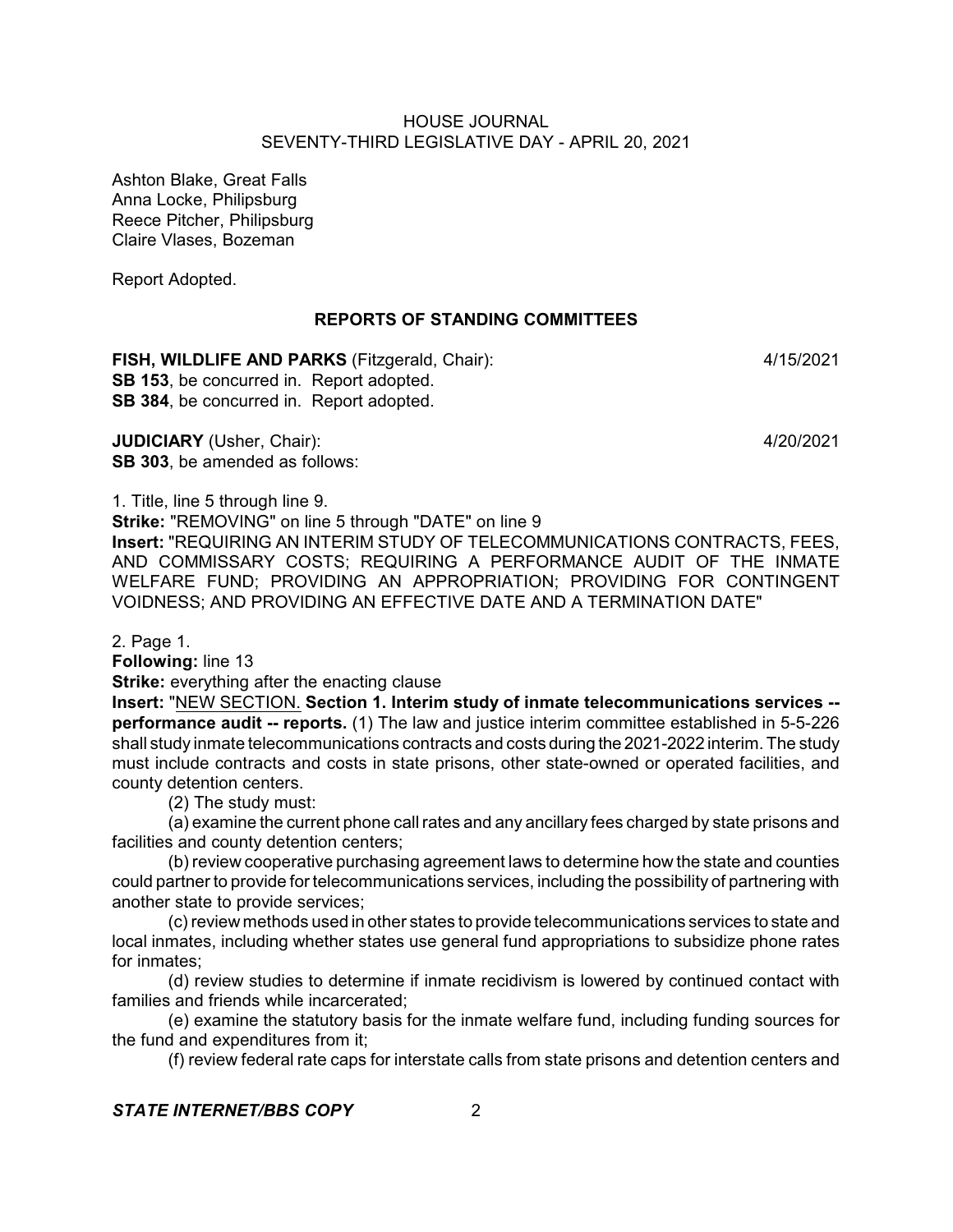Ashton Blake, Great Falls
Anna Locke, Philipsburg
Reece Pitcher, Philipsburg
Claire Vlases, Bozeman

Report Adopted.

## REPORTS OF STANDING COMMITTEES

**FISH, WILDLIFE AND PARKS** (Fitzgerald, Chair): 4/15/2021
**SB 153**, be concurred in. Report adopted.
**SB 384**, be concurred in. Report adopted.

**JUDICIARY** (Usher, Chair): 4/20/2021
**SB 303**, be amended as follows:

1. Title, line 5 through line 9.
**Strike:** "REMOVING" on line 5 through "DATE" on line 9
**Insert:** "REQUIRING AN INTERIM STUDY OF TELECOMMUNICATIONS CONTRACTS, FEES, AND COMMISSARY COSTS; REQUIRING A PERFORMANCE AUDIT OF THE INMATE WELFARE FUND; PROVIDING AN APPROPRIATION; PROVIDING FOR CONTINGENT VOIDNESS; AND PROVIDING AN EFFECTIVE DATE AND A TERMINATION DATE"

2. Page 1.
**Following:** line 13
**Strike:** everything after the enacting clause
**Insert:** "NEW SECTION. **Section 1. Interim study of inmate telecommunications services -- performance audit -- reports.** (1) The law and justice interim committee established in 5-5-226 shall study inmate telecommunications contracts and costs during the 2021-2022 interim. The study must include contracts and costs in state prisons, other state-owned or operated facilities, and county detention centers.

(2) The study must:

(a) examine the current phone call rates and any ancillary fees charged by state prisons and facilities and county detention centers;

(b) review cooperative purchasing agreement laws to determine how the state and counties could partner to provide for telecommunications services, including the possibility of partnering with another state to provide services;

(c) review methods used in other states to provide telecommunications services to state and local inmates, including whether states use general fund appropriations to subsidize phone rates for inmates;

(d) review studies to determine if inmate recidivism is lowered by continued contact with families and friends while incarcerated;

(e) examine the statutory basis for the inmate welfare fund, including funding sources for the fund and expenditures from it;

(f) review federal rate caps for interstate calls from state prisons and detention centers and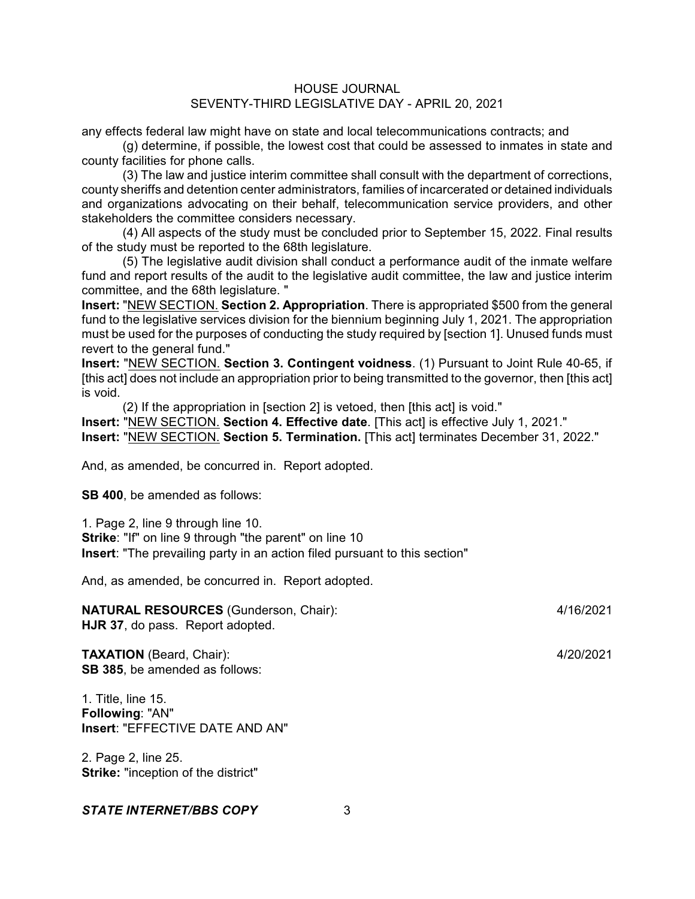any effects federal law might have on state and local telecommunications contracts; and

(g) determine, if possible, the lowest cost that could be assessed to inmates in state and county facilities for phone calls.

(3) The law and justice interim committee shall consult with the department of corrections, county sheriffs and detention center administrators, families of incarcerated or detained individuals and organizations advocating on their behalf, telecommunication service providers, and other stakeholders the committee considers necessary.

(4) All aspects of the study must be concluded prior to September 15, 2022. Final results of the study must be reported to the 68th legislature.

(5) The legislative audit division shall conduct a performance audit of the inmate welfare fund and report results of the audit to the legislative audit committee, the law and justice interim committee, and the 68th legislature. "

**Insert:** "NEW SECTION. **Section 2. Appropriation**. There is appropriated $500 from the general fund to the legislative services division for the biennium beginning July 1, 2021. The appropriation must be used for the purposes of conducting the study required by [section 1]. Unused funds must revert to the general fund."

**Insert:** "NEW SECTION. **Section 3. Contingent voidness**. (1) Pursuant to Joint Rule 40-65, if [this act] does not include an appropriation prior to being transmitted to the governor, then [this act] is void.

(2) If the appropriation in [section 2] is vetoed, then [this act] is void."

**Insert:** "NEW SECTION. **Section 4. Effective date**. [This act] is effective July 1, 2021."

**Insert:** "NEW SECTION. **Section 5. Termination.** [This act] terminates December 31, 2022."

And, as amended, be concurred in. Report adopted.

**SB 400**, be amended as follows:

1. Page 2, line 9 through line 10.
**Strike**: "If" on line 9 through "the parent" on line 10
**Insert**: "The prevailing party in an action filed pursuant to this section"

And, as amended, be concurred in. Report adopted.

**NATURAL RESOURCES** (Gunderson, Chair): 4/16/2021
**HJR 37**, do pass. Report adopted.

**TAXATION** (Beard, Chair): 4/20/2021
**SB 385**, be amended as follows:

1. Title, line 15.
**Following**: "AN"
**Insert**: "EFFECTIVE DATE AND AN"

2. Page 2, line 25.
**Strike:** "inception of the district"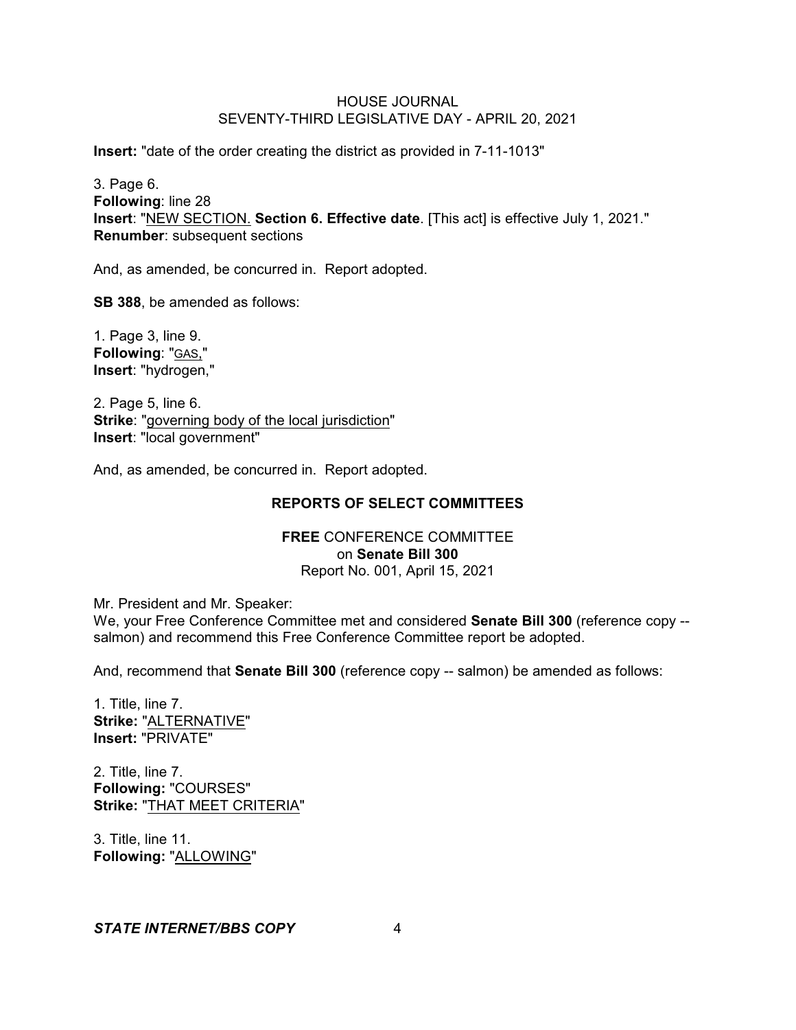**Insert:** "date of the order creating the district as provided in 7-11-1013"

3. Page 6.
**Following**: line 28
**Insert**: "NEW SECTION. **Section 6. Effective date**. [This act] is effective July 1, 2021."
**Renumber**: subsequent sections

And, as amended, be concurred in. Report adopted.

**SB 388**, be amended as follows:

1. Page 3, line 9.
**Following**: "GAS,"
**Insert**: "hydrogen,"

2. Page 5, line 6.
**Strike**: "governing body of the local jurisdiction"
**Insert**: "local government"

And, as amended, be concurred in. Report adopted.

## REPORTS OF SELECT COMMITTEES

**FREE** CONFERENCE COMMITTEE
on **Senate Bill 300**
Report No. 001, April 15, 2021

Mr. President and Mr. Speaker:
We, your Free Conference Committee met and considered **Senate Bill 300** (reference copy -- salmon) and recommend this Free Conference Committee report be adopted.

And, recommend that **Senate Bill 300** (reference copy -- salmon) be amended as follows:

1. Title, line 7.
**Strike:** "ALTERNATIVE"
**Insert:** "PRIVATE"

2. Title, line 7.
**Following:** "COURSES"
**Strike:** "THAT MEET CRITERIA"

3. Title, line 11.
**Following:** "ALLOWING"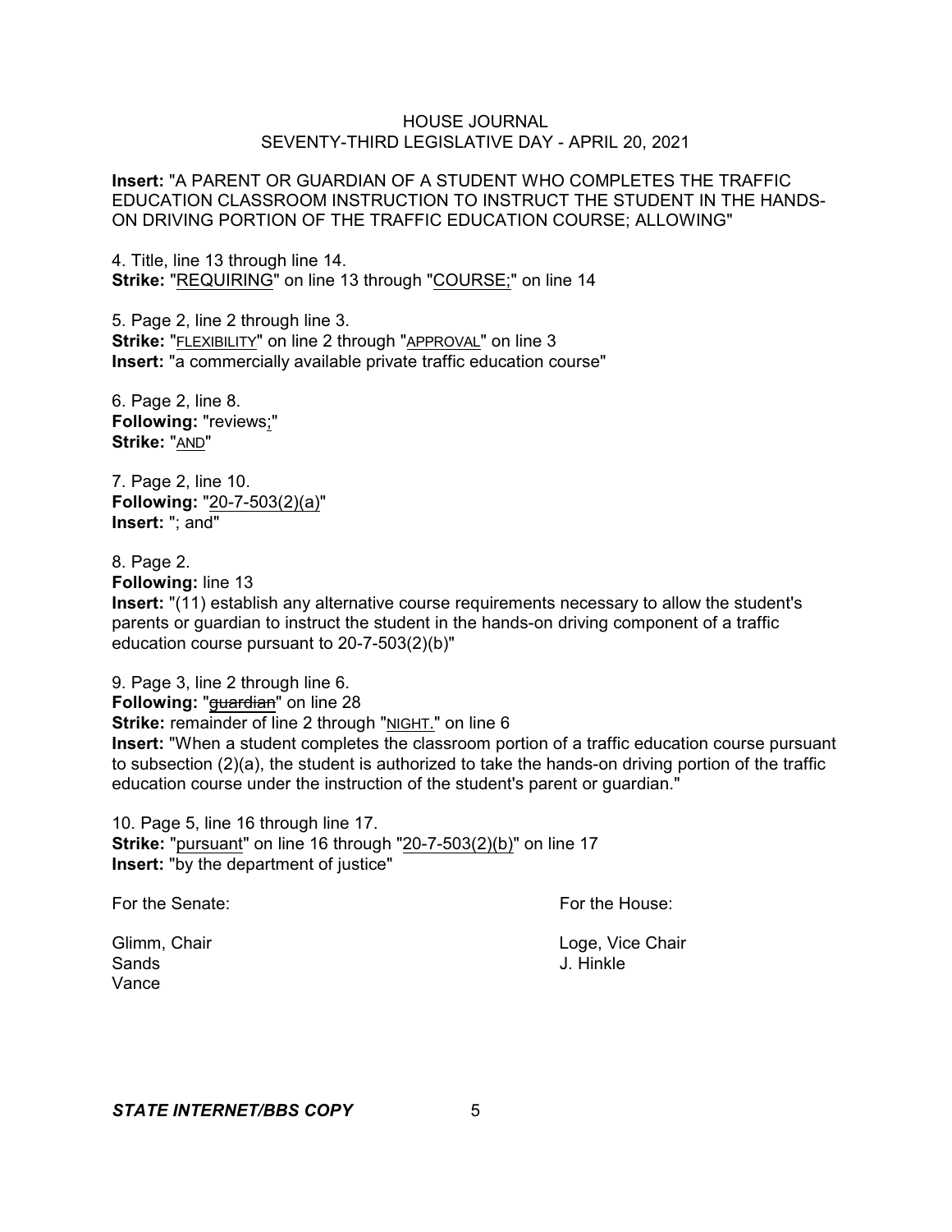**Insert:** "A PARENT OR GUARDIAN OF A STUDENT WHO COMPLETES THE TRAFFIC EDUCATION CLASSROOM INSTRUCTION TO INSTRUCT THE STUDENT IN THE HANDS-ON DRIVING PORTION OF THE TRAFFIC EDUCATION COURSE; ALLOWING"

4. Title, line 13 through line 14.
**Strike:** "REQUIRING" on line 13 through "COURSE;" on line 14

5. Page 2, line 2 through line 3.
**Strike:** "FLEXIBILITY" on line 2 through "APPROVAL" on line 3
**Insert:** "a commercially available private traffic education course"

6. Page 2, line 8.
**Following:** "reviews;"
**Strike:** "AND"

7. Page 2, line 10.
**Following:** "20-7-503(2)(a)"
**Insert:** "; and"

8. Page 2.
**Following:** line 13
**Insert:** "(11) establish any alternative course requirements necessary to allow the student's parents or guardian to instruct the student in the hands-on driving component of a traffic education course pursuant to 20-7-503(2)(b)"

9. Page 3, line 2 through line 6.
**Following:** "~~guardian~~" on line 28
**Strike:** remainder of line 2 through "NIGHT." on line 6
**Insert:** "When a student completes the classroom portion of a traffic education course pursuant to subsection (2)(a), the student is authorized to take the hands-on driving portion of the traffic education course under the instruction of the student's parent or guardian."

10. Page 5, line 16 through line 17.
**Strike:** "pursuant" on line 16 through "20-7-503(2)(b)" on line 17
**Insert:** "by the department of justice"

For the Senate:

Glimm, Chair
Sands
Vance

For the House:

Loge, Vice Chair
J. Hinkle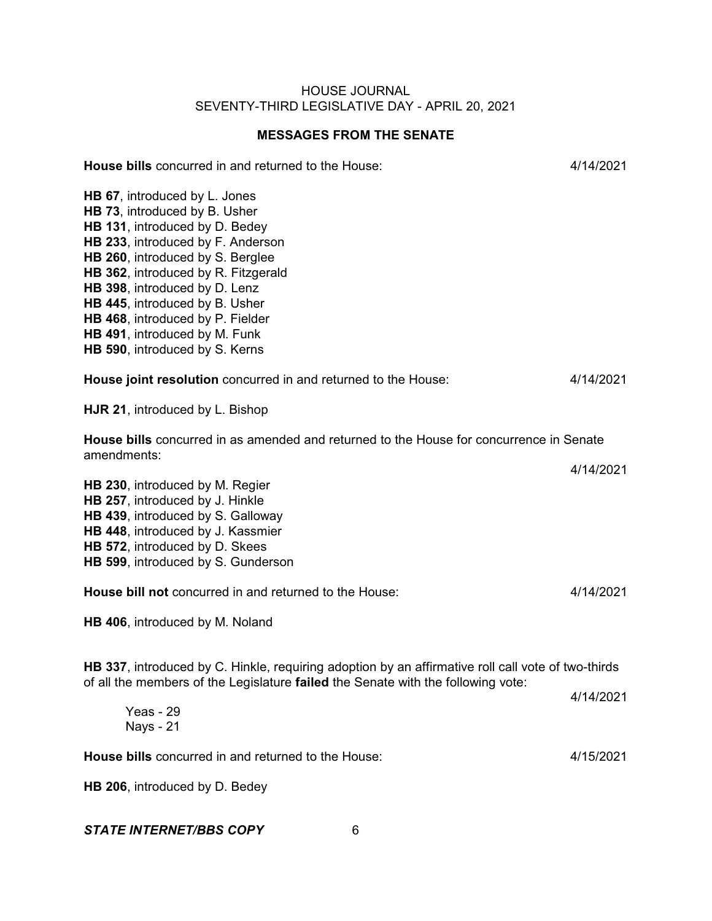## MESSAGES FROM THE SENATE

**House bills** concurred in and returned to the House: 4/14/2021

**HB 67**, introduced by L. Jones
**HB 73**, introduced by B. Usher
**HB 131**, introduced by D. Bedey
**HB 233**, introduced by F. Anderson
**HB 260**, introduced by S. Berglee
**HB 362**, introduced by R. Fitzgerald
**HB 398**, introduced by D. Lenz
**HB 445**, introduced by B. Usher
**HB 468**, introduced by P. Fielder
**HB 491**, introduced by M. Funk
**HB 590**, introduced by S. Kerns

**House joint resolution** concurred in and returned to the House: 4/14/2021

**HJR 21**, introduced by L. Bishop

**House bills** concurred in as amended and returned to the House for concurrence in Senate amendments: 4/14/2021

**HB 230**, introduced by M. Regier
**HB 257**, introduced by J. Hinkle
**HB 439**, introduced by S. Galloway
**HB 448**, introduced by J. Kassmier
**HB 572**, introduced by D. Skees
**HB 599**, introduced by S. Gunderson

**House bill not** concurred in and returned to the House: 4/14/2021

**HB 406**, introduced by M. Noland

**HB 337**, introduced by C. Hinkle, requiring adoption by an affirmative roll call vote of two-thirds of all the members of the Legislature **failed** the Senate with the following vote: 4/14/2021

Yeas - 29
Nays - 21

**House bills** concurred in and returned to the House: 4/15/2021

**HB 206**, introduced by D. Bedey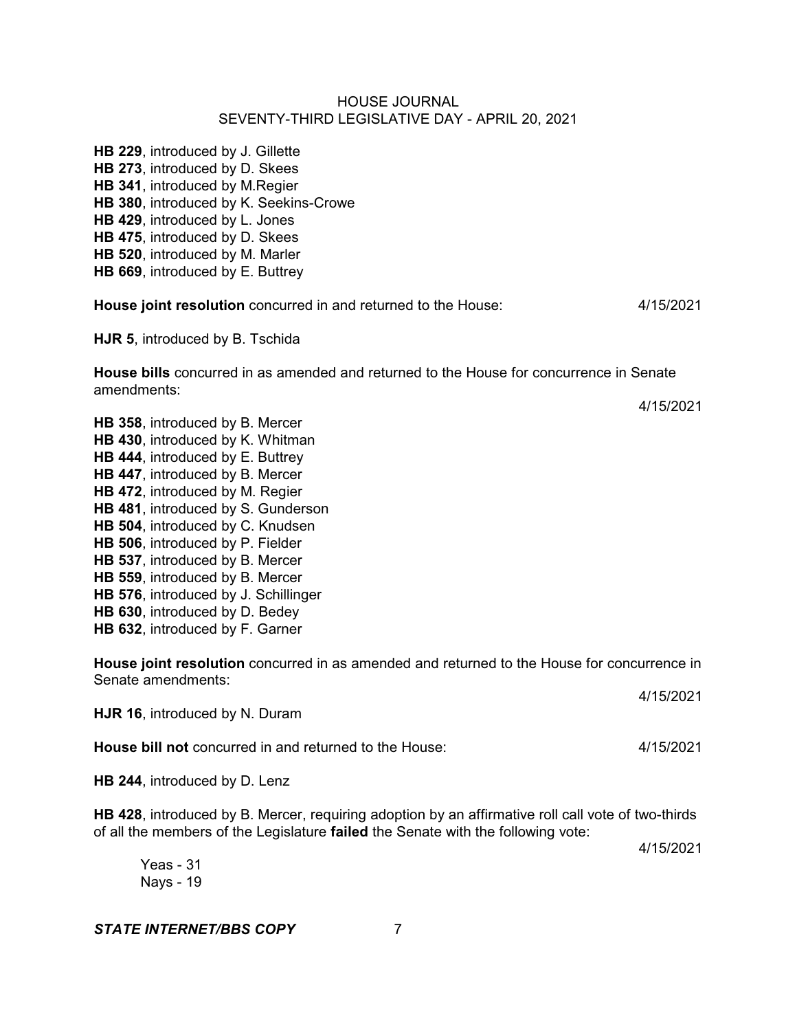**HB 229**, introduced by J. Gillette
**HB 273**, introduced by D. Skees
**HB 341**, introduced by M.Regier
**HB 380**, introduced by K. Seekins-Crowe
**HB 429**, introduced by L. Jones
**HB 475**, introduced by D. Skees
**HB 520**, introduced by M. Marler
**HB 669**, introduced by E. Buttrey

**House joint resolution** concurred in and returned to the House: 4/15/2021

**HJR 5**, introduced by B. Tschida

**House bills** concurred in as amended and returned to the House for concurrence in Senate amendments:

4/15/2021

**HB 358**, introduced by B. Mercer
**HB 430**, introduced by K. Whitman
**HB 444**, introduced by E. Buttrey
**HB 447**, introduced by B. Mercer
**HB 472**, introduced by M. Regier
**HB 481**, introduced by S. Gunderson
**HB 504**, introduced by C. Knudsen
**HB 506**, introduced by P. Fielder
**HB 537**, introduced by B. Mercer
**HB 559**, introduced by B. Mercer
**HB 576**, introduced by J. Schillinger
**HB 630**, introduced by D. Bedey
**HB 632**, introduced by F. Garner

**House joint resolution** concurred in as amended and returned to the House for concurrence in Senate amendments:

4/15/2021

**HJR 16**, introduced by N. Duram

**House bill not** concurred in and returned to the House: 4/15/2021

**HB 244**, introduced by D. Lenz

**HB 428**, introduced by B. Mercer, requiring adoption by an affirmative roll call vote of two-thirds of all the members of the Legislature **failed** the Senate with the following vote:

4/15/2021

Yeas - 31
Nays - 19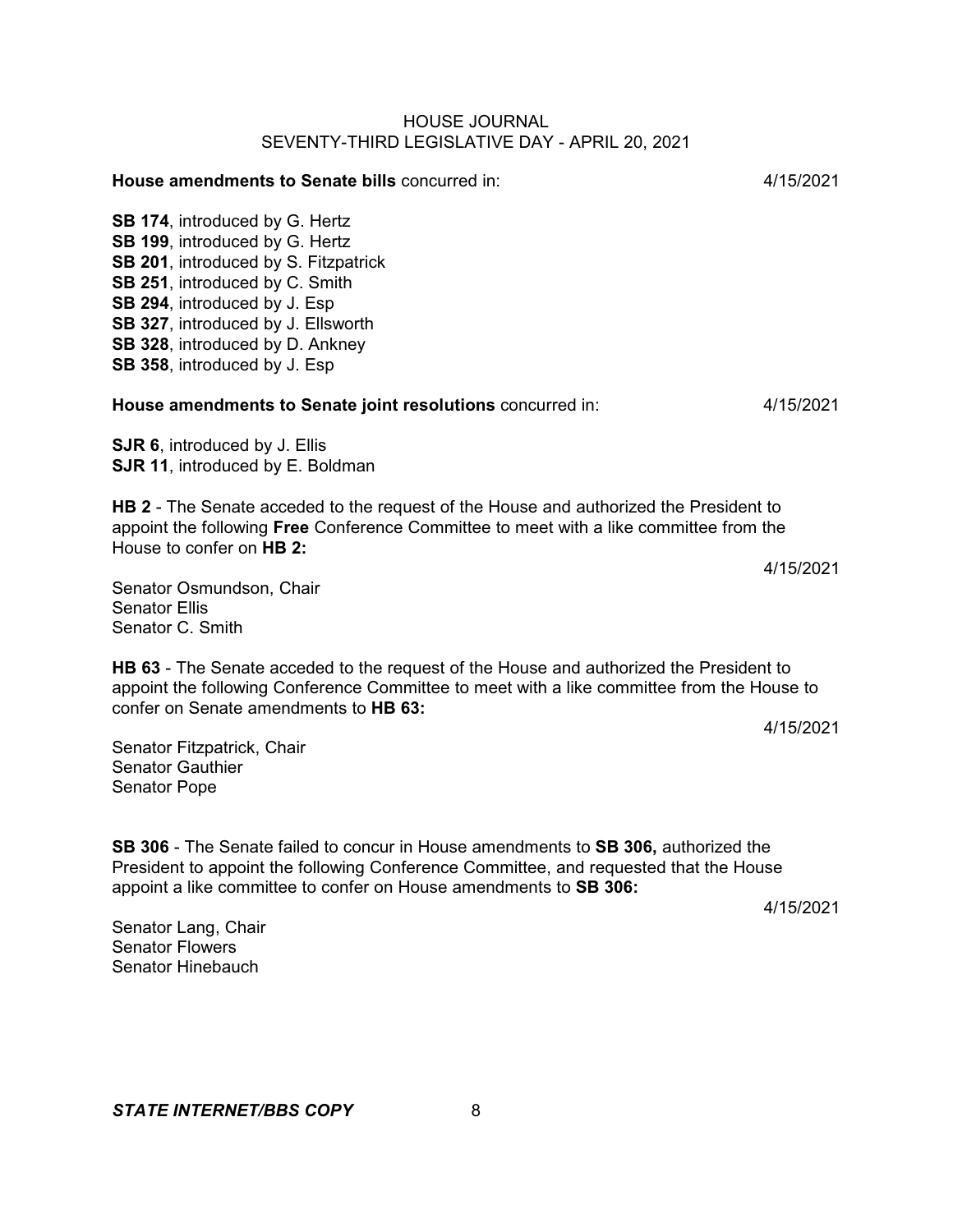**House amendments to Senate bills** concurred in: 4/15/2021

**SB 174**, introduced by G. Hertz
**SB 199**, introduced by G. Hertz
**SB 201**, introduced by S. Fitzpatrick
**SB 251**, introduced by C. Smith
**SB 294**, introduced by J. Esp
**SB 327**, introduced by J. Ellsworth
**SB 328**, introduced by D. Ankney
**SB 358**, introduced by J. Esp

**House amendments to Senate joint resolutions** concurred in: 4/15/2021

**SJR 6**, introduced by J. Ellis
**SJR 11**, introduced by E. Boldman

**HB 2** - The Senate acceded to the request of the House and authorized the President to appoint the following **Free** Conference Committee to meet with a like committee from the House to confer on **HB 2:**

4/15/2021

Senator Osmundson, Chair
Senator Ellis
Senator C. Smith

**HB 63** - The Senate acceded to the request of the House and authorized the President to appoint the following Conference Committee to meet with a like committee from the House to confer on Senate amendments to **HB 63:**

4/15/2021

Senator Fitzpatrick, Chair
Senator Gauthier
Senator Pope

**SB 306** - The Senate failed to concur in House amendments to **SB 306,** authorized the President to appoint the following Conference Committee, and requested that the House appoint a like committee to confer on House amendments to **SB 306:**

4/15/2021

Senator Lang, Chair
Senator Flowers
Senator Hinebauch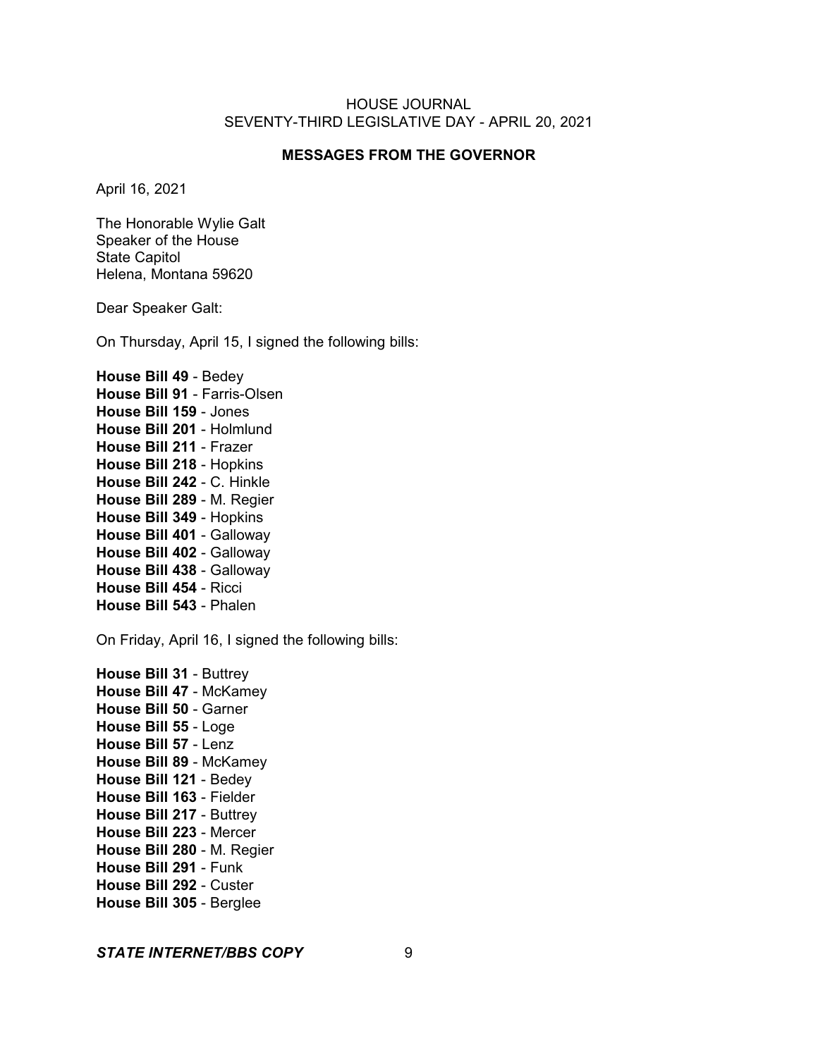## MESSAGES FROM THE GOVERNOR

April 16, 2021

The Honorable Wylie Galt
Speaker of the House
State Capitol
Helena, Montana 59620

Dear Speaker Galt:

On Thursday, April 15, I signed the following bills:

**House Bill 49** - Bedey
**House Bill 91** - Farris-Olsen
**House Bill 159** - Jones
**House Bill 201** - Holmlund
**House Bill 211** - Frazer
**House Bill 218** - Hopkins
**House Bill 242** - C. Hinkle
**House Bill 289** - M. Regier
**House Bill 349** - Hopkins
**House Bill 401** - Galloway
**House Bill 402** - Galloway
**House Bill 438** - Galloway
**House Bill 454** - Ricci
**House Bill 543** - Phalen

On Friday, April 16, I signed the following bills:

**House Bill 31** - Buttrey
**House Bill 47** - McKamey
**House Bill 50** - Garner
**House Bill 55** - Loge
**House Bill 57** - Lenz
**House Bill 89** - McKamey
**House Bill 121** - Bedey
**House Bill 163** - Fielder
**House Bill 217** - Buttrey
**House Bill 223** - Mercer
**House Bill 280** - M. Regier
**House Bill 291** - Funk
**House Bill 292** - Custer
**House Bill 305** - Berglee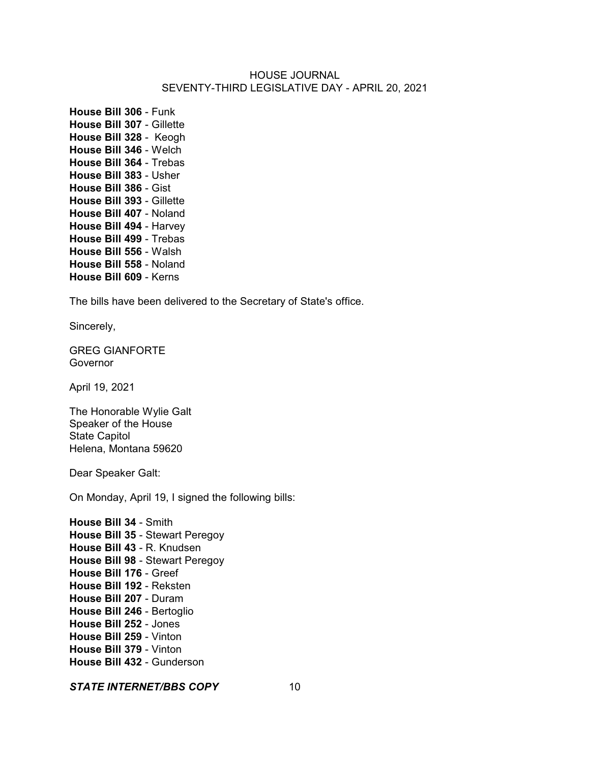**House Bill 306** - Funk
**House Bill 307** - Gillette
**House Bill 328** - Keogh
**House Bill 346** - Welch
**House Bill 364** - Trebas
**House Bill 383** - Usher
**House Bill 386** - Gist
**House Bill 393** - Gillette
**House Bill 407** - Noland
**House Bill 494** - Harvey
**House Bill 499** - Trebas
**House Bill 556** - Walsh
**House Bill 558** - Noland
**House Bill 609** - Kerns

The bills have been delivered to the Secretary of State's office.

Sincerely,

GREG GIANFORTE
Governor

April 19, 2021

The Honorable Wylie Galt
Speaker of the House
State Capitol
Helena, Montana 59620

Dear Speaker Galt:

On Monday, April 19, I signed the following bills:

**House Bill 34** - Smith
**House Bill 35** - Stewart Peregoy
**House Bill 43** - R. Knudsen
**House Bill 98** - Stewart Peregoy
**House Bill 176** - Greef
**House Bill 192** - Reksten
**House Bill 207** - Duram
**House Bill 246** - Bertoglio
**House Bill 252** - Jones
**House Bill 259** - Vinton
**House Bill 379** - Vinton
**House Bill 432** - Gunderson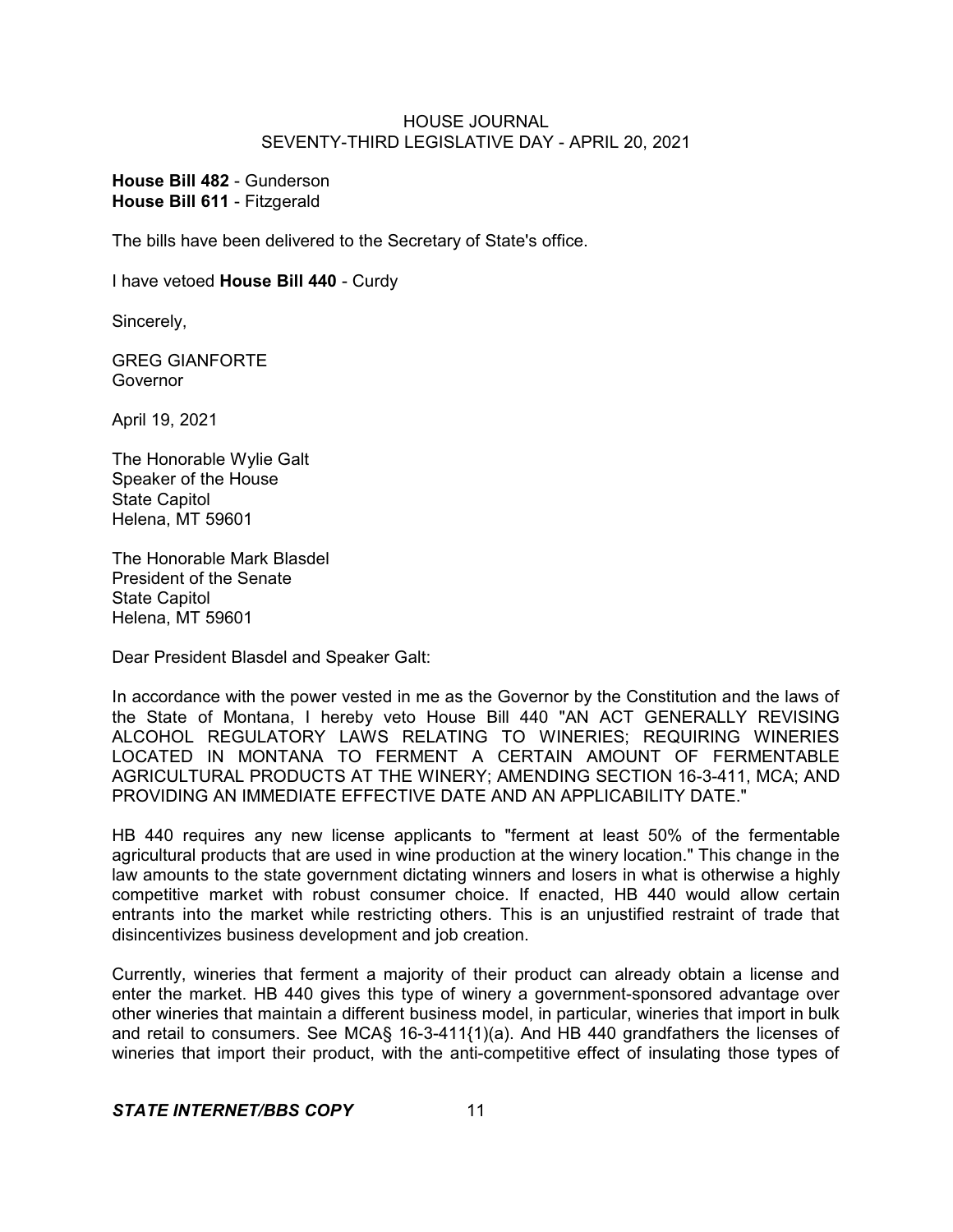**House Bill 482** - Gunderson
**House Bill 611** - Fitzgerald

The bills have been delivered to the Secretary of State's office.

I have vetoed **House Bill 440** - Curdy

Sincerely,

GREG GIANFORTE
Governor

April 19, 2021

The Honorable Wylie Galt
Speaker of the House
State Capitol
Helena, MT 59601

The Honorable Mark Blasdel
President of the Senate
State Capitol
Helena, MT 59601

Dear President Blasdel and Speaker Galt:

In accordance with the power vested in me as the Governor by the Constitution and the laws of the State of Montana, I hereby veto House Bill 440 "AN ACT GENERALLY REVISING ALCOHOL REGULATORY LAWS RELATING TO WINERIES; REQUIRING WINERIES LOCATED IN MONTANA TO FERMENT A CERTAIN AMOUNT OF FERMENTABLE AGRICULTURAL PRODUCTS AT THE WINERY; AMENDING SECTION 16-3-411, MCA; AND PROVIDING AN IMMEDIATE EFFECTIVE DATE AND AN APPLICABILITY DATE."

HB 440 requires any new license applicants to "ferment at least 50% of the fermentable agricultural products that are used in wine production at the winery location." This change in the law amounts to the state government dictating winners and losers in what is otherwise a highly competitive market with robust consumer choice. If enacted, HB 440 would allow certain entrants into the market while restricting others. This is an unjustified restraint of trade that disincentivizes business development and job creation.

Currently, wineries that ferment a majority of their product can already obtain a license and enter the market. HB 440 gives this type of winery a government-sponsored advantage over other wineries that maintain a different business model, in particular, wineries that import in bulk and retail to consumers. See MCA§ 16-3-411{1)(a). And HB 440 grandfathers the licenses of wineries that import their product, with the anti-competitive effect of insulating those types of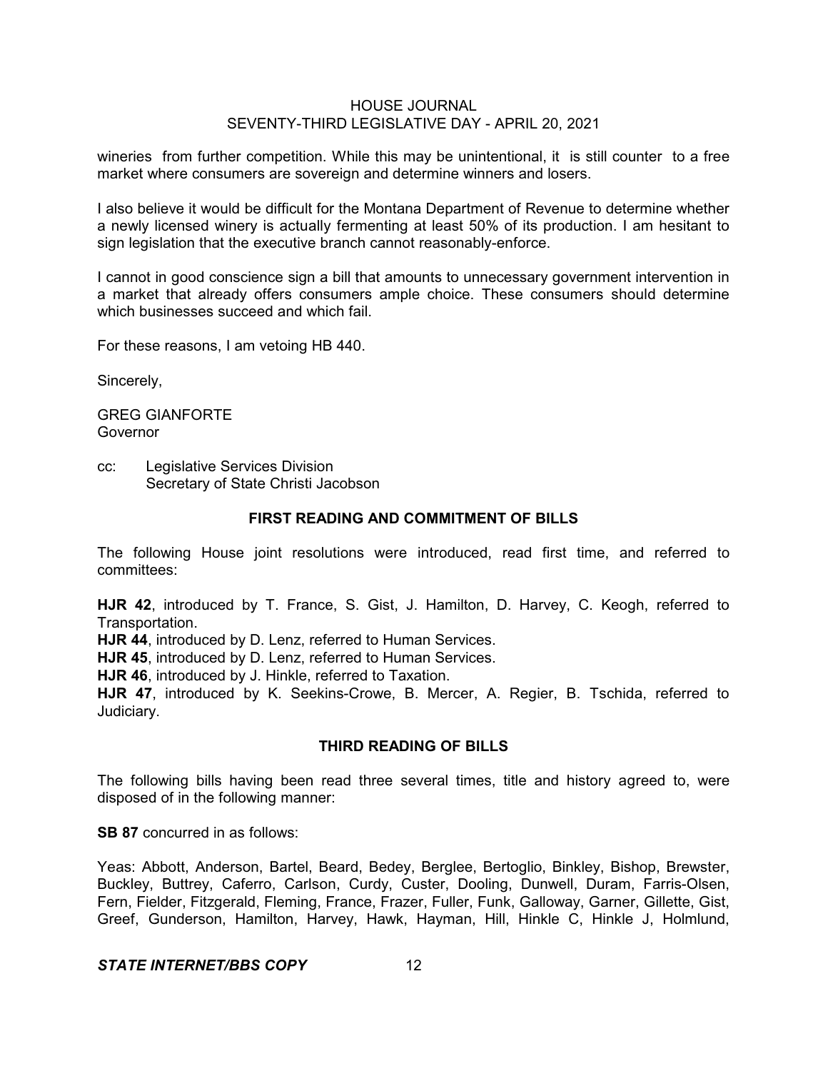wineries from further competition. While this may be unintentional, it is still counter to a free market where consumers are sovereign and determine winners and losers.

I also believe it would be difficult for the Montana Department of Revenue to determine whether a newly licensed winery is actually fermenting at least 50% of its production. I am hesitant to sign legislation that the executive branch cannot reasonably-enforce.

I cannot in good conscience sign a bill that amounts to unnecessary government intervention in a market that already offers consumers ample choice. These consumers should determine which businesses succeed and which fail.

For these reasons, I am vetoing HB 440.

Sincerely,

GREG GIANFORTE
Governor

cc: Legislative Services Division
Secretary of State Christi Jacobson

## FIRST READING AND COMMITMENT OF BILLS

The following House joint resolutions were introduced, read first time, and referred to committees:

**HJR 42**, introduced by T. France, S. Gist, J. Hamilton, D. Harvey, C. Keogh, referred to Transportation.
**HJR 44**, introduced by D. Lenz, referred to Human Services.
**HJR 45**, introduced by D. Lenz, referred to Human Services.
**HJR 46**, introduced by J. Hinkle, referred to Taxation.
**HJR 47**, introduced by K. Seekins-Crowe, B. Mercer, A. Regier, B. Tschida, referred to Judiciary.

## THIRD READING OF BILLS

The following bills having been read three several times, title and history agreed to, were disposed of in the following manner:

**SB 87** concurred in as follows:

Yeas: Abbott, Anderson, Bartel, Beard, Bedey, Berglee, Bertoglio, Binkley, Bishop, Brewster, Buckley, Buttrey, Caferro, Carlson, Curdy, Custer, Dooling, Dunwell, Duram, Farris-Olsen, Fern, Fielder, Fitzgerald, Fleming, France, Frazer, Fuller, Funk, Galloway, Garner, Gillette, Gist, Greef, Gunderson, Hamilton, Harvey, Hawk, Hayman, Hill, Hinkle C, Hinkle J, Holmlund,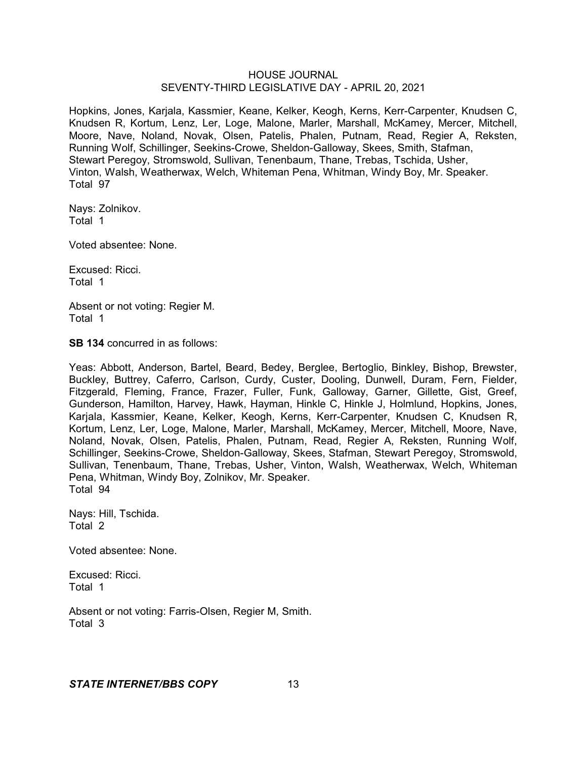Hopkins, Jones, Karjala, Kassmier, Keane, Kelker, Keogh, Kerns, Kerr-Carpenter, Knudsen C, Knudsen R, Kortum, Lenz, Ler, Loge, Malone, Marler, Marshall, McKamey, Mercer, Mitchell, Moore, Nave, Noland, Novak, Olsen, Patelis, Phalen, Putnam, Read, Regier A, Reksten, Running Wolf, Schillinger, Seekins-Crowe, Sheldon-Galloway, Skees, Smith, Stafman, Stewart Peregoy, Stromswold, Sullivan, Tenenbaum, Thane, Trebas, Tschida, Usher, Vinton, Walsh, Weatherwax, Welch, Whiteman Pena, Whitman, Windy Boy, Mr. Speaker.
Total 97

Nays: Zolnikov.
Total 1

Voted absentee: None.

Excused: Ricci.
Total 1

Absent or not voting: Regier M.
Total 1

**SB 134** concurred in as follows:

Yeas: Abbott, Anderson, Bartel, Beard, Bedey, Berglee, Bertoglio, Binkley, Bishop, Brewster, Buckley, Buttrey, Caferro, Carlson, Curdy, Custer, Dooling, Dunwell, Duram, Fern, Fielder, Fitzgerald, Fleming, France, Frazer, Fuller, Funk, Galloway, Garner, Gillette, Gist, Greef, Gunderson, Hamilton, Harvey, Hawk, Hayman, Hinkle C, Hinkle J, Holmlund, Hopkins, Jones, Karjala, Kassmier, Keane, Kelker, Keogh, Kerns, Kerr-Carpenter, Knudsen C, Knudsen R, Kortum, Lenz, Ler, Loge, Malone, Marler, Marshall, McKamey, Mercer, Mitchell, Moore, Nave, Noland, Novak, Olsen, Patelis, Phalen, Putnam, Read, Regier A, Reksten, Running Wolf, Schillinger, Seekins-Crowe, Sheldon-Galloway, Skees, Stafman, Stewart Peregoy, Stromswold, Sullivan, Tenenbaum, Thane, Trebas, Usher, Vinton, Walsh, Weatherwax, Welch, Whiteman Pena, Whitman, Windy Boy, Zolnikov, Mr. Speaker.
Total 94

Nays: Hill, Tschida.
Total 2

Voted absentee: None.

Excused: Ricci.
Total 1

Absent or not voting: Farris-Olsen, Regier M, Smith.
Total 3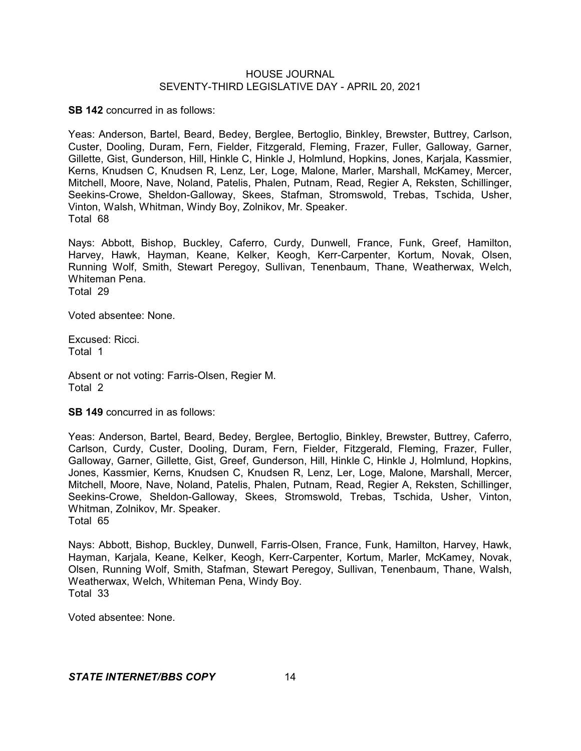**SB 142** concurred in as follows:

Yeas: Anderson, Bartel, Beard, Bedey, Berglee, Bertoglio, Binkley, Brewster, Buttrey, Carlson, Custer, Dooling, Duram, Fern, Fielder, Fitzgerald, Fleming, Frazer, Fuller, Galloway, Garner, Gillette, Gist, Gunderson, Hill, Hinkle C, Hinkle J, Holmlund, Hopkins, Jones, Karjala, Kassmier, Kerns, Knudsen C, Knudsen R, Lenz, Ler, Loge, Malone, Marler, Marshall, McKamey, Mercer, Mitchell, Moore, Nave, Noland, Patelis, Phalen, Putnam, Read, Regier A, Reksten, Schillinger, Seekins-Crowe, Sheldon-Galloway, Skees, Stafman, Stromswold, Trebas, Tschida, Usher, Vinton, Walsh, Whitman, Windy Boy, Zolnikov, Mr. Speaker.
Total 68

Nays: Abbott, Bishop, Buckley, Caferro, Curdy, Dunwell, France, Funk, Greef, Hamilton, Harvey, Hawk, Hayman, Keane, Kelker, Keogh, Kerr-Carpenter, Kortum, Novak, Olsen, Running Wolf, Smith, Stewart Peregoy, Sullivan, Tenenbaum, Thane, Weatherwax, Welch, Whiteman Pena.
Total 29

Voted absentee: None.

Excused: Ricci.
Total 1

Absent or not voting: Farris-Olsen, Regier M.
Total 2

**SB 149** concurred in as follows:

Yeas: Anderson, Bartel, Beard, Bedey, Berglee, Bertoglio, Binkley, Brewster, Buttrey, Caferro, Carlson, Curdy, Custer, Dooling, Duram, Fern, Fielder, Fitzgerald, Fleming, Frazer, Fuller, Galloway, Garner, Gillette, Gist, Greef, Gunderson, Hill, Hinkle C, Hinkle J, Holmlund, Hopkins, Jones, Kassmier, Kerns, Knudsen C, Knudsen R, Lenz, Ler, Loge, Malone, Marshall, Mercer, Mitchell, Moore, Nave, Noland, Patelis, Phalen, Putnam, Read, Regier A, Reksten, Schillinger, Seekins-Crowe, Sheldon-Galloway, Skees, Stromswold, Trebas, Tschida, Usher, Vinton, Whitman, Zolnikov, Mr. Speaker.
Total 65

Nays: Abbott, Bishop, Buckley, Dunwell, Farris-Olsen, France, Funk, Hamilton, Harvey, Hawk, Hayman, Karjala, Keane, Kelker, Keogh, Kerr-Carpenter, Kortum, Marler, McKamey, Novak, Olsen, Running Wolf, Smith, Stafman, Stewart Peregoy, Sullivan, Tenenbaum, Thane, Walsh, Weatherwax, Welch, Whiteman Pena, Windy Boy.
Total 33

Voted absentee: None.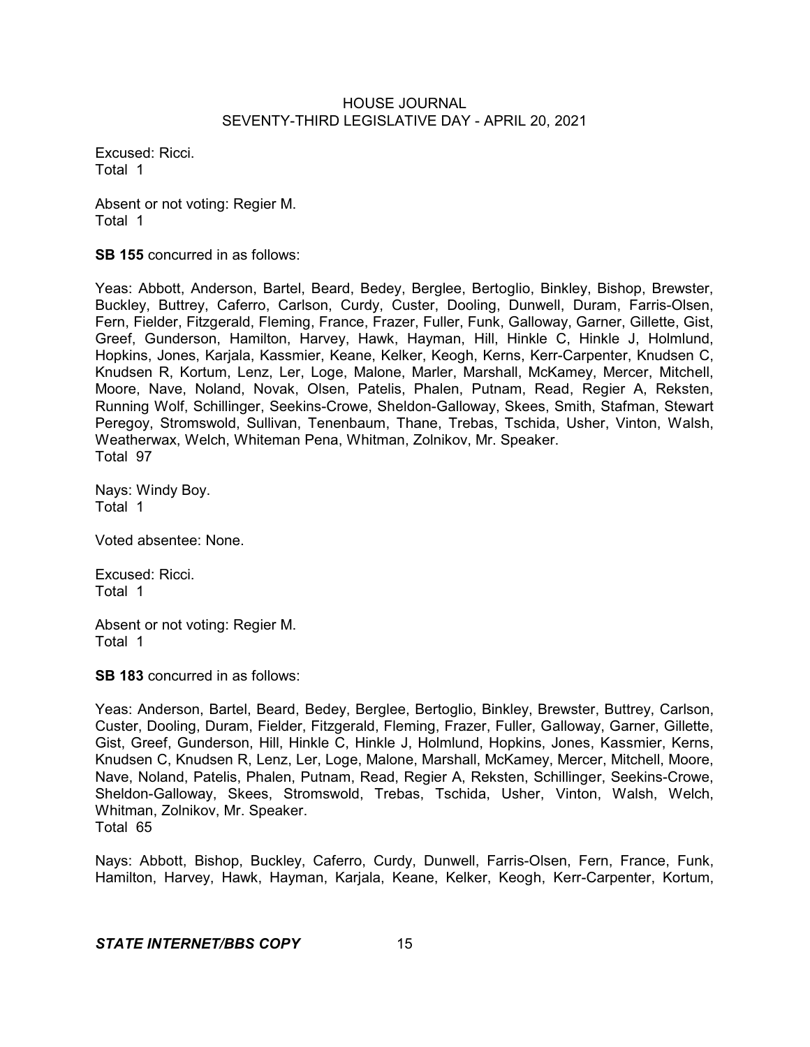Excused: Ricci.
Total 1

Absent or not voting: Regier M.
Total 1

**SB 155** concurred in as follows:

Yeas: Abbott, Anderson, Bartel, Beard, Bedey, Berglee, Bertoglio, Binkley, Bishop, Brewster, Buckley, Buttrey, Caferro, Carlson, Curdy, Custer, Dooling, Dunwell, Duram, Farris-Olsen, Fern, Fielder, Fitzgerald, Fleming, France, Frazer, Fuller, Funk, Galloway, Garner, Gillette, Gist, Greef, Gunderson, Hamilton, Harvey, Hawk, Hayman, Hill, Hinkle C, Hinkle J, Holmlund, Hopkins, Jones, Karjala, Kassmier, Keane, Kelker, Keogh, Kerns, Kerr-Carpenter, Knudsen C, Knudsen R, Kortum, Lenz, Ler, Loge, Malone, Marler, Marshall, McKamey, Mercer, Mitchell, Moore, Nave, Noland, Novak, Olsen, Patelis, Phalen, Putnam, Read, Regier A, Reksten, Running Wolf, Schillinger, Seekins-Crowe, Sheldon-Galloway, Skees, Smith, Stafman, Stewart Peregoy, Stromswold, Sullivan, Tenenbaum, Thane, Trebas, Tschida, Usher, Vinton, Walsh, Weatherwax, Welch, Whiteman Pena, Whitman, Zolnikov, Mr. Speaker.
Total 97

Nays: Windy Boy.
Total 1

Voted absentee: None.

Excused: Ricci.
Total 1

Absent or not voting: Regier M.
Total 1

**SB 183** concurred in as follows:

Yeas: Anderson, Bartel, Beard, Bedey, Berglee, Bertoglio, Binkley, Brewster, Buttrey, Carlson, Custer, Dooling, Duram, Fielder, Fitzgerald, Fleming, Frazer, Fuller, Galloway, Garner, Gillette, Gist, Greef, Gunderson, Hill, Hinkle C, Hinkle J, Holmlund, Hopkins, Jones, Kassmier, Kerns, Knudsen C, Knudsen R, Lenz, Ler, Loge, Malone, Marshall, McKamey, Mercer, Mitchell, Moore, Nave, Noland, Patelis, Phalen, Putnam, Read, Regier A, Reksten, Schillinger, Seekins-Crowe, Sheldon-Galloway, Skees, Stromswold, Trebas, Tschida, Usher, Vinton, Walsh, Welch, Whitman, Zolnikov, Mr. Speaker.
Total 65

Nays: Abbott, Bishop, Buckley, Caferro, Curdy, Dunwell, Farris-Olsen, Fern, France, Funk, Hamilton, Harvey, Hawk, Hayman, Karjala, Keane, Kelker, Keogh, Kerr-Carpenter, Kortum,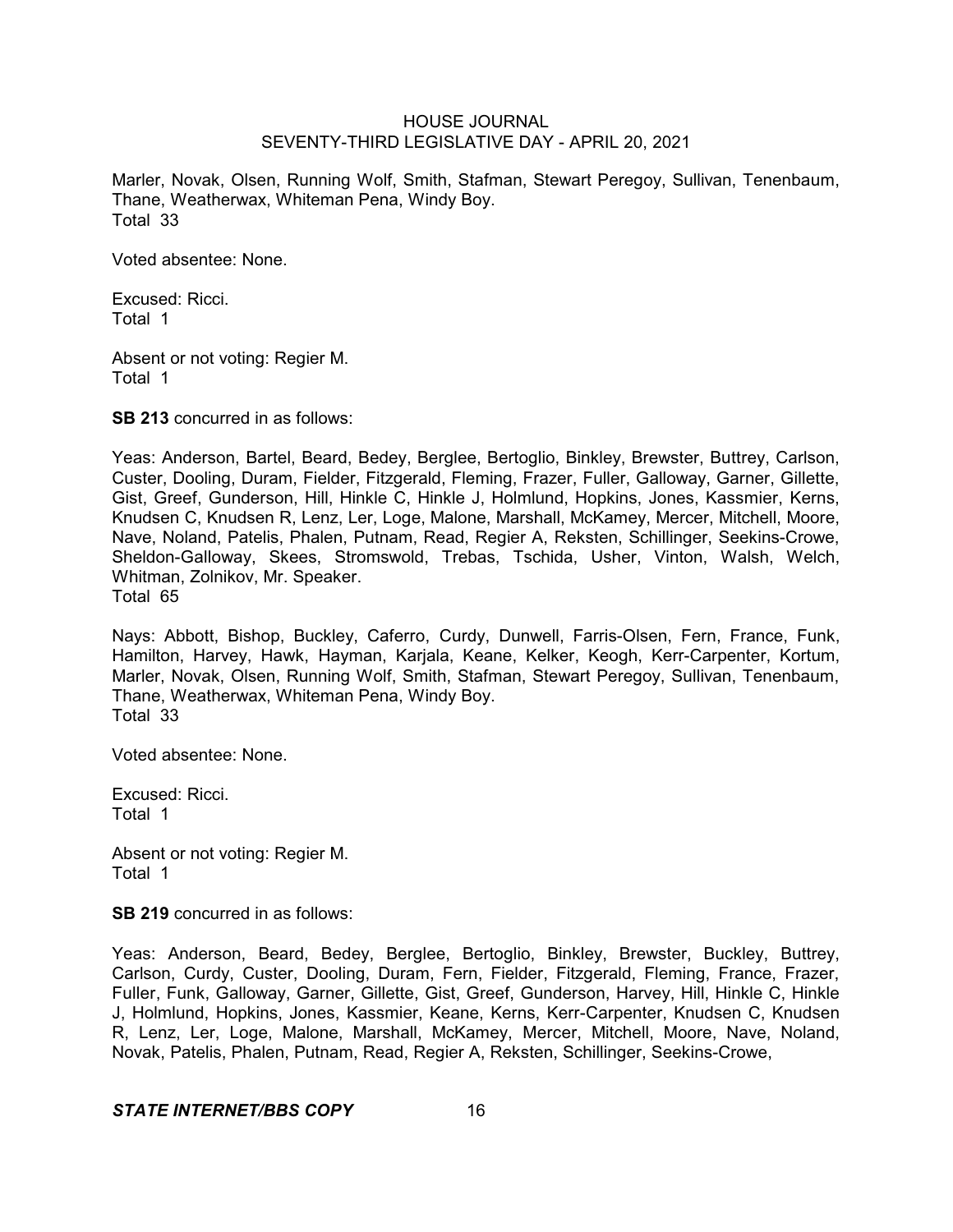Marler, Novak, Olsen, Running Wolf, Smith, Stafman, Stewart Peregoy, Sullivan, Tenenbaum, Thane, Weatherwax, Whiteman Pena, Windy Boy.
Total 33

Voted absentee: None.

Excused: Ricci.
Total 1

Absent or not voting: Regier M.
Total 1

**SB 213** concurred in as follows:

Yeas: Anderson, Bartel, Beard, Bedey, Berglee, Bertoglio, Binkley, Brewster, Buttrey, Carlson, Custer, Dooling, Duram, Fielder, Fitzgerald, Fleming, Frazer, Fuller, Galloway, Garner, Gillette, Gist, Greef, Gunderson, Hill, Hinkle C, Hinkle J, Holmlund, Hopkins, Jones, Kassmier, Kerns, Knudsen C, Knudsen R, Lenz, Ler, Loge, Malone, Marshall, McKamey, Mercer, Mitchell, Moore, Nave, Noland, Patelis, Phalen, Putnam, Read, Regier A, Reksten, Schillinger, Seekins-Crowe, Sheldon-Galloway, Skees, Stromswold, Trebas, Tschida, Usher, Vinton, Walsh, Welch, Whitman, Zolnikov, Mr. Speaker.
Total 65

Nays: Abbott, Bishop, Buckley, Caferro, Curdy, Dunwell, Farris-Olsen, Fern, France, Funk, Hamilton, Harvey, Hawk, Hayman, Karjala, Keane, Kelker, Keogh, Kerr-Carpenter, Kortum, Marler, Novak, Olsen, Running Wolf, Smith, Stafman, Stewart Peregoy, Sullivan, Tenenbaum, Thane, Weatherwax, Whiteman Pena, Windy Boy.
Total 33

Voted absentee: None.

Excused: Ricci.
Total 1

Absent or not voting: Regier M.
Total 1

**SB 219** concurred in as follows:

Yeas: Anderson, Beard, Bedey, Berglee, Bertoglio, Binkley, Brewster, Buckley, Buttrey, Carlson, Curdy, Custer, Dooling, Duram, Fern, Fielder, Fitzgerald, Fleming, France, Frazer, Fuller, Funk, Galloway, Garner, Gillette, Gist, Greef, Gunderson, Harvey, Hill, Hinkle C, Hinkle J, Holmlund, Hopkins, Jones, Kassmier, Keane, Kerns, Kerr-Carpenter, Knudsen C, Knudsen R, Lenz, Ler, Loge, Malone, Marshall, McKamey, Mercer, Mitchell, Moore, Nave, Noland, Novak, Patelis, Phalen, Putnam, Read, Regier A, Reksten, Schillinger, Seekins-Crowe,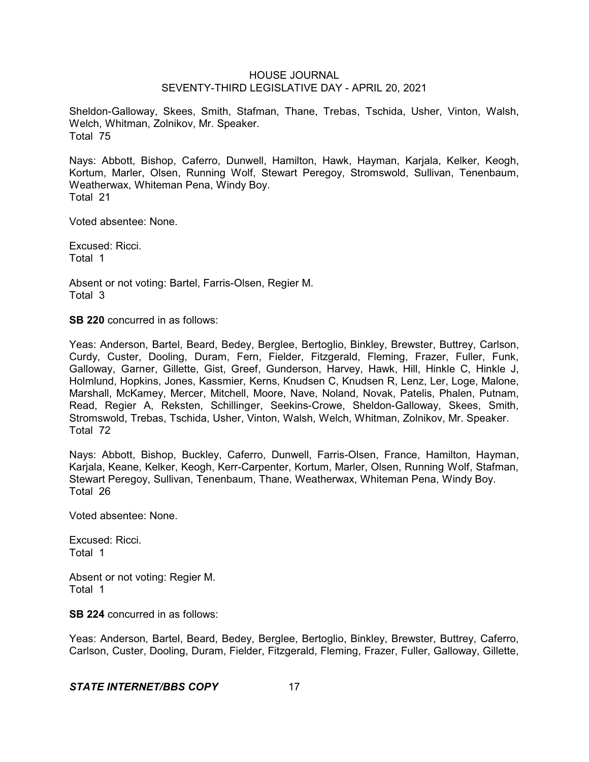Sheldon-Galloway, Skees, Smith, Stafman, Thane, Trebas, Tschida, Usher, Vinton, Walsh, Welch, Whitman, Zolnikov, Mr. Speaker.
Total 75

Nays: Abbott, Bishop, Caferro, Dunwell, Hamilton, Hawk, Hayman, Karjala, Kelker, Keogh, Kortum, Marler, Olsen, Running Wolf, Stewart Peregoy, Stromswold, Sullivan, Tenenbaum, Weatherwax, Whiteman Pena, Windy Boy.
Total 21

Voted absentee: None.

Excused: Ricci.
Total 1

Absent or not voting: Bartel, Farris-Olsen, Regier M.
Total 3

**SB 220** concurred in as follows:

Yeas: Anderson, Bartel, Beard, Bedey, Berglee, Bertoglio, Binkley, Brewster, Buttrey, Carlson, Curdy, Custer, Dooling, Duram, Fern, Fielder, Fitzgerald, Fleming, Frazer, Fuller, Funk, Galloway, Garner, Gillette, Gist, Greef, Gunderson, Harvey, Hawk, Hill, Hinkle C, Hinkle J, Holmlund, Hopkins, Jones, Kassmier, Kerns, Knudsen C, Knudsen R, Lenz, Ler, Loge, Malone, Marshall, McKamey, Mercer, Mitchell, Moore, Nave, Noland, Novak, Patelis, Phalen, Putnam, Read, Regier A, Reksten, Schillinger, Seekins-Crowe, Sheldon-Galloway, Skees, Smith, Stromswold, Trebas, Tschida, Usher, Vinton, Walsh, Welch, Whitman, Zolnikov, Mr. Speaker.
Total 72

Nays: Abbott, Bishop, Buckley, Caferro, Dunwell, Farris-Olsen, France, Hamilton, Hayman, Karjala, Keane, Kelker, Keogh, Kerr-Carpenter, Kortum, Marler, Olsen, Running Wolf, Stafman, Stewart Peregoy, Sullivan, Tenenbaum, Thane, Weatherwax, Whiteman Pena, Windy Boy.
Total 26

Voted absentee: None.

Excused: Ricci.
Total 1

Absent or not voting: Regier M.
Total 1

**SB 224** concurred in as follows:

Yeas: Anderson, Bartel, Beard, Bedey, Berglee, Bertoglio, Binkley, Brewster, Buttrey, Caferro, Carlson, Custer, Dooling, Duram, Fielder, Fitzgerald, Fleming, Frazer, Fuller, Galloway, Gillette,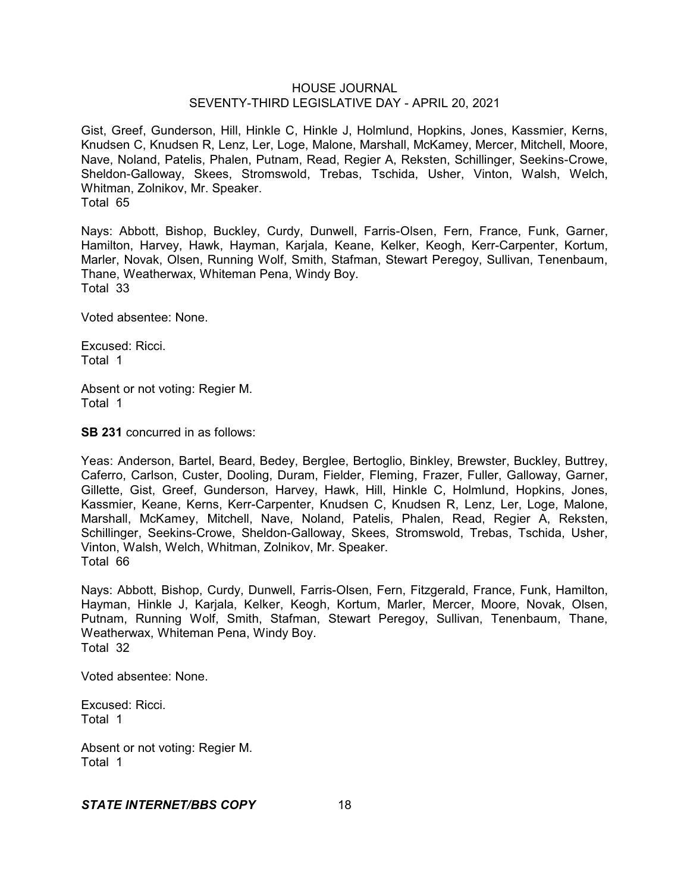Gist, Greef, Gunderson, Hill, Hinkle C, Hinkle J, Holmlund, Hopkins, Jones, Kassmier, Kerns, Knudsen C, Knudsen R, Lenz, Ler, Loge, Malone, Marshall, McKamey, Mercer, Mitchell, Moore, Nave, Noland, Patelis, Phalen, Putnam, Read, Regier A, Reksten, Schillinger, Seekins-Crowe, Sheldon-Galloway, Skees, Stromswold, Trebas, Tschida, Usher, Vinton, Walsh, Welch, Whitman, Zolnikov, Mr. Speaker.
Total 65

Nays: Abbott, Bishop, Buckley, Curdy, Dunwell, Farris-Olsen, Fern, France, Funk, Garner, Hamilton, Harvey, Hawk, Hayman, Karjala, Keane, Kelker, Keogh, Kerr-Carpenter, Kortum, Marler, Novak, Olsen, Running Wolf, Smith, Stafman, Stewart Peregoy, Sullivan, Tenenbaum, Thane, Weatherwax, Whiteman Pena, Windy Boy.
Total 33

Voted absentee: None.

Excused: Ricci.
Total 1

Absent or not voting: Regier M.
Total 1

**SB 231** concurred in as follows:

Yeas: Anderson, Bartel, Beard, Bedey, Berglee, Bertoglio, Binkley, Brewster, Buckley, Buttrey, Caferro, Carlson, Custer, Dooling, Duram, Fielder, Fleming, Frazer, Fuller, Galloway, Garner, Gillette, Gist, Greef, Gunderson, Harvey, Hawk, Hill, Hinkle C, Holmlund, Hopkins, Jones, Kassmier, Keane, Kerns, Kerr-Carpenter, Knudsen C, Knudsen R, Lenz, Ler, Loge, Malone, Marshall, McKamey, Mitchell, Nave, Noland, Patelis, Phalen, Read, Regier A, Reksten, Schillinger, Seekins-Crowe, Sheldon-Galloway, Skees, Stromswold, Trebas, Tschida, Usher, Vinton, Walsh, Welch, Whitman, Zolnikov, Mr. Speaker.
Total 66

Nays: Abbott, Bishop, Curdy, Dunwell, Farris-Olsen, Fern, Fitzgerald, France, Funk, Hamilton, Hayman, Hinkle J, Karjala, Kelker, Keogh, Kortum, Marler, Mercer, Moore, Novak, Olsen, Putnam, Running Wolf, Smith, Stafman, Stewart Peregoy, Sullivan, Tenenbaum, Thane, Weatherwax, Whiteman Pena, Windy Boy.
Total 32

Voted absentee: None.

Excused: Ricci.
Total 1

Absent or not voting: Regier M.
Total 1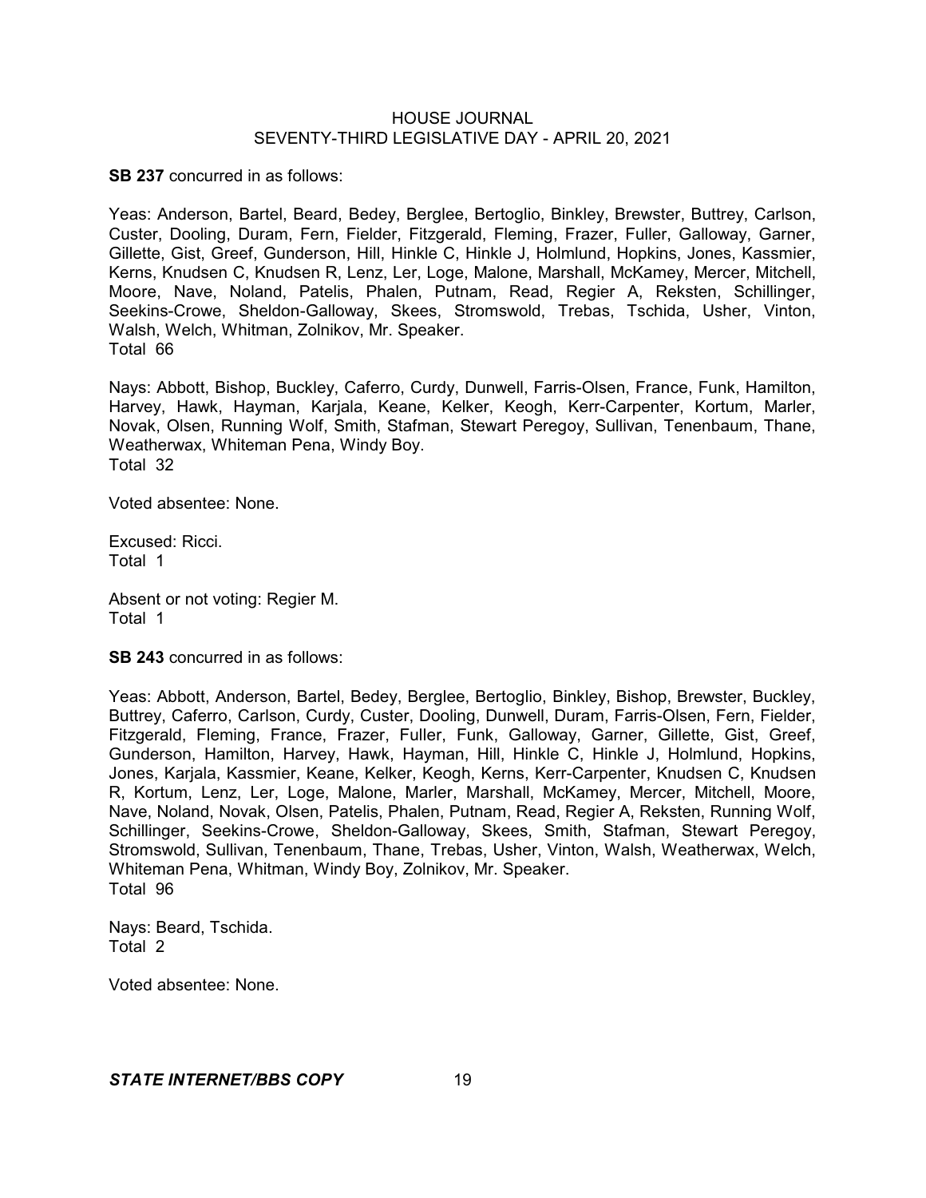**SB 237** concurred in as follows:

Yeas: Anderson, Bartel, Beard, Bedey, Berglee, Bertoglio, Binkley, Brewster, Buttrey, Carlson, Custer, Dooling, Duram, Fern, Fielder, Fitzgerald, Fleming, Frazer, Fuller, Galloway, Garner, Gillette, Gist, Greef, Gunderson, Hill, Hinkle C, Hinkle J, Holmlund, Hopkins, Jones, Kassmier, Kerns, Knudsen C, Knudsen R, Lenz, Ler, Loge, Malone, Marshall, McKamey, Mercer, Mitchell, Moore, Nave, Noland, Patelis, Phalen, Putnam, Read, Regier A, Reksten, Schillinger, Seekins-Crowe, Sheldon-Galloway, Skees, Stromswold, Trebas, Tschida, Usher, Vinton, Walsh, Welch, Whitman, Zolnikov, Mr. Speaker.
Total 66

Nays: Abbott, Bishop, Buckley, Caferro, Curdy, Dunwell, Farris-Olsen, France, Funk, Hamilton, Harvey, Hawk, Hayman, Karjala, Keane, Kelker, Keogh, Kerr-Carpenter, Kortum, Marler, Novak, Olsen, Running Wolf, Smith, Stafman, Stewart Peregoy, Sullivan, Tenenbaum, Thane, Weatherwax, Whiteman Pena, Windy Boy.
Total 32

Voted absentee: None.

Excused: Ricci.
Total 1

Absent or not voting: Regier M.
Total 1

**SB 243** concurred in as follows:

Yeas: Abbott, Anderson, Bartel, Bedey, Berglee, Bertoglio, Binkley, Bishop, Brewster, Buckley, Buttrey, Caferro, Carlson, Curdy, Custer, Dooling, Dunwell, Duram, Farris-Olsen, Fern, Fielder, Fitzgerald, Fleming, France, Frazer, Fuller, Funk, Galloway, Garner, Gillette, Gist, Greef, Gunderson, Hamilton, Harvey, Hawk, Hayman, Hill, Hinkle C, Hinkle J, Holmlund, Hopkins, Jones, Karjala, Kassmier, Keane, Kelker, Keogh, Kerns, Kerr-Carpenter, Knudsen C, Knudsen R, Kortum, Lenz, Ler, Loge, Malone, Marler, Marshall, McKamey, Mercer, Mitchell, Moore, Nave, Noland, Novak, Olsen, Patelis, Phalen, Putnam, Read, Regier A, Reksten, Running Wolf, Schillinger, Seekins-Crowe, Sheldon-Galloway, Skees, Smith, Stafman, Stewart Peregoy, Stromswold, Sullivan, Tenenbaum, Thane, Trebas, Usher, Vinton, Walsh, Weatherwax, Welch, Whiteman Pena, Whitman, Windy Boy, Zolnikov, Mr. Speaker.
Total 96

Nays: Beard, Tschida.
Total 2

Voted absentee: None.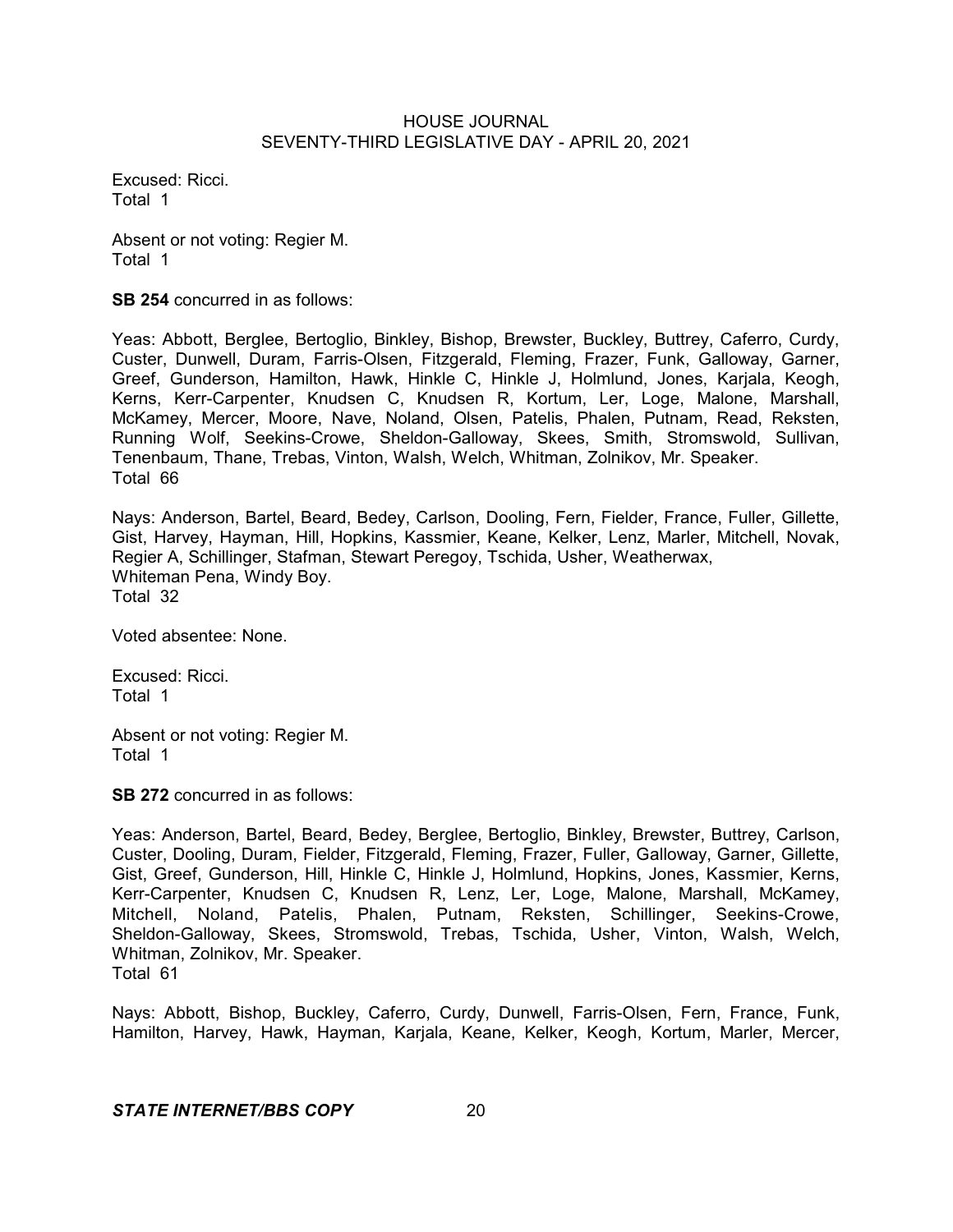Excused: Ricci.
Total 1

Absent or not voting: Regier M.
Total 1

**SB 254** concurred in as follows:

Yeas: Abbott, Berglee, Bertoglio, Binkley, Bishop, Brewster, Buckley, Buttrey, Caferro, Curdy, Custer, Dunwell, Duram, Farris-Olsen, Fitzgerald, Fleming, Frazer, Funk, Galloway, Garner, Greef, Gunderson, Hamilton, Hawk, Hinkle C, Hinkle J, Holmlund, Jones, Karjala, Keogh, Kerns, Kerr-Carpenter, Knudsen C, Knudsen R, Kortum, Ler, Loge, Malone, Marshall, McKamey, Mercer, Moore, Nave, Noland, Olsen, Patelis, Phalen, Putnam, Read, Reksten, Running Wolf, Seekins-Crowe, Sheldon-Galloway, Skees, Smith, Stromswold, Sullivan, Tenenbaum, Thane, Trebas, Vinton, Walsh, Welch, Whitman, Zolnikov, Mr. Speaker.
Total 66

Nays: Anderson, Bartel, Beard, Bedey, Carlson, Dooling, Fern, Fielder, France, Fuller, Gillette, Gist, Harvey, Hayman, Hill, Hopkins, Kassmier, Keane, Kelker, Lenz, Marler, Mitchell, Novak, Regier A, Schillinger, Stafman, Stewart Peregoy, Tschida, Usher, Weatherwax, Whiteman Pena, Windy Boy.
Total 32

Voted absentee: None.

Excused: Ricci.
Total 1

Absent or not voting: Regier M.
Total 1

**SB 272** concurred in as follows:

Yeas: Anderson, Bartel, Beard, Bedey, Berglee, Bertoglio, Binkley, Brewster, Buttrey, Carlson, Custer, Dooling, Duram, Fielder, Fitzgerald, Fleming, Frazer, Fuller, Galloway, Garner, Gillette, Gist, Greef, Gunderson, Hill, Hinkle C, Hinkle J, Holmlund, Hopkins, Jones, Kassmier, Kerns, Kerr-Carpenter, Knudsen C, Knudsen R, Lenz, Ler, Loge, Malone, Marshall, McKamey, Mitchell, Noland, Patelis, Phalen, Putnam, Reksten, Schillinger, Seekins-Crowe, Sheldon-Galloway, Skees, Stromswold, Trebas, Tschida, Usher, Vinton, Walsh, Welch, Whitman, Zolnikov, Mr. Speaker.
Total 61

Nays: Abbott, Bishop, Buckley, Caferro, Curdy, Dunwell, Farris-Olsen, Fern, France, Funk, Hamilton, Harvey, Hawk, Hayman, Karjala, Keane, Kelker, Keogh, Kortum, Marler, Mercer,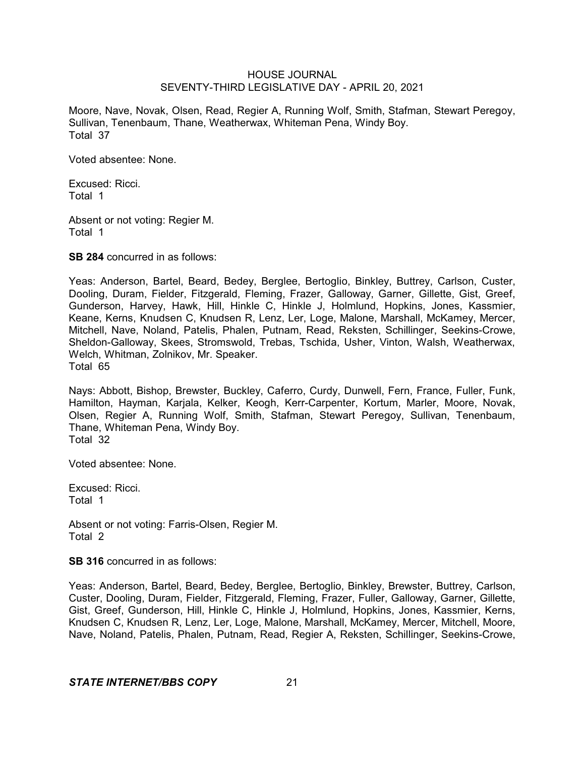Moore, Nave, Novak, Olsen, Read, Regier A, Running Wolf, Smith, Stafman, Stewart Peregoy, Sullivan, Tenenbaum, Thane, Weatherwax, Whiteman Pena, Windy Boy.
Total 37

Voted absentee: None.

Excused: Ricci.
Total 1

Absent or not voting: Regier M.
Total 1

**SB 284** concurred in as follows:

Yeas: Anderson, Bartel, Beard, Bedey, Berglee, Bertoglio, Binkley, Buttrey, Carlson, Custer, Dooling, Duram, Fielder, Fitzgerald, Fleming, Frazer, Galloway, Garner, Gillette, Gist, Greef, Gunderson, Harvey, Hawk, Hill, Hinkle C, Hinkle J, Holmlund, Hopkins, Jones, Kassmier, Keane, Kerns, Knudsen C, Knudsen R, Lenz, Ler, Loge, Malone, Marshall, McKamey, Mercer, Mitchell, Nave, Noland, Patelis, Phalen, Putnam, Read, Reksten, Schillinger, Seekins-Crowe, Sheldon-Galloway, Skees, Stromswold, Trebas, Tschida, Usher, Vinton, Walsh, Weatherwax, Welch, Whitman, Zolnikov, Mr. Speaker.
Total 65

Nays: Abbott, Bishop, Brewster, Buckley, Caferro, Curdy, Dunwell, Fern, France, Fuller, Funk, Hamilton, Hayman, Karjala, Kelker, Keogh, Kerr-Carpenter, Kortum, Marler, Moore, Novak, Olsen, Regier A, Running Wolf, Smith, Stafman, Stewart Peregoy, Sullivan, Tenenbaum, Thane, Whiteman Pena, Windy Boy.
Total 32

Voted absentee: None.

Excused: Ricci.
Total 1

Absent or not voting: Farris-Olsen, Regier M.
Total 2

**SB 316** concurred in as follows:

Yeas: Anderson, Bartel, Beard, Bedey, Berglee, Bertoglio, Binkley, Brewster, Buttrey, Carlson, Custer, Dooling, Duram, Fielder, Fitzgerald, Fleming, Frazer, Fuller, Galloway, Garner, Gillette, Gist, Greef, Gunderson, Hill, Hinkle C, Hinkle J, Holmlund, Hopkins, Jones, Kassmier, Kerns, Knudsen C, Knudsen R, Lenz, Ler, Loge, Malone, Marshall, McKamey, Mercer, Mitchell, Moore, Nave, Noland, Patelis, Phalen, Putnam, Read, Regier A, Reksten, Schillinger, Seekins-Crowe,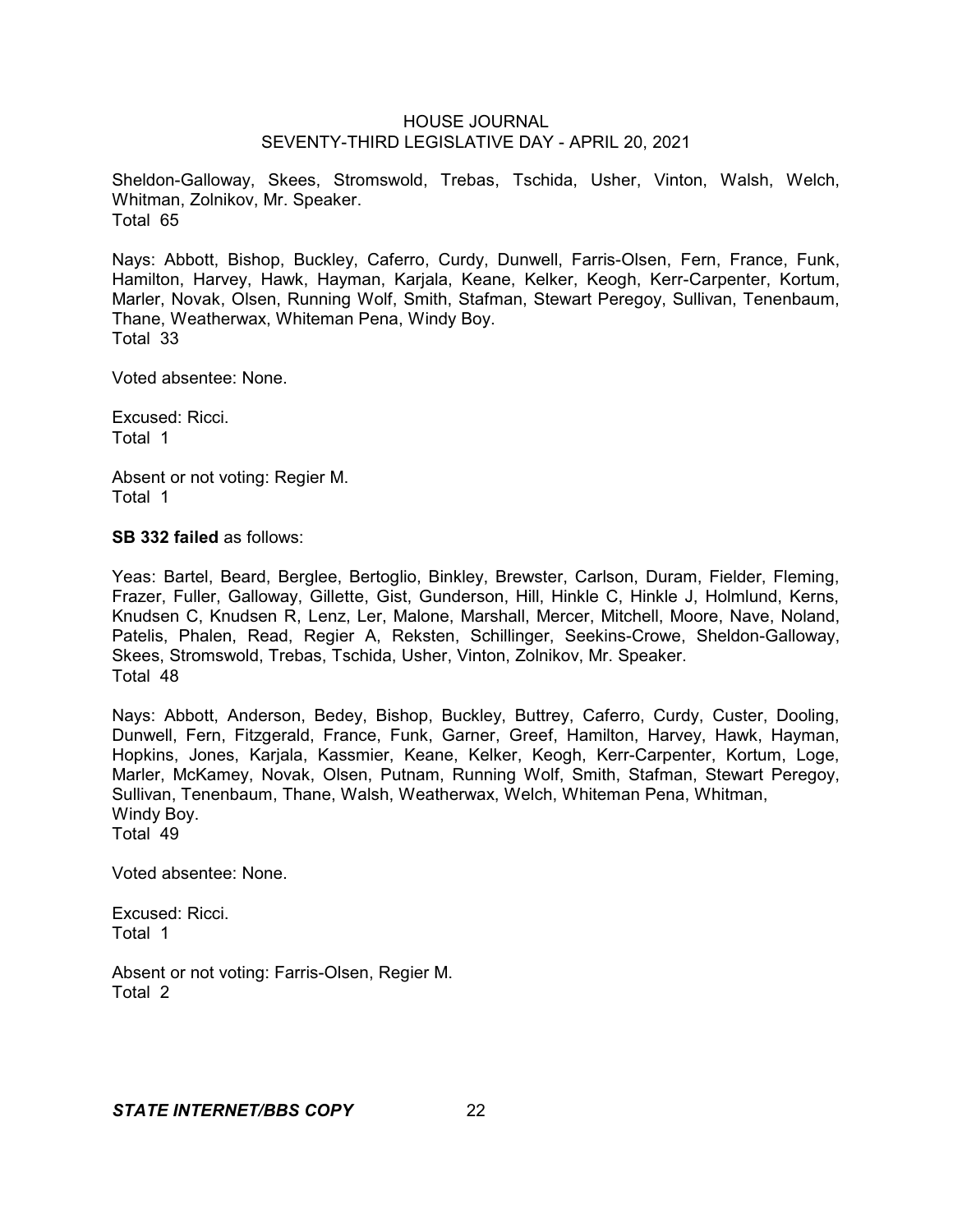Sheldon-Galloway, Skees, Stromswold, Trebas, Tschida, Usher, Vinton, Walsh, Welch, Whitman, Zolnikov, Mr. Speaker.
Total 65

Nays: Abbott, Bishop, Buckley, Caferro, Curdy, Dunwell, Farris-Olsen, Fern, France, Funk, Hamilton, Harvey, Hawk, Hayman, Karjala, Keane, Kelker, Keogh, Kerr-Carpenter, Kortum, Marler, Novak, Olsen, Running Wolf, Smith, Stafman, Stewart Peregoy, Sullivan, Tenenbaum, Thane, Weatherwax, Whiteman Pena, Windy Boy.
Total 33

Voted absentee: None.

Excused: Ricci.
Total 1

Absent or not voting: Regier M.
Total 1

**SB 332 failed** as follows:

Yeas: Bartel, Beard, Berglee, Bertoglio, Binkley, Brewster, Carlson, Duram, Fielder, Fleming, Frazer, Fuller, Galloway, Gillette, Gist, Gunderson, Hill, Hinkle C, Hinkle J, Holmlund, Kerns, Knudsen C, Knudsen R, Lenz, Ler, Malone, Marshall, Mercer, Mitchell, Moore, Nave, Noland, Patelis, Phalen, Read, Regier A, Reksten, Schillinger, Seekins-Crowe, Sheldon-Galloway, Skees, Stromswold, Trebas, Tschida, Usher, Vinton, Zolnikov, Mr. Speaker.
Total 48

Nays: Abbott, Anderson, Bedey, Bishop, Buckley, Buttrey, Caferro, Curdy, Custer, Dooling, Dunwell, Fern, Fitzgerald, France, Funk, Garner, Greef, Hamilton, Harvey, Hawk, Hayman, Hopkins, Jones, Karjala, Kassmier, Keane, Kelker, Keogh, Kerr-Carpenter, Kortum, Loge, Marler, McKamey, Novak, Olsen, Putnam, Running Wolf, Smith, Stafman, Stewart Peregoy, Sullivan, Tenenbaum, Thane, Walsh, Weatherwax, Welch, Whiteman Pena, Whitman, Windy Boy.
Total 49

Voted absentee: None.

Excused: Ricci.
Total 1

Absent or not voting: Farris-Olsen, Regier M.
Total 2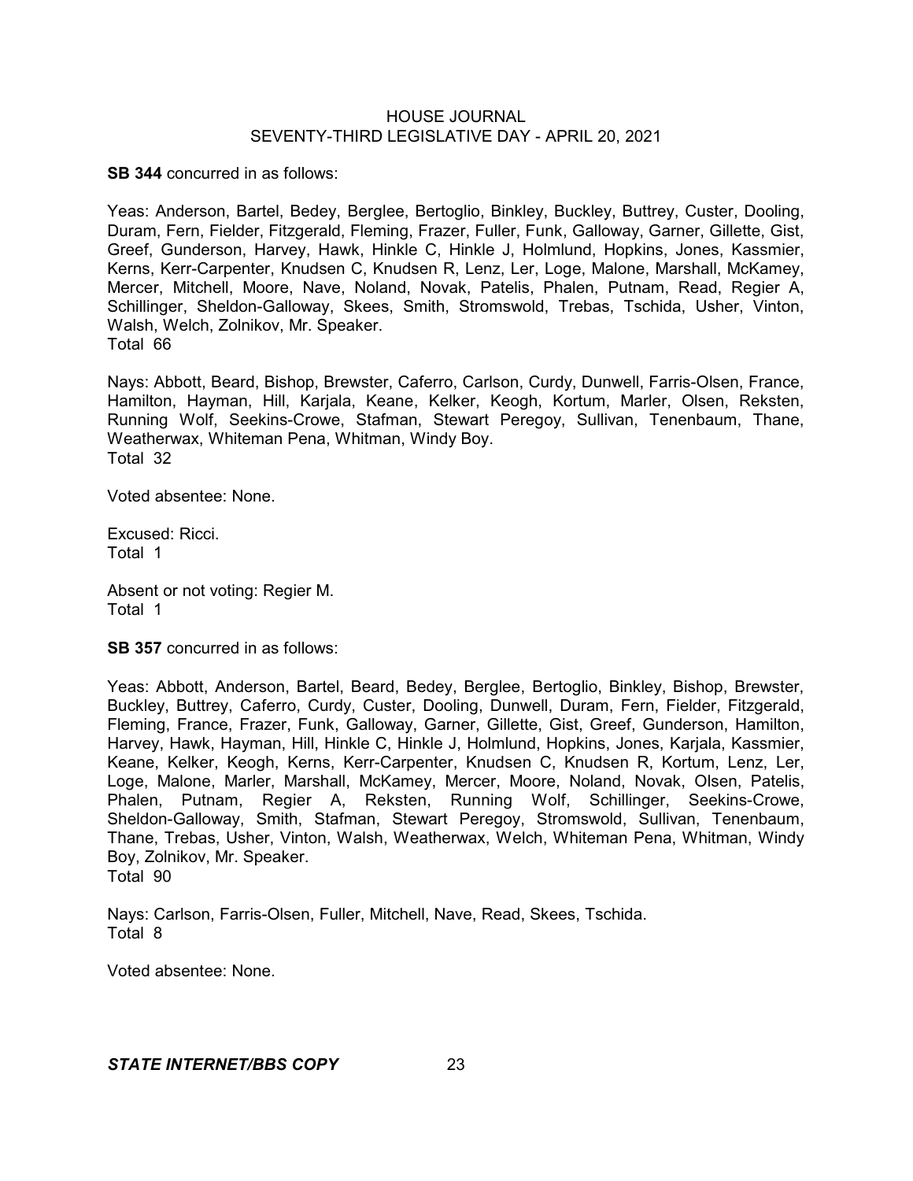**SB 344** concurred in as follows:

Yeas: Anderson, Bartel, Bedey, Berglee, Bertoglio, Binkley, Buckley, Buttrey, Custer, Dooling, Duram, Fern, Fielder, Fitzgerald, Fleming, Frazer, Fuller, Funk, Galloway, Garner, Gillette, Gist, Greef, Gunderson, Harvey, Hawk, Hinkle C, Hinkle J, Holmlund, Hopkins, Jones, Kassmier, Kerns, Kerr-Carpenter, Knudsen C, Knudsen R, Lenz, Ler, Loge, Malone, Marshall, McKamey, Mercer, Mitchell, Moore, Nave, Noland, Novak, Patelis, Phalen, Putnam, Read, Regier A, Schillinger, Sheldon-Galloway, Skees, Smith, Stromswold, Trebas, Tschida, Usher, Vinton, Walsh, Welch, Zolnikov, Mr. Speaker.
Total 66

Nays: Abbott, Beard, Bishop, Brewster, Caferro, Carlson, Curdy, Dunwell, Farris-Olsen, France, Hamilton, Hayman, Hill, Karjala, Keane, Kelker, Keogh, Kortum, Marler, Olsen, Reksten, Running Wolf, Seekins-Crowe, Stafman, Stewart Peregoy, Sullivan, Tenenbaum, Thane, Weatherwax, Whiteman Pena, Whitman, Windy Boy.
Total 32

Voted absentee: None.

Excused: Ricci.
Total 1

Absent or not voting: Regier M.
Total 1

**SB 357** concurred in as follows:

Yeas: Abbott, Anderson, Bartel, Beard, Bedey, Berglee, Bertoglio, Binkley, Bishop, Brewster, Buckley, Buttrey, Caferro, Curdy, Custer, Dooling, Dunwell, Duram, Fern, Fielder, Fitzgerald, Fleming, France, Frazer, Funk, Galloway, Garner, Gillette, Gist, Greef, Gunderson, Hamilton, Harvey, Hawk, Hayman, Hill, Hinkle C, Hinkle J, Holmlund, Hopkins, Jones, Karjala, Kassmier, Keane, Kelker, Keogh, Kerns, Kerr-Carpenter, Knudsen C, Knudsen R, Kortum, Lenz, Ler, Loge, Malone, Marler, Marshall, McKamey, Mercer, Moore, Noland, Novak, Olsen, Patelis, Phalen, Putnam, Regier A, Reksten, Running Wolf, Schillinger, Seekins-Crowe, Sheldon-Galloway, Smith, Stafman, Stewart Peregoy, Stromswold, Sullivan, Tenenbaum, Thane, Trebas, Usher, Vinton, Walsh, Weatherwax, Welch, Whiteman Pena, Whitman, Windy Boy, Zolnikov, Mr. Speaker.
Total 90

Nays: Carlson, Farris-Olsen, Fuller, Mitchell, Nave, Read, Skees, Tschida.
Total 8

Voted absentee: None.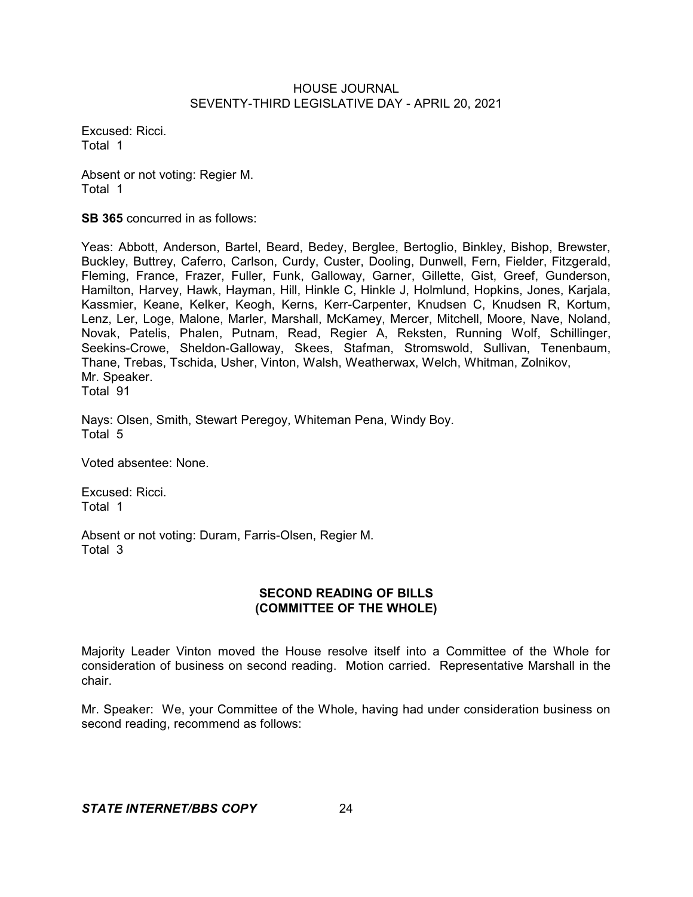Excused: Ricci.
Total 1

Absent or not voting: Regier M.
Total 1

**SB 365** concurred in as follows:

Yeas: Abbott, Anderson, Bartel, Beard, Bedey, Berglee, Bertoglio, Binkley, Bishop, Brewster, Buckley, Buttrey, Caferro, Carlson, Curdy, Custer, Dooling, Dunwell, Fern, Fielder, Fitzgerald, Fleming, France, Frazer, Fuller, Funk, Galloway, Garner, Gillette, Gist, Greef, Gunderson, Hamilton, Harvey, Hawk, Hayman, Hill, Hinkle C, Hinkle J, Holmlund, Hopkins, Jones, Karjala, Kassmier, Keane, Kelker, Keogh, Kerns, Kerr-Carpenter, Knudsen C, Knudsen R, Kortum, Lenz, Ler, Loge, Malone, Marler, Marshall, McKamey, Mercer, Mitchell, Moore, Nave, Noland, Novak, Patelis, Phalen, Putnam, Read, Regier A, Reksten, Running Wolf, Schillinger, Seekins-Crowe, Sheldon-Galloway, Skees, Stafman, Stromswold, Sullivan, Tenenbaum, Thane, Trebas, Tschida, Usher, Vinton, Walsh, Weatherwax, Welch, Whitman, Zolnikov, Mr. Speaker.
Total 91

Nays: Olsen, Smith, Stewart Peregoy, Whiteman Pena, Windy Boy.
Total 5

Voted absentee: None.

Excused: Ricci.
Total 1

Absent or not voting: Duram, Farris-Olsen, Regier M.
Total 3

## SECOND READING OF BILLS
## (COMMITTEE OF THE WHOLE)

Majority Leader Vinton moved the House resolve itself into a Committee of the Whole for consideration of business on second reading. Motion carried. Representative Marshall in the chair.

Mr. Speaker: We, your Committee of the Whole, having had under consideration business on second reading, recommend as follows: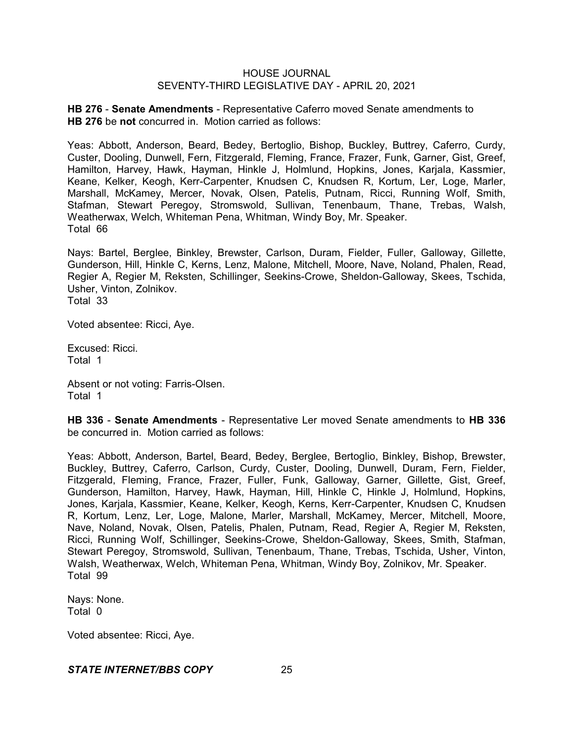**HB 276** - **Senate Amendments** - Representative Caferro moved Senate amendments to **HB 276** be **not** concurred in. Motion carried as follows:

Yeas: Abbott, Anderson, Beard, Bedey, Bertoglio, Bishop, Buckley, Buttrey, Caferro, Curdy, Custer, Dooling, Dunwell, Fern, Fitzgerald, Fleming, France, Frazer, Funk, Garner, Gist, Greef, Hamilton, Harvey, Hawk, Hayman, Hinkle J, Holmlund, Hopkins, Jones, Karjala, Kassmier, Keane, Kelker, Keogh, Kerr-Carpenter, Knudsen C, Knudsen R, Kortum, Ler, Loge, Marler, Marshall, McKamey, Mercer, Novak, Olsen, Patelis, Putnam, Ricci, Running Wolf, Smith, Stafman, Stewart Peregoy, Stromswold, Sullivan, Tenenbaum, Thane, Trebas, Walsh, Weatherwax, Welch, Whiteman Pena, Whitman, Windy Boy, Mr. Speaker.
Total 66

Nays: Bartel, Berglee, Binkley, Brewster, Carlson, Duram, Fielder, Fuller, Galloway, Gillette, Gunderson, Hill, Hinkle C, Kerns, Lenz, Malone, Mitchell, Moore, Nave, Noland, Phalen, Read, Regier A, Regier M, Reksten, Schillinger, Seekins-Crowe, Sheldon-Galloway, Skees, Tschida, Usher, Vinton, Zolnikov.
Total 33

Voted absentee: Ricci, Aye.

Excused: Ricci.
Total 1

Absent or not voting: Farris-Olsen.
Total 1

**HB 336** - **Senate Amendments** - Representative Ler moved Senate amendments to **HB 336** be concurred in. Motion carried as follows:

Yeas: Abbott, Anderson, Bartel, Beard, Bedey, Berglee, Bertoglio, Binkley, Bishop, Brewster, Buckley, Buttrey, Caferro, Carlson, Curdy, Custer, Dooling, Dunwell, Duram, Fern, Fielder, Fitzgerald, Fleming, France, Frazer, Fuller, Funk, Galloway, Garner, Gillette, Gist, Greef, Gunderson, Hamilton, Harvey, Hawk, Hayman, Hill, Hinkle C, Hinkle J, Holmlund, Hopkins, Jones, Karjala, Kassmier, Keane, Kelker, Keogh, Kerns, Kerr-Carpenter, Knudsen C, Knudsen R, Kortum, Lenz, Ler, Loge, Malone, Marler, Marshall, McKamey, Mercer, Mitchell, Moore, Nave, Noland, Novak, Olsen, Patelis, Phalen, Putnam, Read, Regier A, Regier M, Reksten, Ricci, Running Wolf, Schillinger, Seekins-Crowe, Sheldon-Galloway, Skees, Smith, Stafman, Stewart Peregoy, Stromswold, Sullivan, Tenenbaum, Thane, Trebas, Tschida, Usher, Vinton, Walsh, Weatherwax, Welch, Whiteman Pena, Whitman, Windy Boy, Zolnikov, Mr. Speaker.
Total 99

Nays: None.
Total 0

Voted absentee: Ricci, Aye.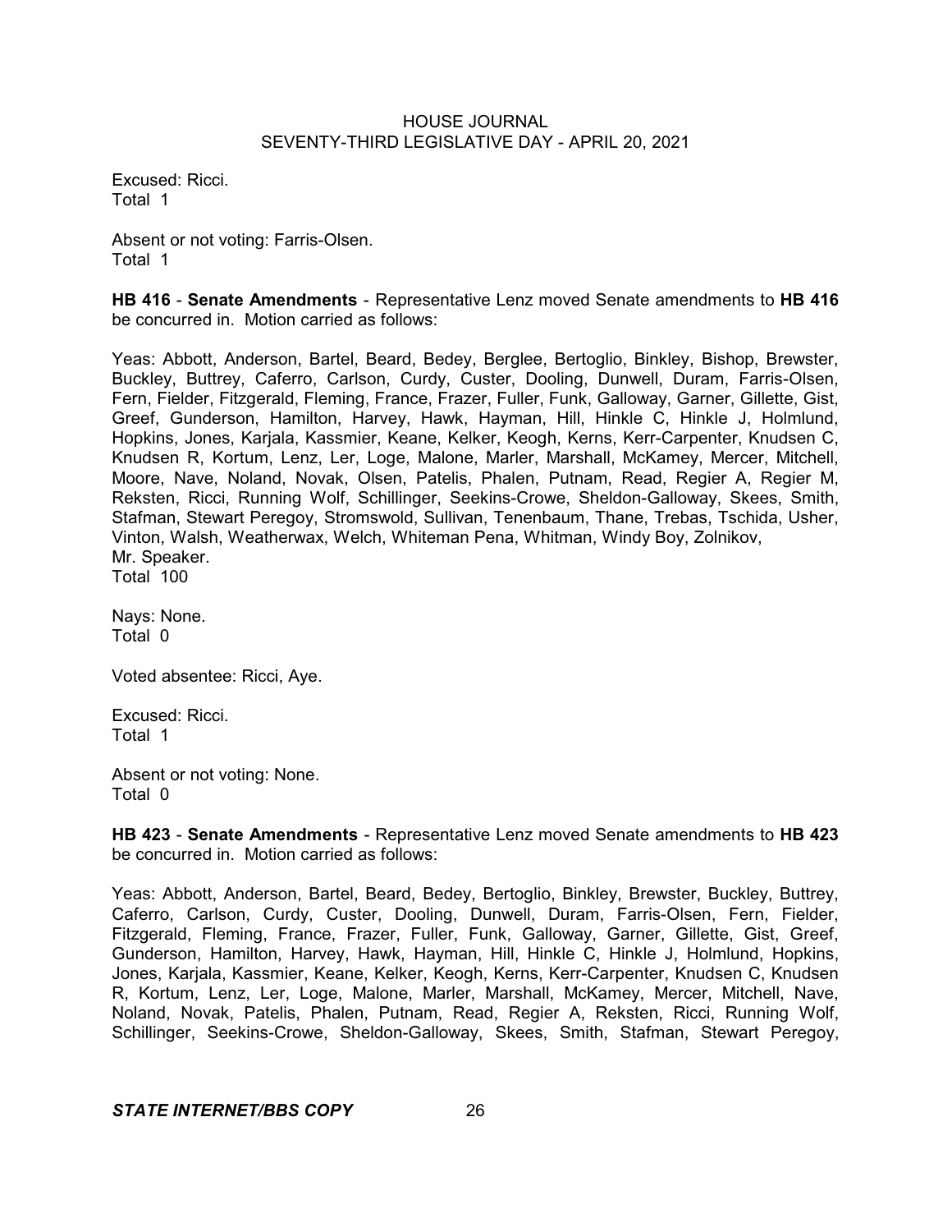Excused: Ricci.
Total 1

Absent or not voting: Farris-Olsen.
Total 1

**HB 416** - **Senate Amendments** - Representative Lenz moved Senate amendments to **HB 416** be concurred in. Motion carried as follows:

Yeas: Abbott, Anderson, Bartel, Beard, Bedey, Berglee, Bertoglio, Binkley, Bishop, Brewster, Buckley, Buttrey, Caferro, Carlson, Curdy, Custer, Dooling, Dunwell, Duram, Farris-Olsen, Fern, Fielder, Fitzgerald, Fleming, France, Frazer, Fuller, Funk, Galloway, Garner, Gillette, Gist, Greef, Gunderson, Hamilton, Harvey, Hawk, Hayman, Hill, Hinkle C, Hinkle J, Holmlund, Hopkins, Jones, Karjala, Kassmier, Keane, Kelker, Keogh, Kerns, Kerr-Carpenter, Knudsen C, Knudsen R, Kortum, Lenz, Ler, Loge, Malone, Marler, Marshall, McKamey, Mercer, Mitchell, Moore, Nave, Noland, Novak, Olsen, Patelis, Phalen, Putnam, Read, Regier A, Regier M, Reksten, Ricci, Running Wolf, Schillinger, Seekins-Crowe, Sheldon-Galloway, Skees, Smith, Stafman, Stewart Peregoy, Stromswold, Sullivan, Tenenbaum, Thane, Trebas, Tschida, Usher, Vinton, Walsh, Weatherwax, Welch, Whiteman Pena, Whitman, Windy Boy, Zolnikov, Mr. Speaker.
Total 100

Nays: None.
Total 0

Voted absentee: Ricci, Aye.

Excused: Ricci.
Total 1

Absent or not voting: None.
Total 0

**HB 423** - **Senate Amendments** - Representative Lenz moved Senate amendments to **HB 423** be concurred in. Motion carried as follows:

Yeas: Abbott, Anderson, Bartel, Beard, Bedey, Bertoglio, Binkley, Brewster, Buckley, Buttrey, Caferro, Carlson, Curdy, Custer, Dooling, Dunwell, Duram, Farris-Olsen, Fern, Fielder, Fitzgerald, Fleming, France, Frazer, Fuller, Funk, Galloway, Garner, Gillette, Gist, Greef, Gunderson, Hamilton, Harvey, Hawk, Hayman, Hill, Hinkle C, Hinkle J, Holmlund, Hopkins, Jones, Karjala, Kassmier, Keane, Kelker, Keogh, Kerns, Kerr-Carpenter, Knudsen C, Knudsen R, Kortum, Lenz, Ler, Loge, Malone, Marler, Marshall, McKamey, Mercer, Mitchell, Nave, Noland, Novak, Patelis, Phalen, Putnam, Read, Regier A, Reksten, Ricci, Running Wolf, Schillinger, Seekins-Crowe, Sheldon-Galloway, Skees, Smith, Stafman, Stewart Peregoy,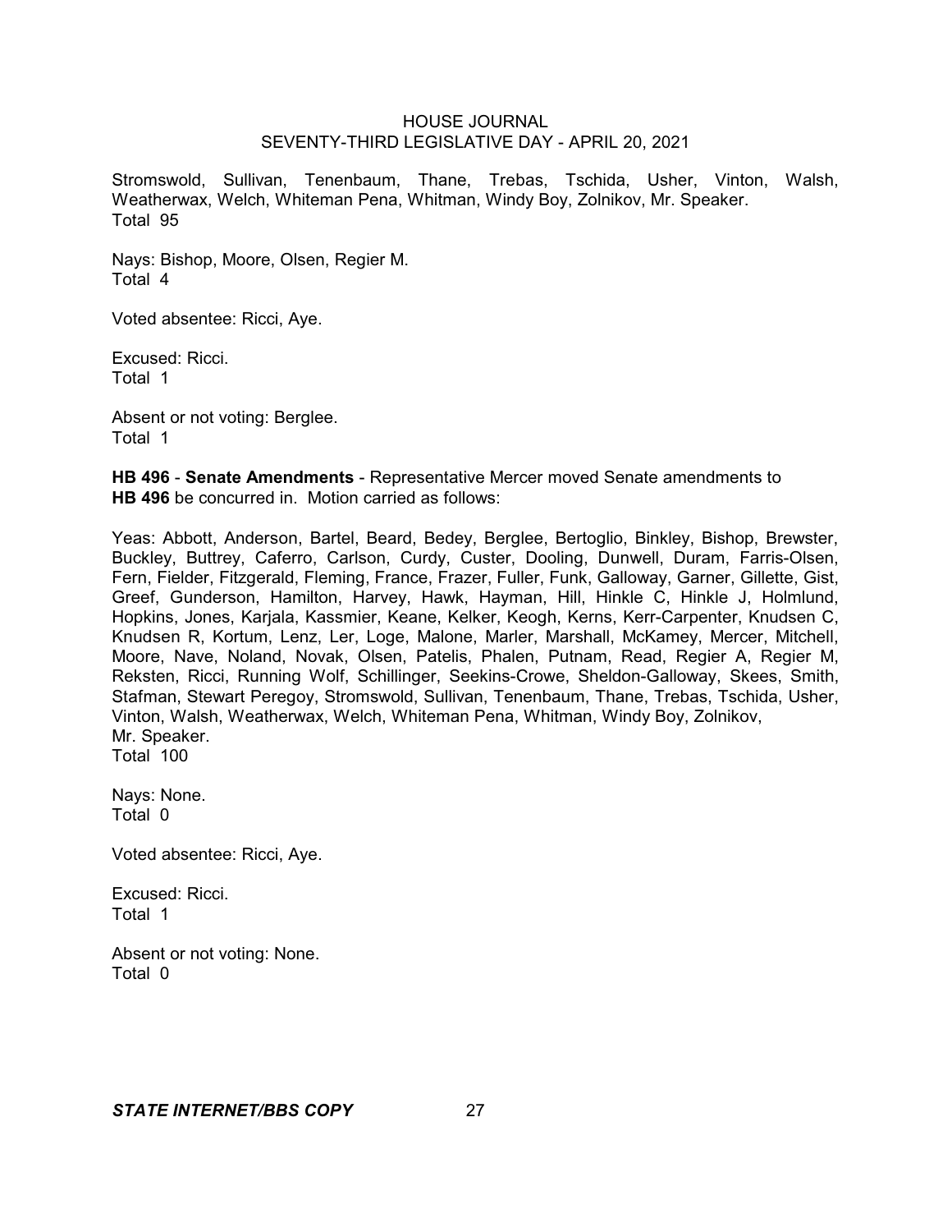Stromswold, Sullivan, Tenenbaum, Thane, Trebas, Tschida, Usher, Vinton, Walsh, Weatherwax, Welch, Whiteman Pena, Whitman, Windy Boy, Zolnikov, Mr. Speaker.
Total 95

Nays: Bishop, Moore, Olsen, Regier M.
Total 4

Voted absentee: Ricci, Aye.

Excused: Ricci.
Total 1

Absent or not voting: Berglee.
Total 1

**HB 496** - **Senate Amendments** - Representative Mercer moved Senate amendments to **HB 496** be concurred in. Motion carried as follows:

Yeas: Abbott, Anderson, Bartel, Beard, Bedey, Berglee, Bertoglio, Binkley, Bishop, Brewster, Buckley, Buttrey, Caferro, Carlson, Curdy, Custer, Dooling, Dunwell, Duram, Farris-Olsen, Fern, Fielder, Fitzgerald, Fleming, France, Frazer, Fuller, Funk, Galloway, Garner, Gillette, Gist, Greef, Gunderson, Hamilton, Harvey, Hawk, Hayman, Hill, Hinkle C, Hinkle J, Holmlund, Hopkins, Jones, Karjala, Kassmier, Keane, Kelker, Keogh, Kerns, Kerr-Carpenter, Knudsen C, Knudsen R, Kortum, Lenz, Ler, Loge, Malone, Marler, Marshall, McKamey, Mercer, Mitchell, Moore, Nave, Noland, Novak, Olsen, Patelis, Phalen, Putnam, Read, Regier A, Regier M, Reksten, Ricci, Running Wolf, Schillinger, Seekins-Crowe, Sheldon-Galloway, Skees, Smith, Stafman, Stewart Peregoy, Stromswold, Sullivan, Tenenbaum, Thane, Trebas, Tschida, Usher, Vinton, Walsh, Weatherwax, Welch, Whiteman Pena, Whitman, Windy Boy, Zolnikov, Mr. Speaker.
Total 100

Nays: None.
Total 0

Voted absentee: Ricci, Aye.

Excused: Ricci.
Total 1

Absent or not voting: None.
Total 0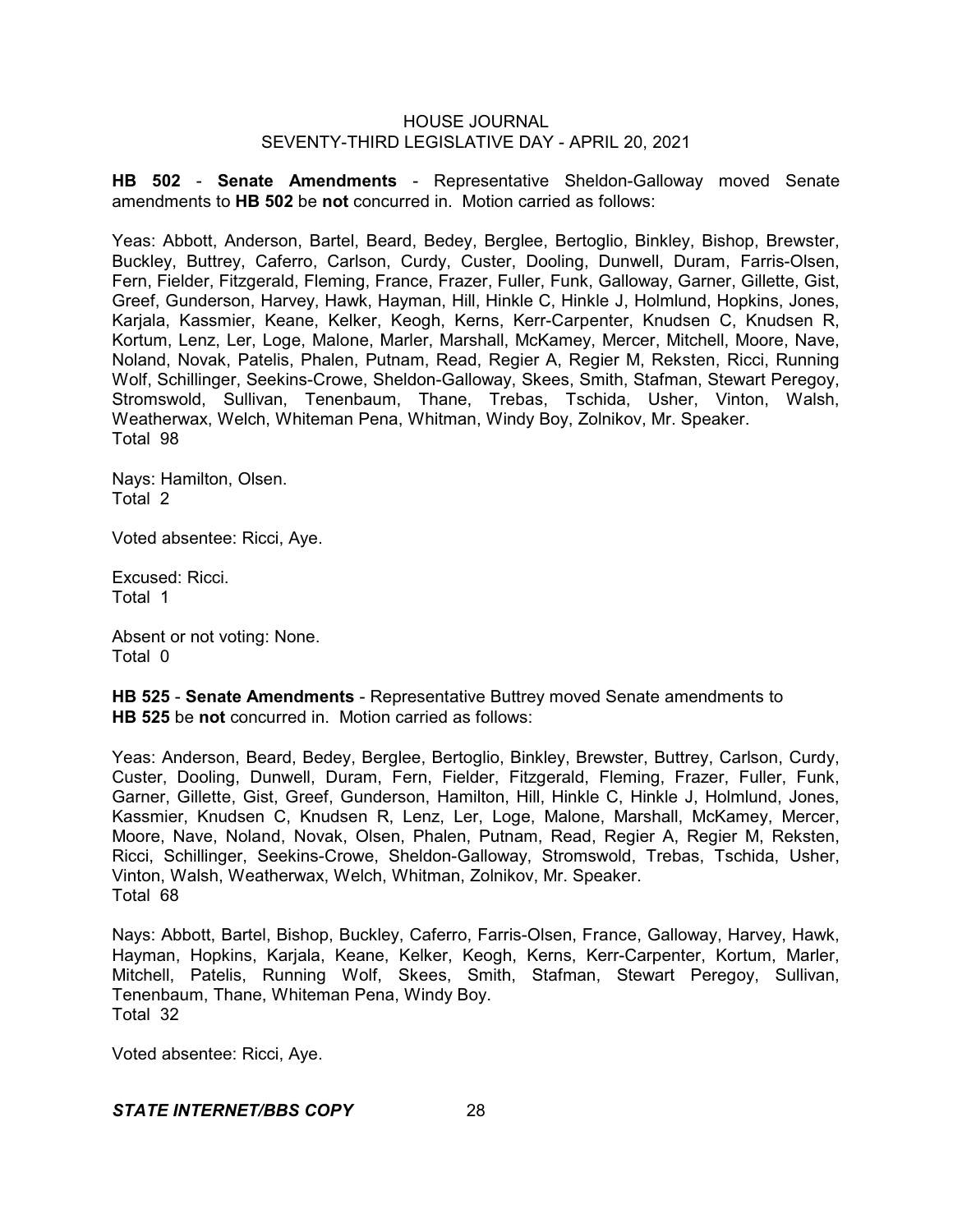**HB 502** - **Senate Amendments** - Representative Sheldon-Galloway moved Senate amendments to **HB 502** be **not** concurred in. Motion carried as follows:

Yeas: Abbott, Anderson, Bartel, Beard, Bedey, Berglee, Bertoglio, Binkley, Bishop, Brewster, Buckley, Buttrey, Caferro, Carlson, Curdy, Custer, Dooling, Dunwell, Duram, Farris-Olsen, Fern, Fielder, Fitzgerald, Fleming, France, Frazer, Fuller, Funk, Galloway, Garner, Gillette, Gist, Greef, Gunderson, Harvey, Hawk, Hayman, Hill, Hinkle C, Hinkle J, Holmlund, Hopkins, Jones, Karjala, Kassmier, Keane, Kelker, Keogh, Kerns, Kerr-Carpenter, Knudsen C, Knudsen R, Kortum, Lenz, Ler, Loge, Malone, Marler, Marshall, McKamey, Mercer, Mitchell, Moore, Nave, Noland, Novak, Patelis, Phalen, Putnam, Read, Regier A, Regier M, Reksten, Ricci, Running Wolf, Schillinger, Seekins-Crowe, Sheldon-Galloway, Skees, Smith, Stafman, Stewart Peregoy, Stromswold, Sullivan, Tenenbaum, Thane, Trebas, Tschida, Usher, Vinton, Walsh, Weatherwax, Welch, Whiteman Pena, Whitman, Windy Boy, Zolnikov, Mr. Speaker.
Total 98

Nays: Hamilton, Olsen.
Total 2

Voted absentee: Ricci, Aye.

Excused: Ricci.
Total 1

Absent or not voting: None.
Total 0

**HB 525** - **Senate Amendments** - Representative Buttrey moved Senate amendments to **HB 525** be **not** concurred in. Motion carried as follows:

Yeas: Anderson, Beard, Bedey, Berglee, Bertoglio, Binkley, Brewster, Buttrey, Carlson, Curdy, Custer, Dooling, Dunwell, Duram, Fern, Fielder, Fitzgerald, Fleming, Frazer, Fuller, Funk, Garner, Gillette, Gist, Greef, Gunderson, Hamilton, Hill, Hinkle C, Hinkle J, Holmlund, Jones, Kassmier, Knudsen C, Knudsen R, Lenz, Ler, Loge, Malone, Marshall, McKamey, Mercer, Moore, Nave, Noland, Novak, Olsen, Phalen, Putnam, Read, Regier A, Regier M, Reksten, Ricci, Schillinger, Seekins-Crowe, Sheldon-Galloway, Stromswold, Trebas, Tschida, Usher, Vinton, Walsh, Weatherwax, Welch, Whitman, Zolnikov, Mr. Speaker.
Total 68

Nays: Abbott, Bartel, Bishop, Buckley, Caferro, Farris-Olsen, France, Galloway, Harvey, Hawk, Hayman, Hopkins, Karjala, Keane, Kelker, Keogh, Kerns, Kerr-Carpenter, Kortum, Marler, Mitchell, Patelis, Running Wolf, Skees, Smith, Stafman, Stewart Peregoy, Sullivan, Tenenbaum, Thane, Whiteman Pena, Windy Boy.
Total 32

Voted absentee: Ricci, Aye.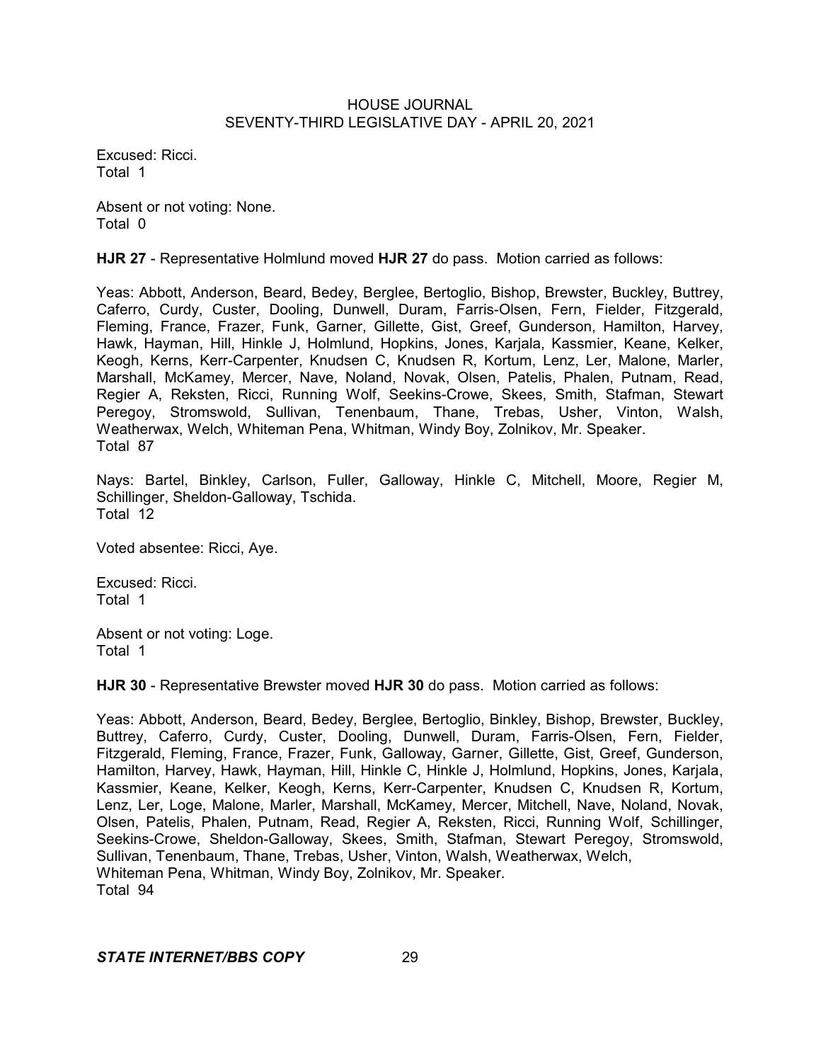Excused: Ricci.
Total 1

Absent or not voting: None.
Total 0

**HJR 27** - Representative Holmlund moved **HJR 27** do pass. Motion carried as follows:

Yeas: Abbott, Anderson, Beard, Bedey, Berglee, Bertoglio, Bishop, Brewster, Buckley, Buttrey, Caferro, Curdy, Custer, Dooling, Dunwell, Duram, Farris-Olsen, Fern, Fielder, Fitzgerald, Fleming, France, Frazer, Funk, Garner, Gillette, Gist, Greef, Gunderson, Hamilton, Harvey, Hawk, Hayman, Hill, Hinkle J, Holmlund, Hopkins, Jones, Karjala, Kassmier, Keane, Kelker, Keogh, Kerns, Kerr-Carpenter, Knudsen C, Knudsen R, Kortum, Lenz, Ler, Malone, Marler, Marshall, McKamey, Mercer, Nave, Noland, Novak, Olsen, Patelis, Phalen, Putnam, Read, Regier A, Reksten, Ricci, Running Wolf, Seekins-Crowe, Skees, Smith, Stafman, Stewart Peregoy, Stromswold, Sullivan, Tenenbaum, Thane, Trebas, Usher, Vinton, Walsh, Weatherwax, Welch, Whiteman Pena, Whitman, Windy Boy, Zolnikov, Mr. Speaker.
Total 87

Nays: Bartel, Binkley, Carlson, Fuller, Galloway, Hinkle C, Mitchell, Moore, Regier M, Schillinger, Sheldon-Galloway, Tschida.
Total 12

Voted absentee: Ricci, Aye.

Excused: Ricci.
Total 1

Absent or not voting: Loge.
Total 1

**HJR 30** - Representative Brewster moved **HJR 30** do pass. Motion carried as follows:

Yeas: Abbott, Anderson, Beard, Bedey, Berglee, Bertoglio, Binkley, Bishop, Brewster, Buckley, Buttrey, Caferro, Curdy, Custer, Dooling, Dunwell, Duram, Farris-Olsen, Fern, Fielder, Fitzgerald, Fleming, France, Frazer, Funk, Galloway, Garner, Gillette, Gist, Greef, Gunderson, Hamilton, Harvey, Hawk, Hayman, Hill, Hinkle C, Hinkle J, Holmlund, Hopkins, Jones, Karjala, Kassmier, Keane, Kelker, Keogh, Kerns, Kerr-Carpenter, Knudsen C, Knudsen R, Kortum, Lenz, Ler, Loge, Malone, Marler, Marshall, McKamey, Mercer, Mitchell, Nave, Noland, Novak, Olsen, Patelis, Phalen, Putnam, Read, Regier A, Reksten, Ricci, Running Wolf, Schillinger, Seekins-Crowe, Sheldon-Galloway, Skees, Smith, Stafman, Stewart Peregoy, Stromswold, Sullivan, Tenenbaum, Thane, Trebas, Usher, Vinton, Walsh, Weatherwax, Welch, Whiteman Pena, Whitman, Windy Boy, Zolnikov, Mr. Speaker.
Total 94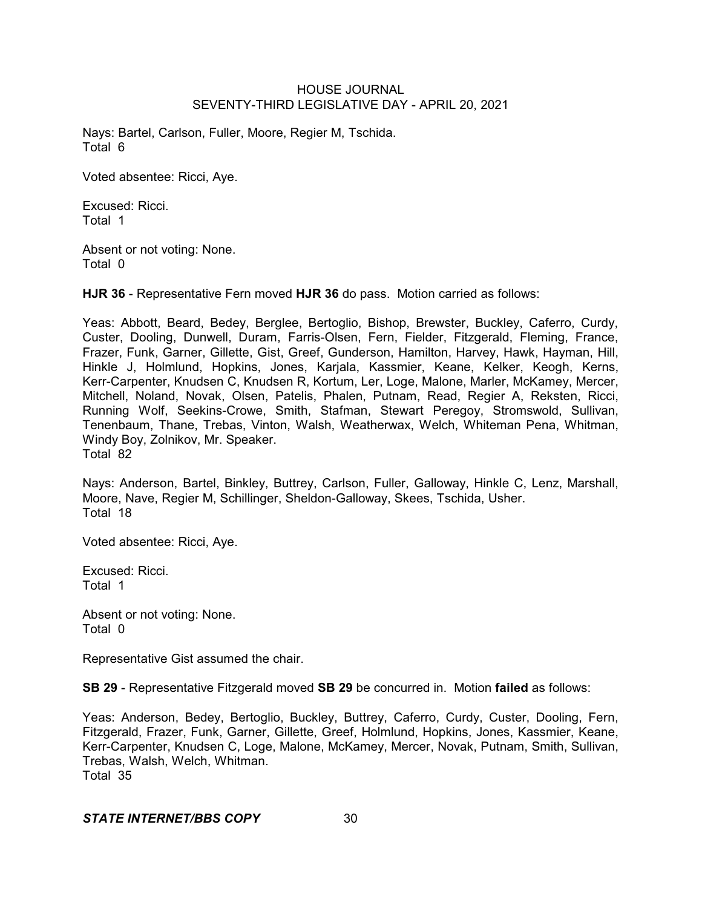Nays: Bartel, Carlson, Fuller, Moore, Regier M, Tschida.
Total 6

Voted absentee: Ricci, Aye.

Excused: Ricci.
Total 1

Absent or not voting: None.
Total 0

**HJR 36** - Representative Fern moved **HJR 36** do pass. Motion carried as follows:

Yeas: Abbott, Beard, Bedey, Berglee, Bertoglio, Bishop, Brewster, Buckley, Caferro, Curdy, Custer, Dooling, Dunwell, Duram, Farris-Olsen, Fern, Fielder, Fitzgerald, Fleming, France, Frazer, Funk, Garner, Gillette, Gist, Greef, Gunderson, Hamilton, Harvey, Hawk, Hayman, Hill, Hinkle J, Holmlund, Hopkins, Jones, Karjala, Kassmier, Keane, Kelker, Keogh, Kerns, Kerr-Carpenter, Knudsen C, Knudsen R, Kortum, Ler, Loge, Malone, Marler, McKamey, Mercer, Mitchell, Noland, Novak, Olsen, Patelis, Phalen, Putnam, Read, Regier A, Reksten, Ricci, Running Wolf, Seekins-Crowe, Smith, Stafman, Stewart Peregoy, Stromswold, Sullivan, Tenenbaum, Thane, Trebas, Vinton, Walsh, Weatherwax, Welch, Whiteman Pena, Whitman, Windy Boy, Zolnikov, Mr. Speaker.
Total 82

Nays: Anderson, Bartel, Binkley, Buttrey, Carlson, Fuller, Galloway, Hinkle C, Lenz, Marshall, Moore, Nave, Regier M, Schillinger, Sheldon-Galloway, Skees, Tschida, Usher.
Total 18

Voted absentee: Ricci, Aye.

Excused: Ricci.
Total 1

Absent or not voting: None.
Total 0

Representative Gist assumed the chair.

**SB 29** - Representative Fitzgerald moved **SB 29** be concurred in. Motion **failed** as follows:

Yeas: Anderson, Bedey, Bertoglio, Buckley, Buttrey, Caferro, Curdy, Custer, Dooling, Fern, Fitzgerald, Frazer, Funk, Garner, Gillette, Greef, Holmlund, Hopkins, Jones, Kassmier, Keane, Kerr-Carpenter, Knudsen C, Loge, Malone, McKamey, Mercer, Novak, Putnam, Smith, Sullivan, Trebas, Walsh, Welch, Whitman.
Total 35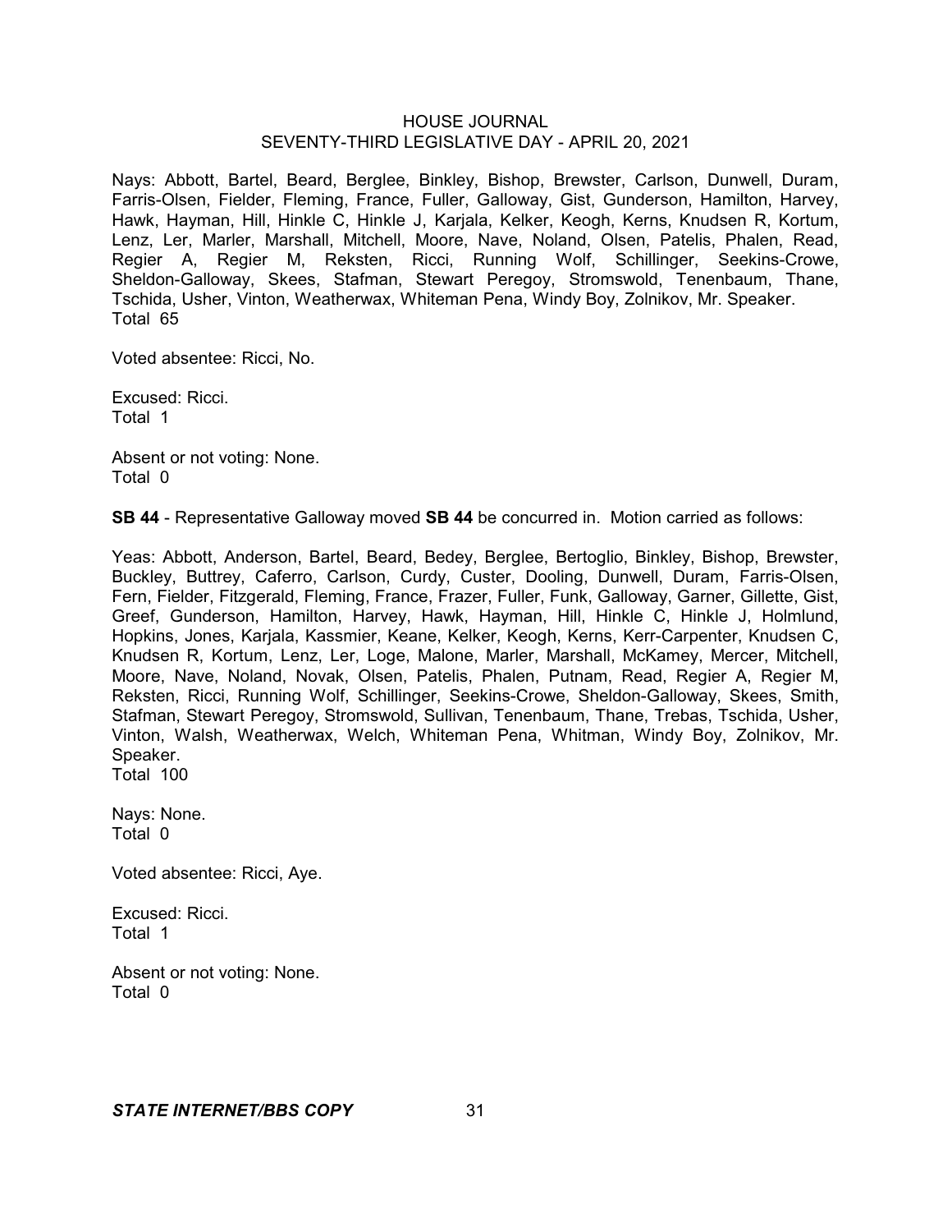Nays: Abbott, Bartel, Beard, Berglee, Binkley, Bishop, Brewster, Carlson, Dunwell, Duram, Farris-Olsen, Fielder, Fleming, France, Fuller, Galloway, Gist, Gunderson, Hamilton, Harvey, Hawk, Hayman, Hill, Hinkle C, Hinkle J, Karjala, Kelker, Keogh, Kerns, Knudsen R, Kortum, Lenz, Ler, Marler, Marshall, Mitchell, Moore, Nave, Noland, Olsen, Patelis, Phalen, Read, Regier A, Regier M, Reksten, Ricci, Running Wolf, Schillinger, Seekins-Crowe, Sheldon-Galloway, Skees, Stafman, Stewart Peregoy, Stromswold, Tenenbaum, Thane, Tschida, Usher, Vinton, Weatherwax, Whiteman Pena, Windy Boy, Zolnikov, Mr. Speaker.
Total 65

Voted absentee: Ricci, No.

Excused: Ricci.
Total 1

Absent or not voting: None.
Total 0

**SB 44** - Representative Galloway moved **SB 44** be concurred in. Motion carried as follows:

Yeas: Abbott, Anderson, Bartel, Beard, Bedey, Berglee, Bertoglio, Binkley, Bishop, Brewster, Buckley, Buttrey, Caferro, Carlson, Curdy, Custer, Dooling, Dunwell, Duram, Farris-Olsen, Fern, Fielder, Fitzgerald, Fleming, France, Frazer, Fuller, Funk, Galloway, Garner, Gillette, Gist, Greef, Gunderson, Hamilton, Harvey, Hawk, Hayman, Hill, Hinkle C, Hinkle J, Holmlund, Hopkins, Jones, Karjala, Kassmier, Keane, Kelker, Keogh, Kerns, Kerr-Carpenter, Knudsen C, Knudsen R, Kortum, Lenz, Ler, Loge, Malone, Marler, Marshall, McKamey, Mercer, Mitchell, Moore, Nave, Noland, Novak, Olsen, Patelis, Phalen, Putnam, Read, Regier A, Regier M, Reksten, Ricci, Running Wolf, Schillinger, Seekins-Crowe, Sheldon-Galloway, Skees, Smith, Stafman, Stewart Peregoy, Stromswold, Sullivan, Tenenbaum, Thane, Trebas, Tschida, Usher, Vinton, Walsh, Weatherwax, Welch, Whiteman Pena, Whitman, Windy Boy, Zolnikov, Mr. Speaker.
Total 100

Nays: None.
Total 0

Voted absentee: Ricci, Aye.

Excused: Ricci.
Total 1

Absent or not voting: None.
Total 0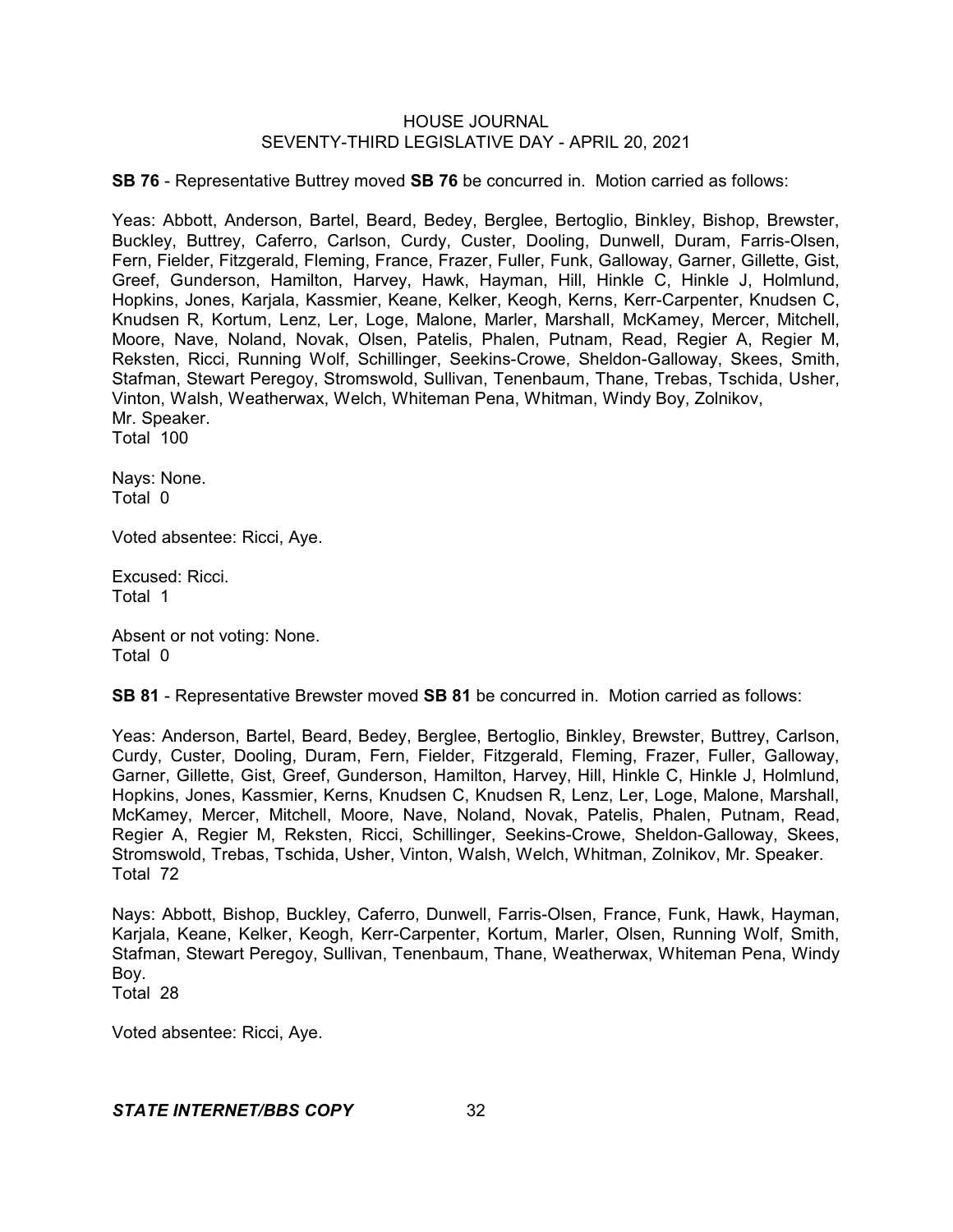**SB 76** - Representative Buttrey moved **SB 76** be concurred in. Motion carried as follows:

Yeas: Abbott, Anderson, Bartel, Beard, Bedey, Berglee, Bertoglio, Binkley, Bishop, Brewster, Buckley, Buttrey, Caferro, Carlson, Curdy, Custer, Dooling, Dunwell, Duram, Farris-Olsen, Fern, Fielder, Fitzgerald, Fleming, France, Frazer, Fuller, Funk, Galloway, Garner, Gillette, Gist, Greef, Gunderson, Hamilton, Harvey, Hawk, Hayman, Hill, Hinkle C, Hinkle J, Holmlund, Hopkins, Jones, Karjala, Kassmier, Keane, Kelker, Keogh, Kerns, Kerr-Carpenter, Knudsen C, Knudsen R, Kortum, Lenz, Ler, Loge, Malone, Marler, Marshall, McKamey, Mercer, Mitchell, Moore, Nave, Noland, Novak, Olsen, Patelis, Phalen, Putnam, Read, Regier A, Regier M, Reksten, Ricci, Running Wolf, Schillinger, Seekins-Crowe, Sheldon-Galloway, Skees, Smith, Stafman, Stewart Peregoy, Stromswold, Sullivan, Tenenbaum, Thane, Trebas, Tschida, Usher, Vinton, Walsh, Weatherwax, Welch, Whiteman Pena, Whitman, Windy Boy, Zolnikov, Mr. Speaker.
Total 100

Nays: None.
Total 0

Voted absentee: Ricci, Aye.

Excused: Ricci.
Total 1

Absent or not voting: None.
Total 0

**SB 81** - Representative Brewster moved **SB 81** be concurred in. Motion carried as follows:

Yeas: Anderson, Bartel, Beard, Bedey, Berglee, Bertoglio, Binkley, Brewster, Buttrey, Carlson, Curdy, Custer, Dooling, Duram, Fern, Fielder, Fitzgerald, Fleming, Frazer, Fuller, Galloway, Garner, Gillette, Gist, Greef, Gunderson, Hamilton, Harvey, Hill, Hinkle C, Hinkle J, Holmlund, Hopkins, Jones, Kassmier, Kerns, Knudsen C, Knudsen R, Lenz, Ler, Loge, Malone, Marshall, McKamey, Mercer, Mitchell, Moore, Nave, Noland, Novak, Patelis, Phalen, Putnam, Read, Regier A, Regier M, Reksten, Ricci, Schillinger, Seekins-Crowe, Sheldon-Galloway, Skees, Stromswold, Trebas, Tschida, Usher, Vinton, Walsh, Welch, Whitman, Zolnikov, Mr. Speaker.
Total 72

Nays: Abbott, Bishop, Buckley, Caferro, Dunwell, Farris-Olsen, France, Funk, Hawk, Hayman, Karjala, Keane, Kelker, Keogh, Kerr-Carpenter, Kortum, Marler, Olsen, Running Wolf, Smith, Stafman, Stewart Peregoy, Sullivan, Tenenbaum, Thane, Weatherwax, Whiteman Pena, Windy Boy.
Total 28

Voted absentee: Ricci, Aye.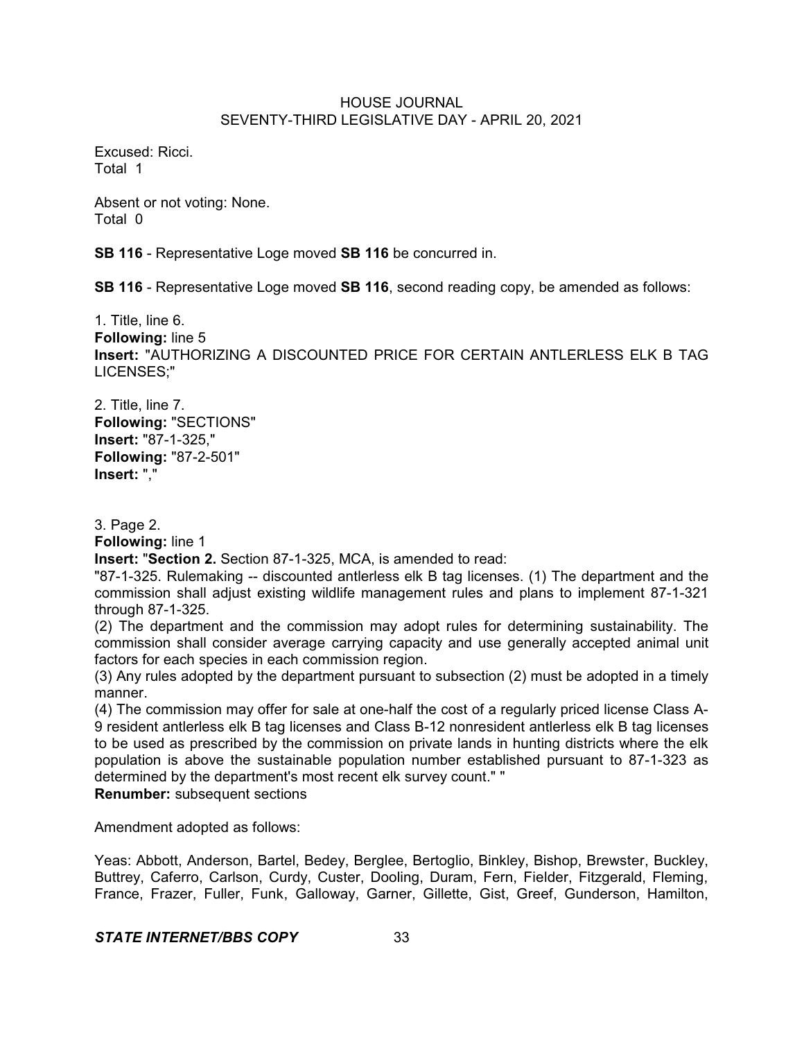Excused: Ricci.
Total 1

Absent or not voting: None.
Total 0

**SB 116** - Representative Loge moved **SB 116** be concurred in.

**SB 116** - Representative Loge moved **SB 116**, second reading copy, be amended as follows:

1. Title, line 6.
**Following:** line 5
**Insert:** "AUTHORIZING A DISCOUNTED PRICE FOR CERTAIN ANTLERLESS ELK B TAG LICENSES;"

2. Title, line 7.
**Following:** "SECTIONS"
**Insert:** "87-1-325,"
**Following:** "87-2-501"
**Insert:** ","

3. Page 2.
**Following:** line 1
**Insert:** "**Section 2.** Section 87-1-325, MCA, is amended to read:
"87-1-325. Rulemaking -- discounted antlerless elk B tag licenses. (1) The department and the commission shall adjust existing wildlife management rules and plans to implement 87-1-321 through 87-1-325.
(2) The department and the commission may adopt rules for determining sustainability. The commission shall consider average carrying capacity and use generally accepted animal unit factors for each species in each commission region.
(3) Any rules adopted by the department pursuant to subsection (2) must be adopted in a timely manner.
(4) The commission may offer for sale at one-half the cost of a regularly priced license Class A-9 resident antlerless elk B tag licenses and Class B-12 nonresident antlerless elk B tag licenses to be used as prescribed by the commission on private lands in hunting districts where the elk population is above the sustainable population number established pursuant to 87-1-323 as determined by the department's most recent elk survey count." "
**Renumber:** subsequent sections

Amendment adopted as follows:

Yeas: Abbott, Anderson, Bartel, Bedey, Berglee, Bertoglio, Binkley, Bishop, Brewster, Buckley, Buttrey, Caferro, Carlson, Curdy, Custer, Dooling, Duram, Fern, Fielder, Fitzgerald, Fleming, France, Frazer, Fuller, Funk, Galloway, Garner, Gillette, Gist, Greef, Gunderson, Hamilton,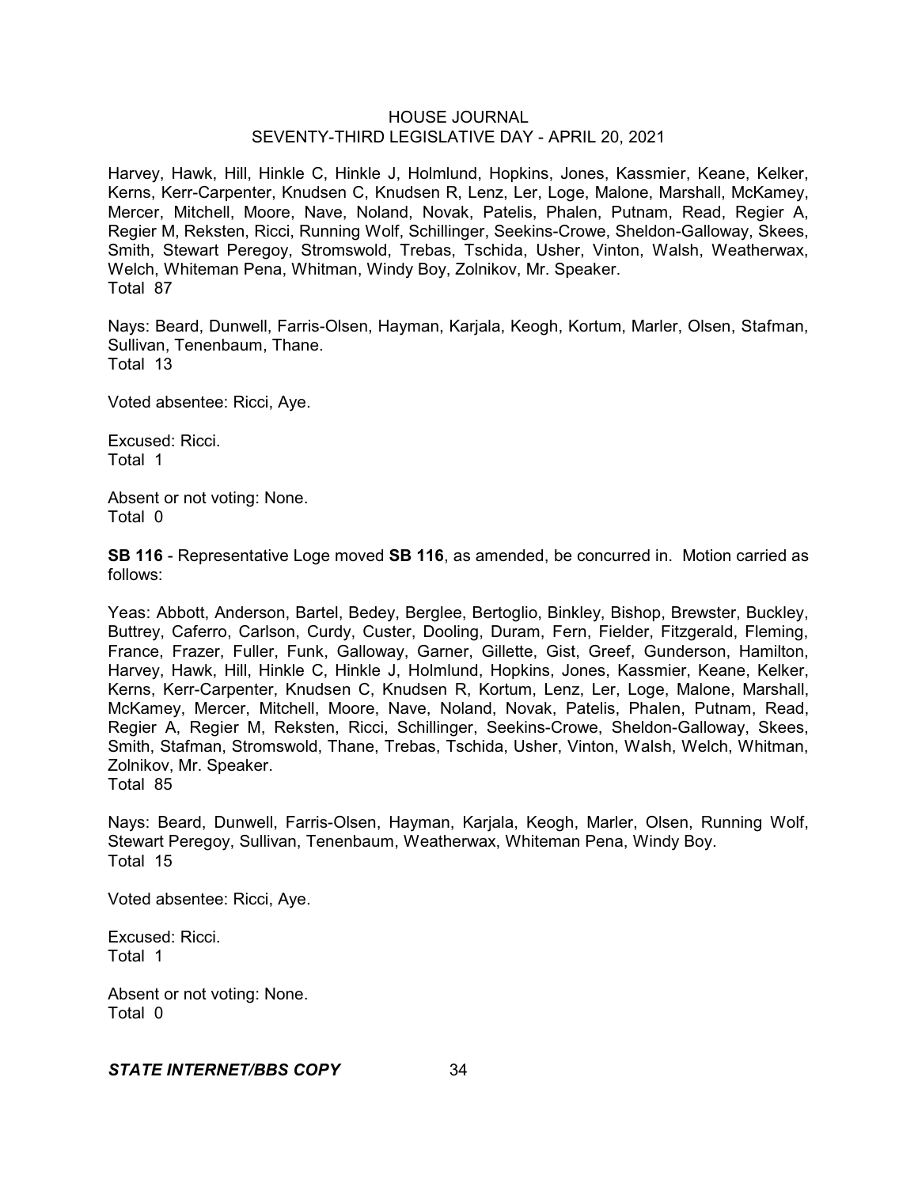Harvey, Hawk, Hill, Hinkle C, Hinkle J, Holmlund, Hopkins, Jones, Kassmier, Keane, Kelker, Kerns, Kerr-Carpenter, Knudsen C, Knudsen R, Lenz, Ler, Loge, Malone, Marshall, McKamey, Mercer, Mitchell, Moore, Nave, Noland, Novak, Patelis, Phalen, Putnam, Read, Regier A, Regier M, Reksten, Ricci, Running Wolf, Schillinger, Seekins-Crowe, Sheldon-Galloway, Skees, Smith, Stewart Peregoy, Stromswold, Trebas, Tschida, Usher, Vinton, Walsh, Weatherwax, Welch, Whiteman Pena, Whitman, Windy Boy, Zolnikov, Mr. Speaker.
Total 87

Nays: Beard, Dunwell, Farris-Olsen, Hayman, Karjala, Keogh, Kortum, Marler, Olsen, Stafman, Sullivan, Tenenbaum, Thane.
Total 13

Voted absentee: Ricci, Aye.

Excused: Ricci.
Total 1

Absent or not voting: None.
Total 0

**SB 116** - Representative Loge moved **SB 116**, as amended, be concurred in. Motion carried as follows:

Yeas: Abbott, Anderson, Bartel, Bedey, Berglee, Bertoglio, Binkley, Bishop, Brewster, Buckley, Buttrey, Caferro, Carlson, Curdy, Custer, Dooling, Duram, Fern, Fielder, Fitzgerald, Fleming, France, Frazer, Fuller, Funk, Galloway, Garner, Gillette, Gist, Greef, Gunderson, Hamilton, Harvey, Hawk, Hill, Hinkle C, Hinkle J, Holmlund, Hopkins, Jones, Kassmier, Keane, Kelker, Kerns, Kerr-Carpenter, Knudsen C, Knudsen R, Kortum, Lenz, Ler, Loge, Malone, Marshall, McKamey, Mercer, Mitchell, Moore, Nave, Noland, Novak, Patelis, Phalen, Putnam, Read, Regier A, Regier M, Reksten, Ricci, Schillinger, Seekins-Crowe, Sheldon-Galloway, Skees, Smith, Stafman, Stromswold, Thane, Trebas, Tschida, Usher, Vinton, Walsh, Welch, Whitman, Zolnikov, Mr. Speaker.
Total 85

Nays: Beard, Dunwell, Farris-Olsen, Hayman, Karjala, Keogh, Marler, Olsen, Running Wolf, Stewart Peregoy, Sullivan, Tenenbaum, Weatherwax, Whiteman Pena, Windy Boy.
Total 15

Voted absentee: Ricci, Aye.

Excused: Ricci.
Total 1

Absent or not voting: None.
Total 0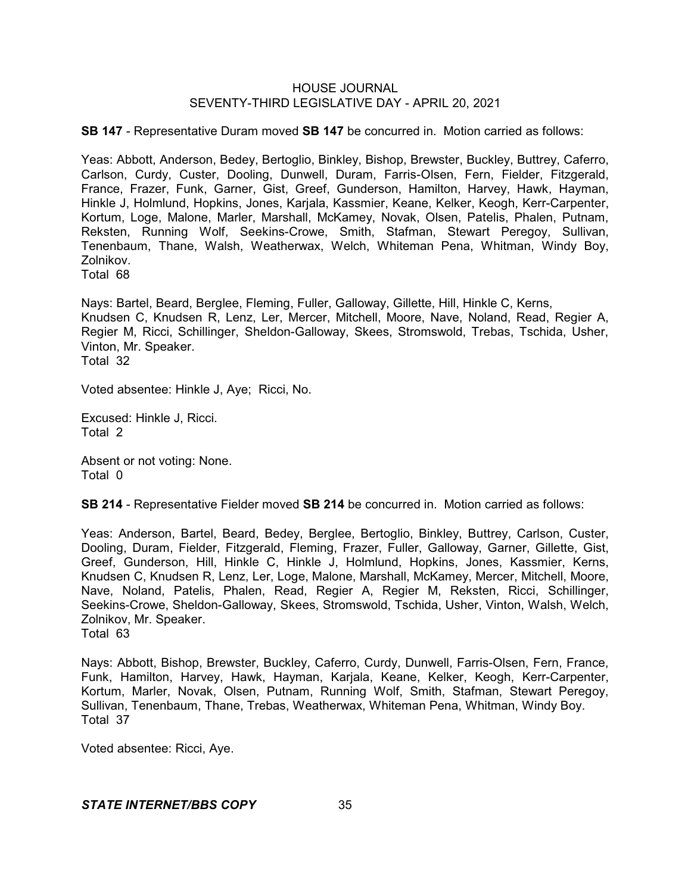**SB 147** - Representative Duram moved **SB 147** be concurred in. Motion carried as follows:

Yeas: Abbott, Anderson, Bedey, Bertoglio, Binkley, Bishop, Brewster, Buckley, Buttrey, Caferro, Carlson, Curdy, Custer, Dooling, Dunwell, Duram, Farris-Olsen, Fern, Fielder, Fitzgerald, France, Frazer, Funk, Garner, Gist, Greef, Gunderson, Hamilton, Harvey, Hawk, Hayman, Hinkle J, Holmlund, Hopkins, Jones, Karjala, Kassmier, Keane, Kelker, Keogh, Kerr-Carpenter, Kortum, Loge, Malone, Marler, Marshall, McKamey, Novak, Olsen, Patelis, Phalen, Putnam, Reksten, Running Wolf, Seekins-Crowe, Smith, Stafman, Stewart Peregoy, Sullivan, Tenenbaum, Thane, Walsh, Weatherwax, Welch, Whiteman Pena, Whitman, Windy Boy, Zolnikov.
Total 68

Nays: Bartel, Beard, Berglee, Fleming, Fuller, Galloway, Gillette, Hill, Hinkle C, Kerns, Knudsen C, Knudsen R, Lenz, Ler, Mercer, Mitchell, Moore, Nave, Noland, Read, Regier A, Regier M, Ricci, Schillinger, Sheldon-Galloway, Skees, Stromswold, Trebas, Tschida, Usher, Vinton, Mr. Speaker.
Total 32

Voted absentee: Hinkle J, Aye; Ricci, No.

Excused: Hinkle J, Ricci.
Total 2

Absent or not voting: None.
Total 0

**SB 214** - Representative Fielder moved **SB 214** be concurred in. Motion carried as follows:

Yeas: Anderson, Bartel, Beard, Bedey, Berglee, Bertoglio, Binkley, Buttrey, Carlson, Custer, Dooling, Duram, Fielder, Fitzgerald, Fleming, Frazer, Fuller, Galloway, Garner, Gillette, Gist, Greef, Gunderson, Hill, Hinkle C, Hinkle J, Holmlund, Hopkins, Jones, Kassmier, Kerns, Knudsen C, Knudsen R, Lenz, Ler, Loge, Malone, Marshall, McKamey, Mercer, Mitchell, Moore, Nave, Noland, Patelis, Phalen, Read, Regier A, Regier M, Reksten, Ricci, Schillinger, Seekins-Crowe, Sheldon-Galloway, Skees, Stromswold, Tschida, Usher, Vinton, Walsh, Welch, Zolnikov, Mr. Speaker.
Total 63

Nays: Abbott, Bishop, Brewster, Buckley, Caferro, Curdy, Dunwell, Farris-Olsen, Fern, France, Funk, Hamilton, Harvey, Hawk, Hayman, Karjala, Keane, Kelker, Keogh, Kerr-Carpenter, Kortum, Marler, Novak, Olsen, Putnam, Running Wolf, Smith, Stafman, Stewart Peregoy, Sullivan, Tenenbaum, Thane, Trebas, Weatherwax, Whiteman Pena, Whitman, Windy Boy.
Total 37

Voted absentee: Ricci, Aye.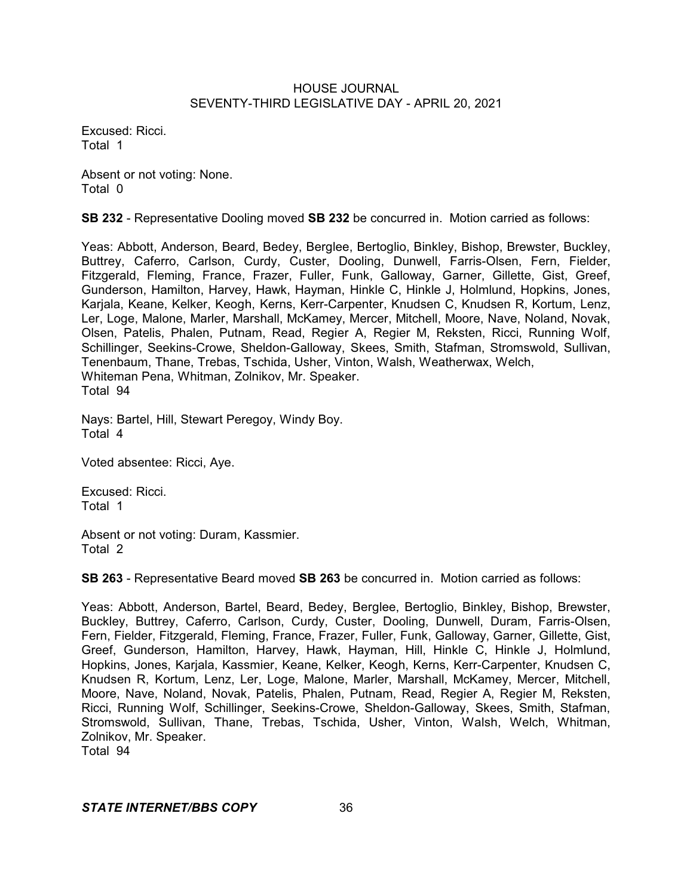Excused: Ricci.
Total 1

Absent or not voting: None.
Total 0

**SB 232** - Representative Dooling moved **SB 232** be concurred in. Motion carried as follows:

Yeas: Abbott, Anderson, Beard, Bedey, Berglee, Bertoglio, Binkley, Bishop, Brewster, Buckley, Buttrey, Caferro, Carlson, Curdy, Custer, Dooling, Dunwell, Farris-Olsen, Fern, Fielder, Fitzgerald, Fleming, France, Frazer, Fuller, Funk, Galloway, Garner, Gillette, Gist, Greef, Gunderson, Hamilton, Harvey, Hawk, Hayman, Hinkle C, Hinkle J, Holmlund, Hopkins, Jones, Karjala, Keane, Kelker, Keogh, Kerns, Kerr-Carpenter, Knudsen C, Knudsen R, Kortum, Lenz, Ler, Loge, Malone, Marler, Marshall, McKamey, Mercer, Mitchell, Moore, Nave, Noland, Novak, Olsen, Patelis, Phalen, Putnam, Read, Regier A, Regier M, Reksten, Ricci, Running Wolf, Schillinger, Seekins-Crowe, Sheldon-Galloway, Skees, Smith, Stafman, Stromswold, Sullivan, Tenenbaum, Thane, Trebas, Tschida, Usher, Vinton, Walsh, Weatherwax, Welch, Whiteman Pena, Whitman, Zolnikov, Mr. Speaker.
Total 94

Nays: Bartel, Hill, Stewart Peregoy, Windy Boy.
Total 4

Voted absentee: Ricci, Aye.

Excused: Ricci.
Total 1

Absent or not voting: Duram, Kassmier.
Total 2

**SB 263** - Representative Beard moved **SB 263** be concurred in. Motion carried as follows:

Yeas: Abbott, Anderson, Bartel, Beard, Bedey, Berglee, Bertoglio, Binkley, Bishop, Brewster, Buckley, Buttrey, Caferro, Carlson, Curdy, Custer, Dooling, Dunwell, Duram, Farris-Olsen, Fern, Fielder, Fitzgerald, Fleming, France, Frazer, Fuller, Funk, Galloway, Garner, Gillette, Gist, Greef, Gunderson, Hamilton, Harvey, Hawk, Hayman, Hill, Hinkle C, Hinkle J, Holmlund, Hopkins, Jones, Karjala, Kassmier, Keane, Kelker, Keogh, Kerns, Kerr-Carpenter, Knudsen C, Knudsen R, Kortum, Lenz, Ler, Loge, Malone, Marler, Marshall, McKamey, Mercer, Mitchell, Moore, Nave, Noland, Novak, Patelis, Phalen, Putnam, Read, Regier A, Regier M, Reksten, Ricci, Running Wolf, Schillinger, Seekins-Crowe, Sheldon-Galloway, Skees, Smith, Stafman, Stromswold, Sullivan, Thane, Trebas, Tschida, Usher, Vinton, Walsh, Welch, Whitman, Zolnikov, Mr. Speaker.
Total 94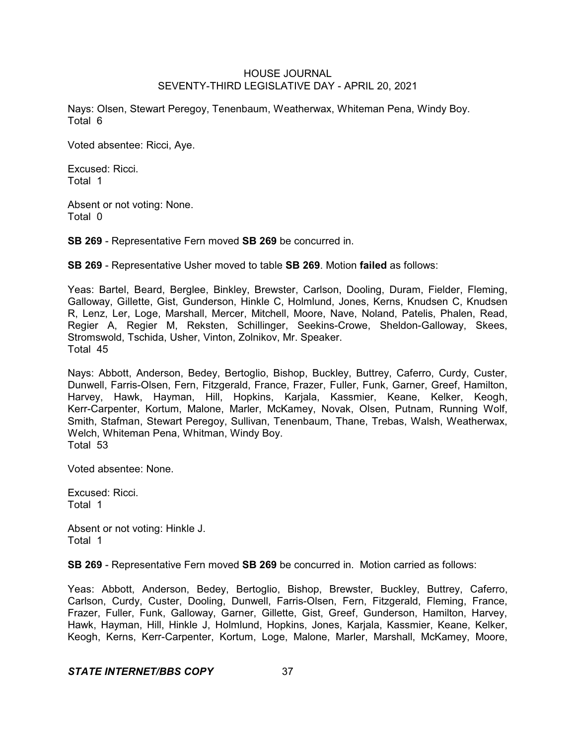Nays: Olsen, Stewart Peregoy, Tenenbaum, Weatherwax, Whiteman Pena, Windy Boy.
Total 6

Voted absentee: Ricci, Aye.

Excused: Ricci.
Total 1

Absent or not voting: None.
Total 0

**SB 269** - Representative Fern moved **SB 269** be concurred in.

**SB 269** - Representative Usher moved to table **SB 269**. Motion **failed** as follows:

Yeas: Bartel, Beard, Berglee, Binkley, Brewster, Carlson, Dooling, Duram, Fielder, Fleming, Galloway, Gillette, Gist, Gunderson, Hinkle C, Holmlund, Jones, Kerns, Knudsen C, Knudsen R, Lenz, Ler, Loge, Marshall, Mercer, Mitchell, Moore, Nave, Noland, Patelis, Phalen, Read, Regier A, Regier M, Reksten, Schillinger, Seekins-Crowe, Sheldon-Galloway, Skees, Stromswold, Tschida, Usher, Vinton, Zolnikov, Mr. Speaker.
Total 45

Nays: Abbott, Anderson, Bedey, Bertoglio, Bishop, Buckley, Buttrey, Caferro, Curdy, Custer, Dunwell, Farris-Olsen, Fern, Fitzgerald, France, Frazer, Fuller, Funk, Garner, Greef, Hamilton, Harvey, Hawk, Hayman, Hill, Hopkins, Karjala, Kassmier, Keane, Kelker, Keogh, Kerr-Carpenter, Kortum, Malone, Marler, McKamey, Novak, Olsen, Putnam, Running Wolf, Smith, Stafman, Stewart Peregoy, Sullivan, Tenenbaum, Thane, Trebas, Walsh, Weatherwax, Welch, Whiteman Pena, Whitman, Windy Boy.
Total 53

Voted absentee: None.

Excused: Ricci.
Total 1

Absent or not voting: Hinkle J.
Total 1

**SB 269** - Representative Fern moved **SB 269** be concurred in. Motion carried as follows:

Yeas: Abbott, Anderson, Bedey, Bertoglio, Bishop, Brewster, Buckley, Buttrey, Caferro, Carlson, Curdy, Custer, Dooling, Dunwell, Farris-Olsen, Fern, Fitzgerald, Fleming, France, Frazer, Fuller, Funk, Galloway, Garner, Gillette, Gist, Greef, Gunderson, Hamilton, Harvey, Hawk, Hayman, Hill, Hinkle J, Holmlund, Hopkins, Jones, Karjala, Kassmier, Keane, Kelker, Keogh, Kerns, Kerr-Carpenter, Kortum, Loge, Malone, Marler, Marshall, McKamey, Moore,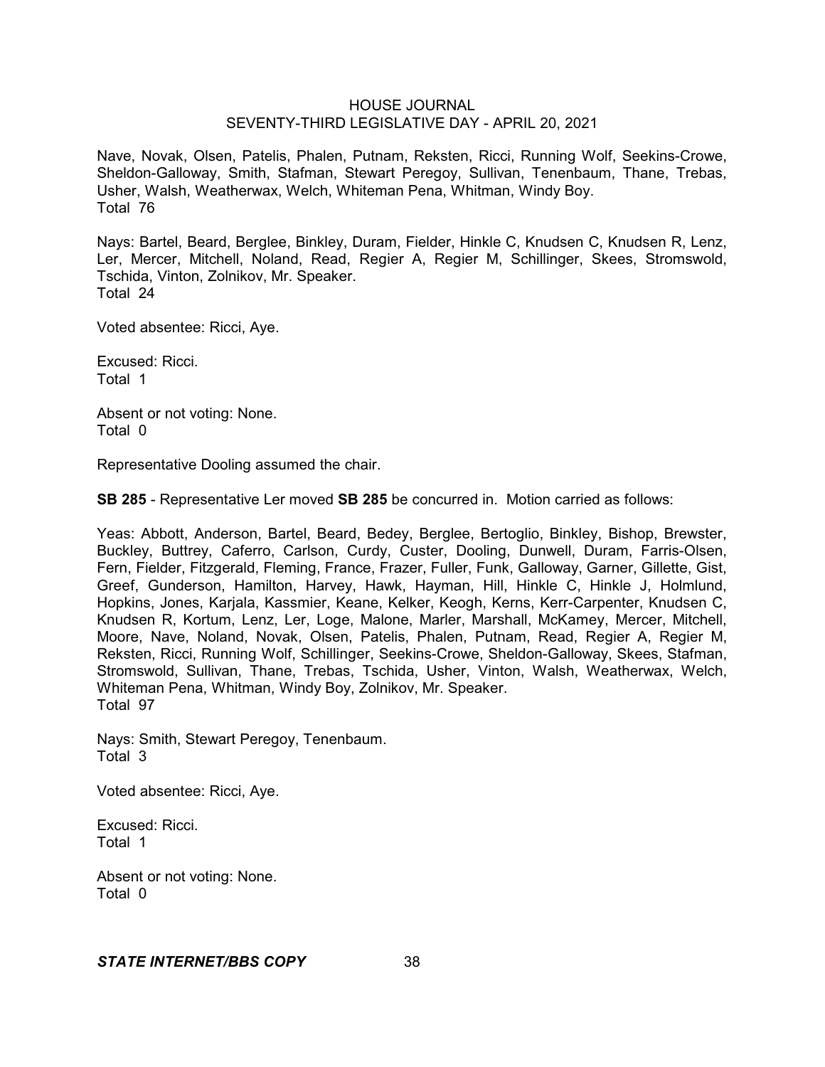Nave, Novak, Olsen, Patelis, Phalen, Putnam, Reksten, Ricci, Running Wolf, Seekins-Crowe, Sheldon-Galloway, Smith, Stafman, Stewart Peregoy, Sullivan, Tenenbaum, Thane, Trebas, Usher, Walsh, Weatherwax, Welch, Whiteman Pena, Whitman, Windy Boy.
Total 76

Nays: Bartel, Beard, Berglee, Binkley, Duram, Fielder, Hinkle C, Knudsen C, Knudsen R, Lenz, Ler, Mercer, Mitchell, Noland, Read, Regier A, Regier M, Schillinger, Skees, Stromswold, Tschida, Vinton, Zolnikov, Mr. Speaker.
Total 24

Voted absentee: Ricci, Aye.

Excused: Ricci.
Total 1

Absent or not voting: None.
Total 0

Representative Dooling assumed the chair.

**SB 285** - Representative Ler moved **SB 285** be concurred in. Motion carried as follows:

Yeas: Abbott, Anderson, Bartel, Beard, Bedey, Berglee, Bertoglio, Binkley, Bishop, Brewster, Buckley, Buttrey, Caferro, Carlson, Curdy, Custer, Dooling, Dunwell, Duram, Farris-Olsen, Fern, Fielder, Fitzgerald, Fleming, France, Frazer, Fuller, Funk, Galloway, Garner, Gillette, Gist, Greef, Gunderson, Hamilton, Harvey, Hawk, Hayman, Hill, Hinkle C, Hinkle J, Holmlund, Hopkins, Jones, Karjala, Kassmier, Keane, Kelker, Keogh, Kerns, Kerr-Carpenter, Knudsen C, Knudsen R, Kortum, Lenz, Ler, Loge, Malone, Marler, Marshall, McKamey, Mercer, Mitchell, Moore, Nave, Noland, Novak, Olsen, Patelis, Phalen, Putnam, Read, Regier A, Regier M, Reksten, Ricci, Running Wolf, Schillinger, Seekins-Crowe, Sheldon-Galloway, Skees, Stafman, Stromswold, Sullivan, Thane, Trebas, Tschida, Usher, Vinton, Walsh, Weatherwax, Welch, Whiteman Pena, Whitman, Windy Boy, Zolnikov, Mr. Speaker.
Total 97

Nays: Smith, Stewart Peregoy, Tenenbaum.
Total 3

Voted absentee: Ricci, Aye.

Excused: Ricci.
Total 1

Absent or not voting: None.
Total 0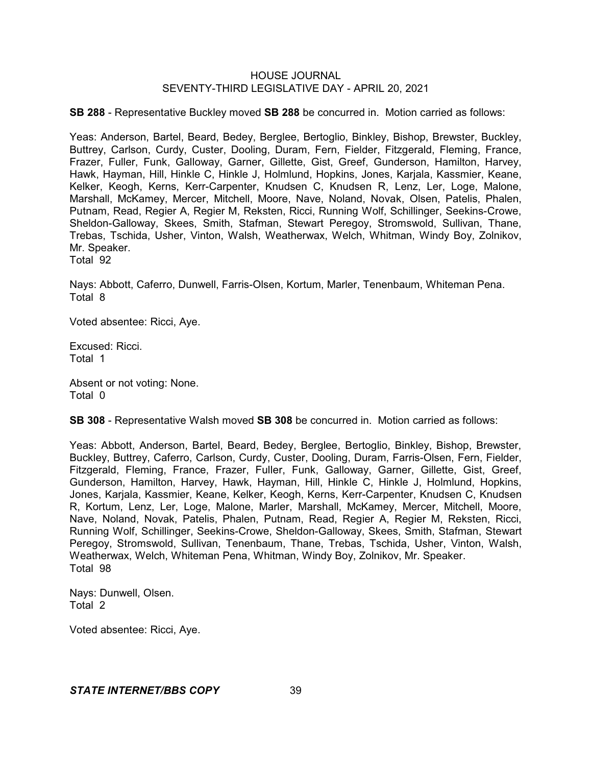**SB 288** - Representative Buckley moved **SB 288** be concurred in. Motion carried as follows:

Yeas: Anderson, Bartel, Beard, Bedey, Berglee, Bertoglio, Binkley, Bishop, Brewster, Buckley, Buttrey, Carlson, Curdy, Custer, Dooling, Duram, Fern, Fielder, Fitzgerald, Fleming, France, Frazer, Fuller, Funk, Galloway, Garner, Gillette, Gist, Greef, Gunderson, Hamilton, Harvey, Hawk, Hayman, Hill, Hinkle C, Hinkle J, Holmlund, Hopkins, Jones, Karjala, Kassmier, Keane, Kelker, Keogh, Kerns, Kerr-Carpenter, Knudsen C, Knudsen R, Lenz, Ler, Loge, Malone, Marshall, McKamey, Mercer, Mitchell, Moore, Nave, Noland, Novak, Olsen, Patelis, Phalen, Putnam, Read, Regier A, Regier M, Reksten, Ricci, Running Wolf, Schillinger, Seekins-Crowe, Sheldon-Galloway, Skees, Smith, Stafman, Stewart Peregoy, Stromswold, Sullivan, Thane, Trebas, Tschida, Usher, Vinton, Walsh, Weatherwax, Welch, Whitman, Windy Boy, Zolnikov, Mr. Speaker.
Total 92

Nays: Abbott, Caferro, Dunwell, Farris-Olsen, Kortum, Marler, Tenenbaum, Whiteman Pena.
Total 8

Voted absentee: Ricci, Aye.

Excused: Ricci.
Total 1

Absent or not voting: None.
Total 0

**SB 308** - Representative Walsh moved **SB 308** be concurred in. Motion carried as follows:

Yeas: Abbott, Anderson, Bartel, Beard, Bedey, Berglee, Bertoglio, Binkley, Bishop, Brewster, Buckley, Buttrey, Caferro, Carlson, Curdy, Custer, Dooling, Duram, Farris-Olsen, Fern, Fielder, Fitzgerald, Fleming, France, Frazer, Fuller, Funk, Galloway, Garner, Gillette, Gist, Greef, Gunderson, Hamilton, Harvey, Hawk, Hayman, Hill, Hinkle C, Hinkle J, Holmlund, Hopkins, Jones, Karjala, Kassmier, Keane, Kelker, Keogh, Kerns, Kerr-Carpenter, Knudsen C, Knudsen R, Kortum, Lenz, Ler, Loge, Malone, Marler, Marshall, McKamey, Mercer, Mitchell, Moore, Nave, Noland, Novak, Patelis, Phalen, Putnam, Read, Regier A, Regier M, Reksten, Ricci, Running Wolf, Schillinger, Seekins-Crowe, Sheldon-Galloway, Skees, Smith, Stafman, Stewart Peregoy, Stromswold, Sullivan, Tenenbaum, Thane, Trebas, Tschida, Usher, Vinton, Walsh, Weatherwax, Welch, Whiteman Pena, Whitman, Windy Boy, Zolnikov, Mr. Speaker.
Total 98

Nays: Dunwell, Olsen.
Total 2

Voted absentee: Ricci, Aye.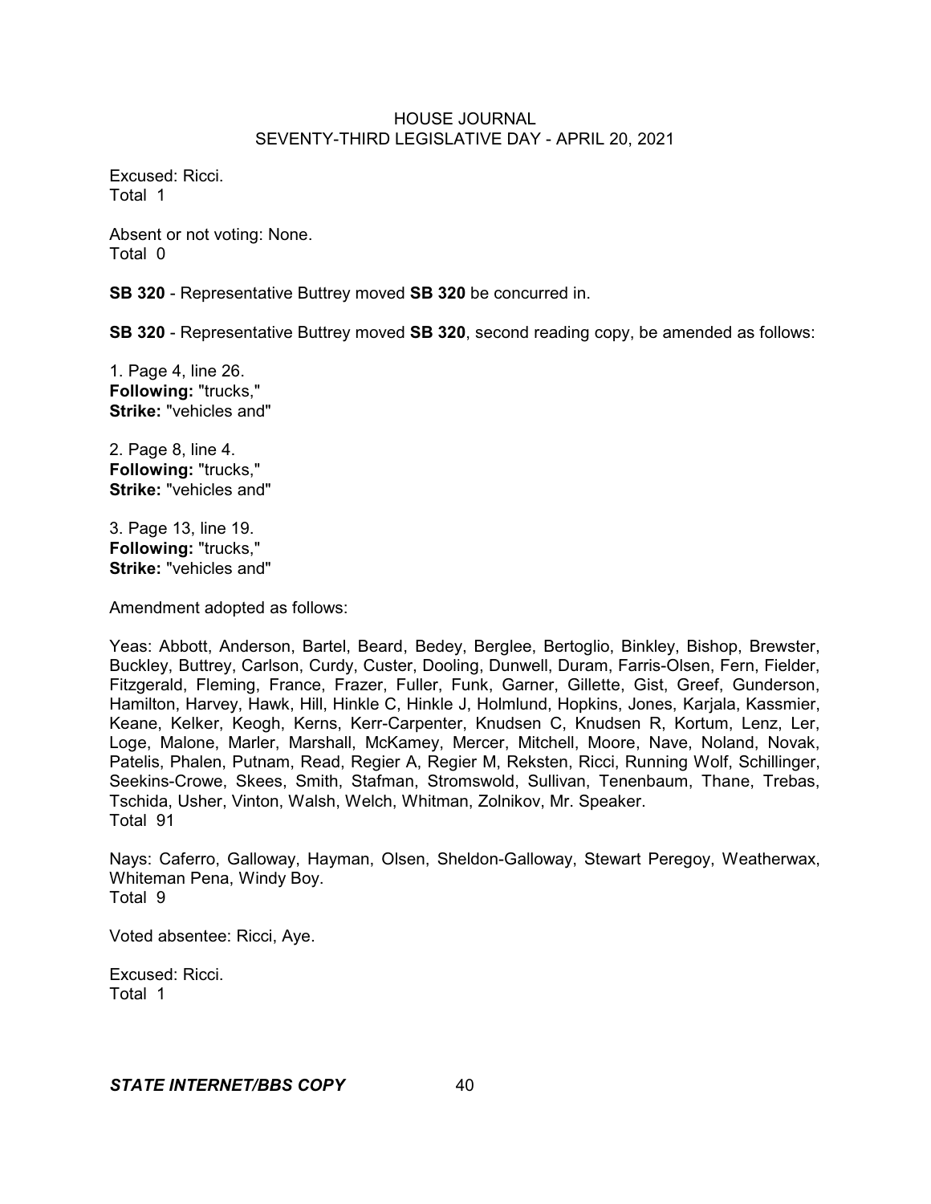Excused: Ricci.
Total 1

Absent or not voting: None.
Total 0

**SB 320** - Representative Buttrey moved **SB 320** be concurred in.

**SB 320** - Representative Buttrey moved **SB 320**, second reading copy, be amended as follows:

1. Page 4, line 26.
**Following:** "trucks,"
**Strike:** "vehicles and"

2. Page 8, line 4.
**Following:** "trucks,"
**Strike:** "vehicles and"

3. Page 13, line 19.
**Following:** "trucks,"
**Strike:** "vehicles and"

Amendment adopted as follows:

Yeas: Abbott, Anderson, Bartel, Beard, Bedey, Berglee, Bertoglio, Binkley, Bishop, Brewster, Buckley, Buttrey, Carlson, Curdy, Custer, Dooling, Dunwell, Duram, Farris-Olsen, Fern, Fielder, Fitzgerald, Fleming, France, Frazer, Fuller, Funk, Garner, Gillette, Gist, Greef, Gunderson, Hamilton, Harvey, Hawk, Hill, Hinkle C, Hinkle J, Holmlund, Hopkins, Jones, Karjala, Kassmier, Keane, Kelker, Keogh, Kerns, Kerr-Carpenter, Knudsen C, Knudsen R, Kortum, Lenz, Ler, Loge, Malone, Marler, Marshall, McKamey, Mercer, Mitchell, Moore, Nave, Noland, Novak, Patelis, Phalen, Putnam, Read, Regier A, Regier M, Reksten, Ricci, Running Wolf, Schillinger, Seekins-Crowe, Skees, Smith, Stafman, Stromswold, Sullivan, Tenenbaum, Thane, Trebas, Tschida, Usher, Vinton, Walsh, Welch, Whitman, Zolnikov, Mr. Speaker.
Total 91

Nays: Caferro, Galloway, Hayman, Olsen, Sheldon-Galloway, Stewart Peregoy, Weatherwax, Whiteman Pena, Windy Boy.
Total 9

Voted absentee: Ricci, Aye.

Excused: Ricci.
Total 1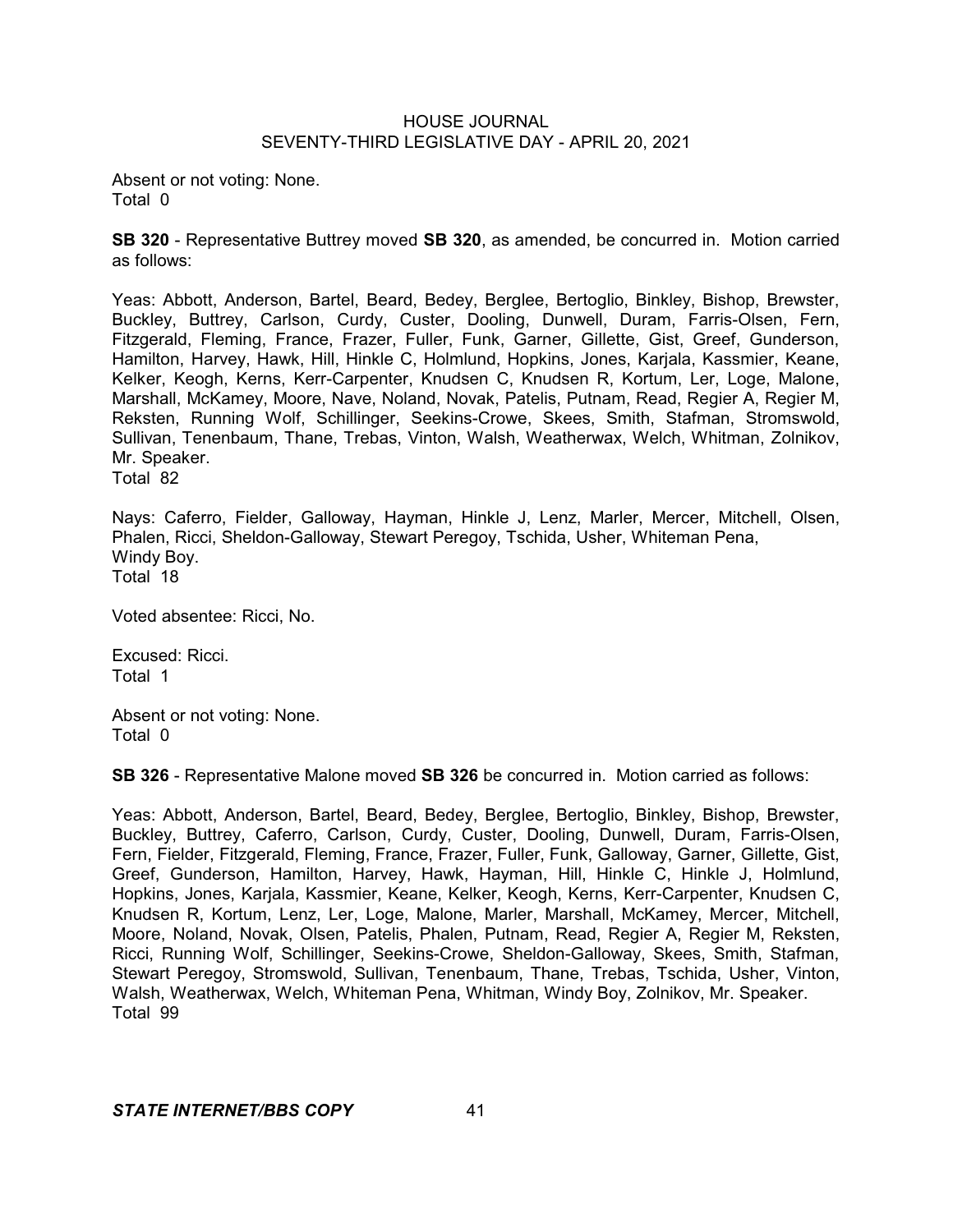Absent or not voting: None.
Total 0

**SB 320** - Representative Buttrey moved **SB 320**, as amended, be concurred in. Motion carried as follows:

Yeas: Abbott, Anderson, Bartel, Beard, Bedey, Berglee, Bertoglio, Binkley, Bishop, Brewster, Buckley, Buttrey, Carlson, Curdy, Custer, Dooling, Dunwell, Duram, Farris-Olsen, Fern, Fitzgerald, Fleming, France, Frazer, Fuller, Funk, Garner, Gillette, Gist, Greef, Gunderson, Hamilton, Harvey, Hawk, Hill, Hinkle C, Holmlund, Hopkins, Jones, Karjala, Kassmier, Keane, Kelker, Keogh, Kerns, Kerr-Carpenter, Knudsen C, Knudsen R, Kortum, Ler, Loge, Malone, Marshall, McKamey, Moore, Nave, Noland, Novak, Patelis, Putnam, Read, Regier A, Regier M, Reksten, Running Wolf, Schillinger, Seekins-Crowe, Skees, Smith, Stafman, Stromswold, Sullivan, Tenenbaum, Thane, Trebas, Vinton, Walsh, Weatherwax, Welch, Whitman, Zolnikov, Mr. Speaker.
Total 82

Nays: Caferro, Fielder, Galloway, Hayman, Hinkle J, Lenz, Marler, Mercer, Mitchell, Olsen, Phalen, Ricci, Sheldon-Galloway, Stewart Peregoy, Tschida, Usher, Whiteman Pena, Windy Boy.
Total 18

Voted absentee: Ricci, No.

Excused: Ricci.
Total 1

Absent or not voting: None.
Total 0

**SB 326** - Representative Malone moved **SB 326** be concurred in. Motion carried as follows:

Yeas: Abbott, Anderson, Bartel, Beard, Bedey, Berglee, Bertoglio, Binkley, Bishop, Brewster, Buckley, Buttrey, Caferro, Carlson, Curdy, Custer, Dooling, Dunwell, Duram, Farris-Olsen, Fern, Fielder, Fitzgerald, Fleming, France, Frazer, Fuller, Funk, Galloway, Garner, Gillette, Gist, Greef, Gunderson, Hamilton, Harvey, Hawk, Hayman, Hill, Hinkle C, Hinkle J, Holmlund, Hopkins, Jones, Karjala, Kassmier, Keane, Kelker, Keogh, Kerns, Kerr-Carpenter, Knudsen C, Knudsen R, Kortum, Lenz, Ler, Loge, Malone, Marler, Marshall, McKamey, Mercer, Mitchell, Moore, Noland, Novak, Olsen, Patelis, Phalen, Putnam, Read, Regier A, Regier M, Reksten, Ricci, Running Wolf, Schillinger, Seekins-Crowe, Sheldon-Galloway, Skees, Smith, Stafman, Stewart Peregoy, Stromswold, Sullivan, Tenenbaum, Thane, Trebas, Tschida, Usher, Vinton, Walsh, Weatherwax, Welch, Whiteman Pena, Whitman, Windy Boy, Zolnikov, Mr. Speaker.
Total 99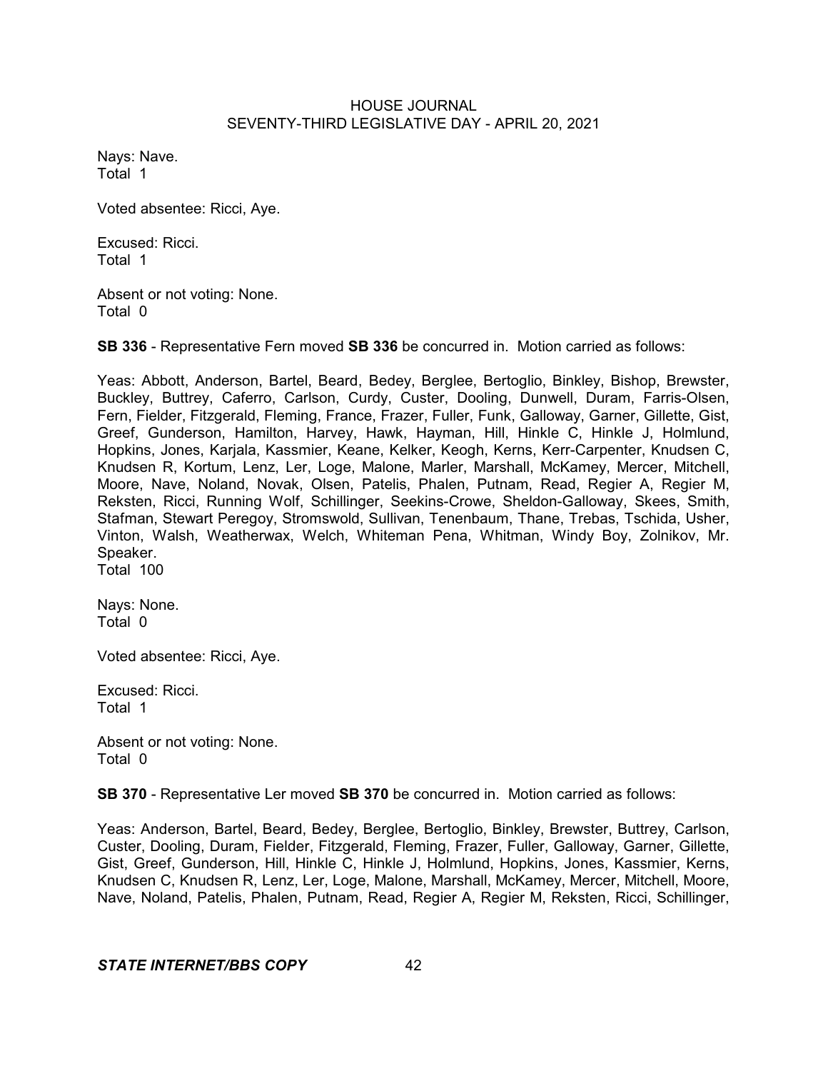Nays: Nave.
Total 1

Voted absentee: Ricci, Aye.

Excused: Ricci.
Total 1

Absent or not voting: None.
Total 0

**SB 336** - Representative Fern moved **SB 336** be concurred in. Motion carried as follows:

Yeas: Abbott, Anderson, Bartel, Beard, Bedey, Berglee, Bertoglio, Binkley, Bishop, Brewster, Buckley, Buttrey, Caferro, Carlson, Curdy, Custer, Dooling, Dunwell, Duram, Farris-Olsen, Fern, Fielder, Fitzgerald, Fleming, France, Frazer, Fuller, Funk, Galloway, Garner, Gillette, Gist, Greef, Gunderson, Hamilton, Harvey, Hawk, Hayman, Hill, Hinkle C, Hinkle J, Holmlund, Hopkins, Jones, Karjala, Kassmier, Keane, Kelker, Keogh, Kerns, Kerr-Carpenter, Knudsen C, Knudsen R, Kortum, Lenz, Ler, Loge, Malone, Marler, Marshall, McKamey, Mercer, Mitchell, Moore, Nave, Noland, Novak, Olsen, Patelis, Phalen, Putnam, Read, Regier A, Regier M, Reksten, Ricci, Running Wolf, Schillinger, Seekins-Crowe, Sheldon-Galloway, Skees, Smith, Stafman, Stewart Peregoy, Stromswold, Sullivan, Tenenbaum, Thane, Trebas, Tschida, Usher, Vinton, Walsh, Weatherwax, Welch, Whiteman Pena, Whitman, Windy Boy, Zolnikov, Mr. Speaker.
Total 100

Nays: None.
Total 0

Voted absentee: Ricci, Aye.

Excused: Ricci.
Total 1

Absent or not voting: None.
Total 0

**SB 370** - Representative Ler moved **SB 370** be concurred in. Motion carried as follows:

Yeas: Anderson, Bartel, Beard, Bedey, Berglee, Bertoglio, Binkley, Brewster, Buttrey, Carlson, Custer, Dooling, Duram, Fielder, Fitzgerald, Fleming, Frazer, Fuller, Galloway, Garner, Gillette, Gist, Greef, Gunderson, Hill, Hinkle C, Hinkle J, Holmlund, Hopkins, Jones, Kassmier, Kerns, Knudsen C, Knudsen R, Lenz, Ler, Loge, Malone, Marshall, McKamey, Mercer, Mitchell, Moore, Nave, Noland, Patelis, Phalen, Putnam, Read, Regier A, Regier M, Reksten, Ricci, Schillinger,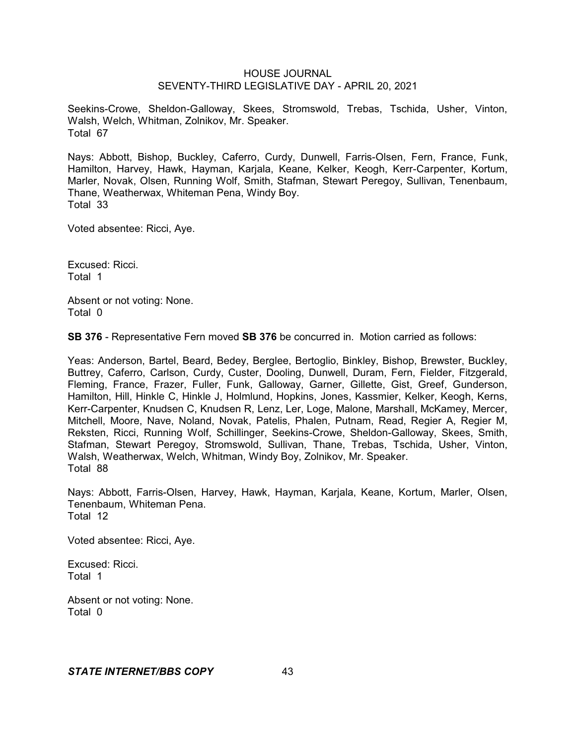Seekins-Crowe, Sheldon-Galloway, Skees, Stromswold, Trebas, Tschida, Usher, Vinton, Walsh, Welch, Whitman, Zolnikov, Mr. Speaker.
Total 67

Nays: Abbott, Bishop, Buckley, Caferro, Curdy, Dunwell, Farris-Olsen, Fern, France, Funk, Hamilton, Harvey, Hawk, Hayman, Karjala, Keane, Kelker, Keogh, Kerr-Carpenter, Kortum, Marler, Novak, Olsen, Running Wolf, Smith, Stafman, Stewart Peregoy, Sullivan, Tenenbaum, Thane, Weatherwax, Whiteman Pena, Windy Boy.
Total 33

Voted absentee: Ricci, Aye.

Excused: Ricci.
Total 1

Absent or not voting: None.
Total 0

**SB 376** - Representative Fern moved **SB 376** be concurred in. Motion carried as follows:

Yeas: Anderson, Bartel, Beard, Bedey, Berglee, Bertoglio, Binkley, Bishop, Brewster, Buckley, Buttrey, Caferro, Carlson, Curdy, Custer, Dooling, Dunwell, Duram, Fern, Fielder, Fitzgerald, Fleming, France, Frazer, Fuller, Funk, Galloway, Garner, Gillette, Gist, Greef, Gunderson, Hamilton, Hill, Hinkle C, Hinkle J, Holmlund, Hopkins, Jones, Kassmier, Kelker, Keogh, Kerns, Kerr-Carpenter, Knudsen C, Knudsen R, Lenz, Ler, Loge, Malone, Marshall, McKamey, Mercer, Mitchell, Moore, Nave, Noland, Novak, Patelis, Phalen, Putnam, Read, Regier A, Regier M, Reksten, Ricci, Running Wolf, Schillinger, Seekins-Crowe, Sheldon-Galloway, Skees, Smith, Stafman, Stewart Peregoy, Stromswold, Sullivan, Thane, Trebas, Tschida, Usher, Vinton, Walsh, Weatherwax, Welch, Whitman, Windy Boy, Zolnikov, Mr. Speaker.
Total 88

Nays: Abbott, Farris-Olsen, Harvey, Hawk, Hayman, Karjala, Keane, Kortum, Marler, Olsen, Tenenbaum, Whiteman Pena.
Total 12

Voted absentee: Ricci, Aye.

Excused: Ricci.
Total 1

Absent or not voting: None.
Total 0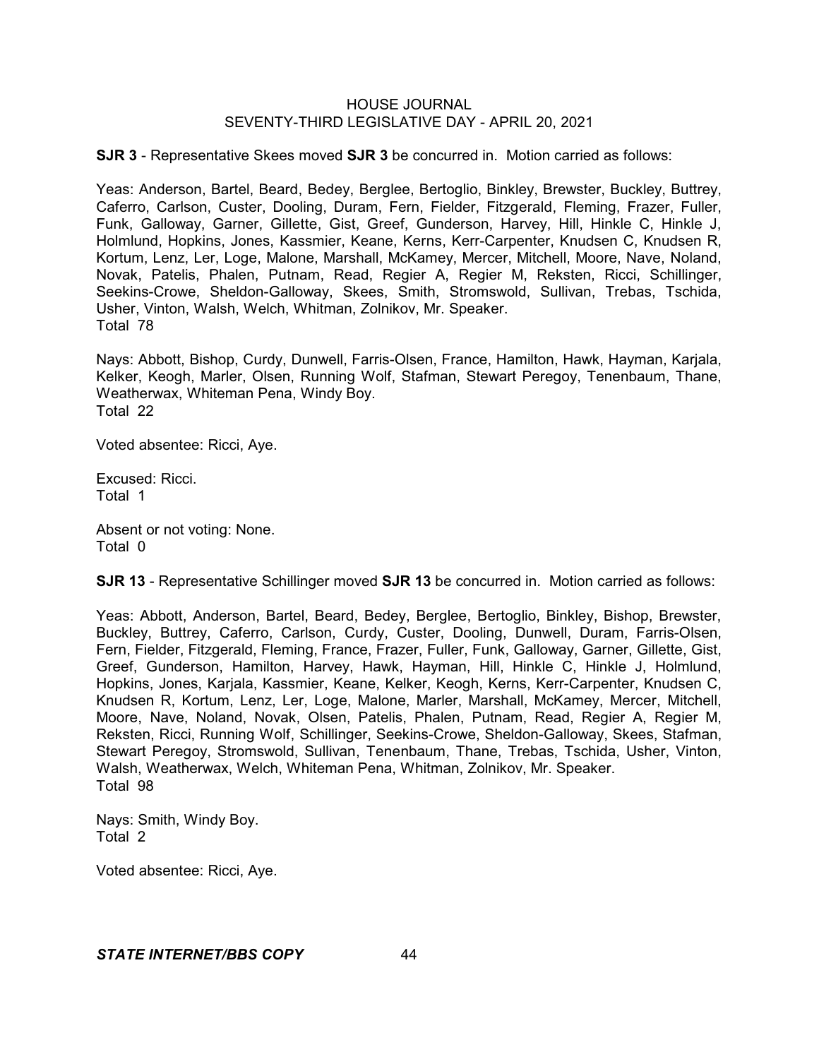**SJR 3** - Representative Skees moved **SJR 3** be concurred in. Motion carried as follows:

Yeas: Anderson, Bartel, Beard, Bedey, Berglee, Bertoglio, Binkley, Brewster, Buckley, Buttrey, Caferro, Carlson, Custer, Dooling, Duram, Fern, Fielder, Fitzgerald, Fleming, Frazer, Fuller, Funk, Galloway, Garner, Gillette, Gist, Greef, Gunderson, Harvey, Hill, Hinkle C, Hinkle J, Holmlund, Hopkins, Jones, Kassmier, Keane, Kerns, Kerr-Carpenter, Knudsen C, Knudsen R, Kortum, Lenz, Ler, Loge, Malone, Marshall, McKamey, Mercer, Mitchell, Moore, Nave, Noland, Novak, Patelis, Phalen, Putnam, Read, Regier A, Regier M, Reksten, Ricci, Schillinger, Seekins-Crowe, Sheldon-Galloway, Skees, Smith, Stromswold, Sullivan, Trebas, Tschida, Usher, Vinton, Walsh, Welch, Whitman, Zolnikov, Mr. Speaker.
Total 78

Nays: Abbott, Bishop, Curdy, Dunwell, Farris-Olsen, France, Hamilton, Hawk, Hayman, Karjala, Kelker, Keogh, Marler, Olsen, Running Wolf, Stafman, Stewart Peregoy, Tenenbaum, Thane, Weatherwax, Whiteman Pena, Windy Boy.
Total 22

Voted absentee: Ricci, Aye.

Excused: Ricci.
Total 1

Absent or not voting: None.
Total 0

**SJR 13** - Representative Schillinger moved **SJR 13** be concurred in. Motion carried as follows:

Yeas: Abbott, Anderson, Bartel, Beard, Bedey, Berglee, Bertoglio, Binkley, Bishop, Brewster, Buckley, Buttrey, Caferro, Carlson, Curdy, Custer, Dooling, Dunwell, Duram, Farris-Olsen, Fern, Fielder, Fitzgerald, Fleming, France, Frazer, Fuller, Funk, Galloway, Garner, Gillette, Gist, Greef, Gunderson, Hamilton, Harvey, Hawk, Hayman, Hill, Hinkle C, Hinkle J, Holmlund, Hopkins, Jones, Karjala, Kassmier, Keane, Kelker, Keogh, Kerns, Kerr-Carpenter, Knudsen C, Knudsen R, Kortum, Lenz, Ler, Loge, Malone, Marler, Marshall, McKamey, Mercer, Mitchell, Moore, Nave, Noland, Novak, Olsen, Patelis, Phalen, Putnam, Read, Regier A, Regier M, Reksten, Ricci, Running Wolf, Schillinger, Seekins-Crowe, Sheldon-Galloway, Skees, Stafman, Stewart Peregoy, Stromswold, Sullivan, Tenenbaum, Thane, Trebas, Tschida, Usher, Vinton, Walsh, Weatherwax, Welch, Whiteman Pena, Whitman, Zolnikov, Mr. Speaker.
Total 98

Nays: Smith, Windy Boy.
Total 2

Voted absentee: Ricci, Aye.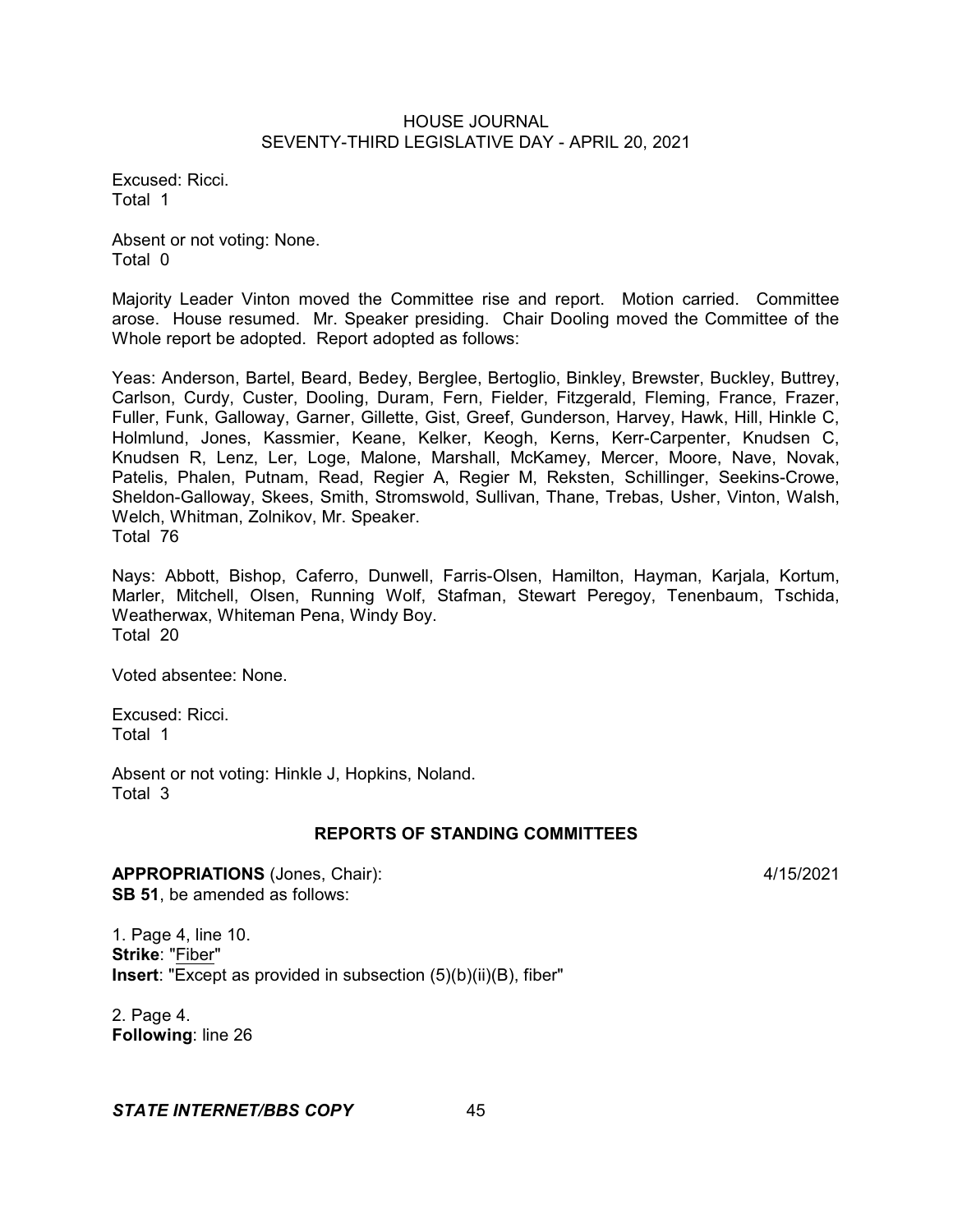Excused: Ricci.
Total 1

Absent or not voting: None.
Total 0

Majority Leader Vinton moved the Committee rise and report. Motion carried. Committee arose. House resumed. Mr. Speaker presiding. Chair Dooling moved the Committee of the Whole report be adopted. Report adopted as follows:

Yeas: Anderson, Bartel, Beard, Bedey, Berglee, Bertoglio, Binkley, Brewster, Buckley, Buttrey, Carlson, Curdy, Custer, Dooling, Duram, Fern, Fielder, Fitzgerald, Fleming, France, Frazer, Fuller, Funk, Galloway, Garner, Gillette, Gist, Greef, Gunderson, Harvey, Hawk, Hill, Hinkle C, Holmlund, Jones, Kassmier, Keane, Kelker, Keogh, Kerns, Kerr-Carpenter, Knudsen C, Knudsen R, Lenz, Ler, Loge, Malone, Marshall, McKamey, Mercer, Moore, Nave, Novak, Patelis, Phalen, Putnam, Read, Regier A, Regier M, Reksten, Schillinger, Seekins-Crowe, Sheldon-Galloway, Skees, Smith, Stromswold, Sullivan, Thane, Trebas, Usher, Vinton, Walsh, Welch, Whitman, Zolnikov, Mr. Speaker.
Total 76

Nays: Abbott, Bishop, Caferro, Dunwell, Farris-Olsen, Hamilton, Hayman, Karjala, Kortum, Marler, Mitchell, Olsen, Running Wolf, Stafman, Stewart Peregoy, Tenenbaum, Tschida, Weatherwax, Whiteman Pena, Windy Boy.
Total 20

Voted absentee: None.

Excused: Ricci.
Total 1

Absent or not voting: Hinkle J, Hopkins, Noland.
Total 3

## REPORTS OF STANDING COMMITTEES

**APPROPRIATIONS** (Jones, Chair): 4/15/2021
**SB 51**, be amended as follows:

1. Page 4, line 10.
**Strike**: "Fiber"
**Insert**: "Except as provided in subsection (5)(b)(ii)(B), fiber"

2. Page 4.
**Following**: line 26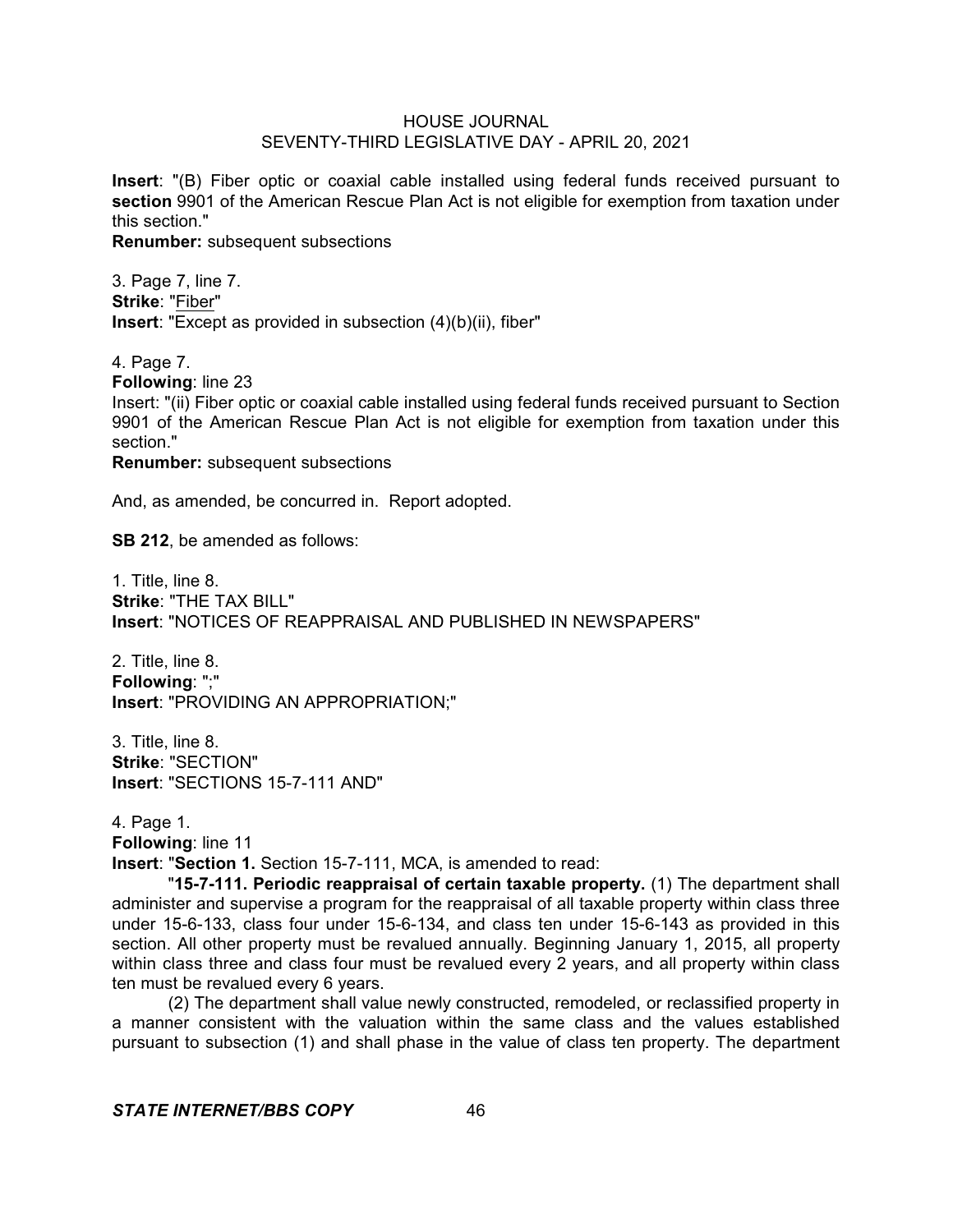**Insert**: "(B) Fiber optic or coaxial cable installed using federal funds received pursuant to **section** 9901 of the American Rescue Plan Act is not eligible for exemption from taxation under this section."
**Renumber:** subsequent subsections

3. Page 7, line 7.
**Strike**: "Fiber"
**Insert**: "Except as provided in subsection (4)(b)(ii), fiber"

4. Page 7.
**Following**: line 23
Insert: "(ii) Fiber optic or coaxial cable installed using federal funds received pursuant to Section 9901 of the American Rescue Plan Act is not eligible for exemption from taxation under this section."
**Renumber:** subsequent subsections

And, as amended, be concurred in. Report adopted.

**SB 212**, be amended as follows:

1. Title, line 8.
**Strike**: "THE TAX BILL"
**Insert**: "NOTICES OF REAPPRAISAL AND PUBLISHED IN NEWSPAPERS"

2. Title, line 8.
**Following**: ";"
**Insert**: "PROVIDING AN APPROPRIATION;"

3. Title, line 8.
**Strike**: "SECTION"
**Insert**: "SECTIONS 15-7-111 AND"

4. Page 1.
**Following**: line 11
**Insert**: "**Section 1.** Section 15-7-111, MCA, is amended to read:

"**15-7-111. Periodic reappraisal of certain taxable property.** (1) The department shall administer and supervise a program for the reappraisal of all taxable property within class three under 15-6-133, class four under 15-6-134, and class ten under 15-6-143 as provided in this section. All other property must be revalued annually. Beginning January 1, 2015, all property within class three and class four must be revalued every 2 years, and all property within class ten must be revalued every 6 years.

(2) The department shall value newly constructed, remodeled, or reclassified property in a manner consistent with the valuation within the same class and the values established pursuant to subsection (1) and shall phase in the value of class ten property. The department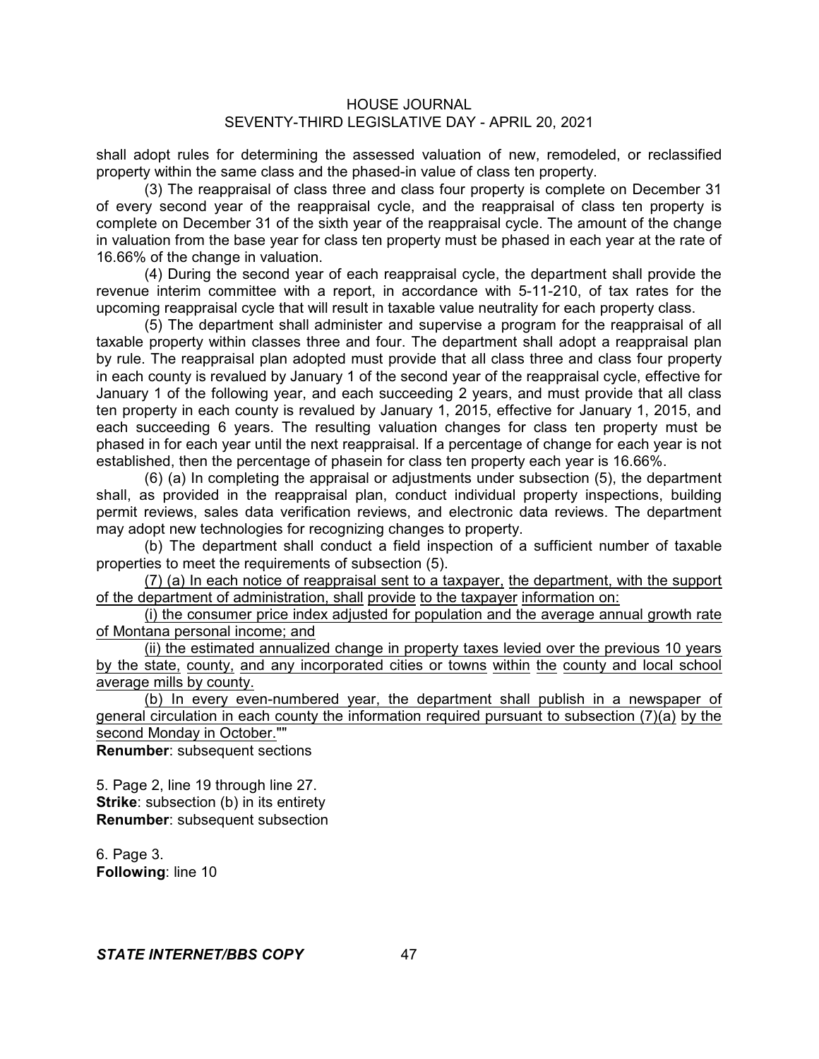shall adopt rules for determining the assessed valuation of new, remodeled, or reclassified property within the same class and the phased-in value of class ten property.

(3) The reappraisal of class three and class four property is complete on December 31 of every second year of the reappraisal cycle, and the reappraisal of class ten property is complete on December 31 of the sixth year of the reappraisal cycle. The amount of the change in valuation from the base year for class ten property must be phased in each year at the rate of 16.66% of the change in valuation.

(4) During the second year of each reappraisal cycle, the department shall provide the revenue interim committee with a report, in accordance with 5-11-210, of tax rates for the upcoming reappraisal cycle that will result in taxable value neutrality for each property class.

(5) The department shall administer and supervise a program for the reappraisal of all taxable property within classes three and four. The department shall adopt a reappraisal plan by rule. The reappraisal plan adopted must provide that all class three and class four property in each county is revalued by January 1 of the second year of the reappraisal cycle, effective for January 1 of the following year, and each succeeding 2 years, and must provide that all class ten property in each county is revalued by January 1, 2015, effective for January 1, 2015, and each succeeding 6 years. The resulting valuation changes for class ten property must be phased in for each year until the next reappraisal. If a percentage of change for each year is not established, then the percentage of phasein for class ten property each year is 16.66%.

(6) (a) In completing the appraisal or adjustments under subsection (5), the department shall, as provided in the reappraisal plan, conduct individual property inspections, building permit reviews, sales data verification reviews, and electronic data reviews. The department may adopt new technologies for recognizing changes to property.

(b) The department shall conduct a field inspection of a sufficient number of taxable properties to meet the requirements of subsection (5).

(7) (a) In each notice of reappraisal sent to a taxpayer, the department, with the support of the department of administration, shall provide to the taxpayer information on:

(i) the consumer price index adjusted for population and the average annual growth rate of Montana personal income; and

(ii) the estimated annualized change in property taxes levied over the previous 10 years by the state, county, and any incorporated cities or towns within the county and local school average mills by county.

(b) In every even-numbered year, the department shall publish in a newspaper of general circulation in each county the information required pursuant to subsection (7)(a) by the second Monday in October.""

**Renumber**: subsequent sections

5. Page 2, line 19 through line 27.
**Strike**: subsection (b) in its entirety
**Renumber**: subsequent subsection

6. Page 3.
**Following**: line 10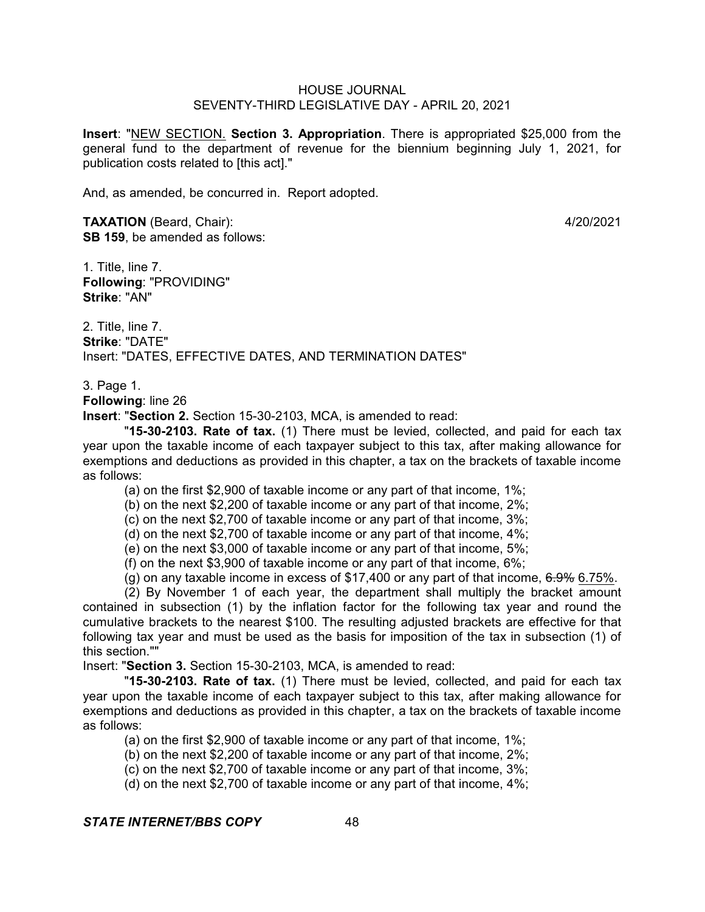**Insert**: "NEW SECTION. **Section 3. Appropriation**. There is appropriated $25,000 from the general fund to the department of revenue for the biennium beginning July 1, 2021, for publication costs related to [this act]."

And, as amended, be concurred in. Report adopted.

**TAXATION** (Beard, Chair): 4/20/2021
**SB 159**, be amended as follows:

1. Title, line 7.
**Following**: "PROVIDING"
**Strike**: "AN"

2. Title, line 7.
**Strike**: "DATE"
Insert: "DATES, EFFECTIVE DATES, AND TERMINATION DATES"

3. Page 1.
**Following**: line 26
**Insert**: "**Section 2.** Section 15-30-2103, MCA, is amended to read:

"**15-30-2103. Rate of tax.** (1) There must be levied, collected, and paid for each tax year upon the taxable income of each taxpayer subject to this tax, after making allowance for exemptions and deductions as provided in this chapter, a tax on the brackets of taxable income as follows:

(a) on the first $2,900 of taxable income or any part of that income, 1%;

(b) on the next $2,200 of taxable income or any part of that income, 2%;

(c) on the next $2,700 of taxable income or any part of that income, 3%;

(d) on the next $2,700 of taxable income or any part of that income, 4%;

(e) on the next $3,000 of taxable income or any part of that income, 5%;

(f) on the next $3,900 of taxable income or any part of that income, 6%;

(g) on any taxable income in excess of $17,400 or any part of that income, ~~6.9%~~ 6.75%.

(2) By November 1 of each year, the department shall multiply the bracket amount contained in subsection (1) by the inflation factor for the following tax year and round the cumulative brackets to the nearest $100. The resulting adjusted brackets are effective for that following tax year and must be used as the basis for imposition of the tax in subsection (1) of this section.""

Insert: "**Section 3.** Section 15-30-2103, MCA, is amended to read:

"**15-30-2103. Rate of tax.** (1) There must be levied, collected, and paid for each tax year upon the taxable income of each taxpayer subject to this tax, after making allowance for exemptions and deductions as provided in this chapter, a tax on the brackets of taxable income as follows:

(a) on the first $2,900 of taxable income or any part of that income, 1%;

(b) on the next $2,200 of taxable income or any part of that income, 2%;

(c) on the next $2,700 of taxable income or any part of that income, 3%;

(d) on the next $2,700 of taxable income or any part of that income, 4%;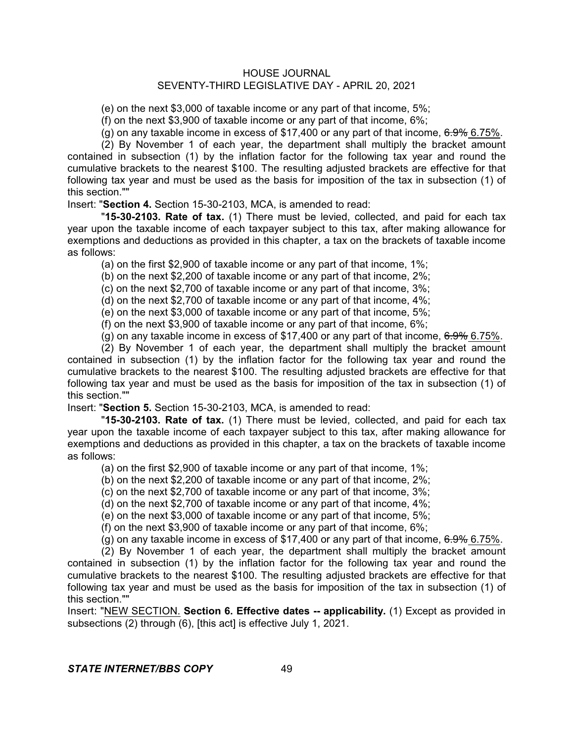(e) on the next $3,000 of taxable income or any part of that income, 5%;

(f) on the next $3,900 of taxable income or any part of that income, 6%;

(g) on any taxable income in excess of $17,400 or any part of that income, ~~6.9%~~ 6.75%.

(2) By November 1 of each year, the department shall multiply the bracket amount contained in subsection (1) by the inflation factor for the following tax year and round the cumulative brackets to the nearest $100. The resulting adjusted brackets are effective for that following tax year and must be used as the basis for imposition of the tax in subsection (1) of this section.""

Insert: "**Section 4.** Section 15-30-2103, MCA, is amended to read:

"**15-30-2103. Rate of tax.** (1) There must be levied, collected, and paid for each tax year upon the taxable income of each taxpayer subject to this tax, after making allowance for exemptions and deductions as provided in this chapter, a tax on the brackets of taxable income as follows:

(a) on the first $2,900 of taxable income or any part of that income, 1%;

(b) on the next $2,200 of taxable income or any part of that income, 2%;

(c) on the next $2,700 of taxable income or any part of that income, 3%;

(d) on the next $2,700 of taxable income or any part of that income, 4%;

(e) on the next $3,000 of taxable income or any part of that income, 5%;

(f) on the next $3,900 of taxable income or any part of that income, 6%;

(g) on any taxable income in excess of $17,400 or any part of that income, ~~6.9%~~ 6.75%.

(2) By November 1 of each year, the department shall multiply the bracket amount contained in subsection (1) by the inflation factor for the following tax year and round the cumulative brackets to the nearest $100. The resulting adjusted brackets are effective for that following tax year and must be used as the basis for imposition of the tax in subsection (1) of this section.""

Insert: "**Section 5.** Section 15-30-2103, MCA, is amended to read:

"**15-30-2103. Rate of tax.** (1) There must be levied, collected, and paid for each tax year upon the taxable income of each taxpayer subject to this tax, after making allowance for exemptions and deductions as provided in this chapter, a tax on the brackets of taxable income as follows:

(a) on the first $2,900 of taxable income or any part of that income, 1%;

(b) on the next $2,200 of taxable income or any part of that income, 2%;

(c) on the next $2,700 of taxable income or any part of that income, 3%;

(d) on the next $2,700 of taxable income or any part of that income, 4%;

(e) on the next $3,000 of taxable income or any part of that income, 5%;

(f) on the next $3,900 of taxable income or any part of that income, 6%;

(g) on any taxable income in excess of $17,400 or any part of that income, ~~6.9%~~ 6.75%.

(2) By November 1 of each year, the department shall multiply the bracket amount contained in subsection (1) by the inflation factor for the following tax year and round the cumulative brackets to the nearest $100. The resulting adjusted brackets are effective for that following tax year and must be used as the basis for imposition of the tax in subsection (1) of this section.""

Insert: "NEW SECTION. **Section 6. Effective dates -- applicability.** (1) Except as provided in subsections (2) through (6), [this act] is effective July 1, 2021.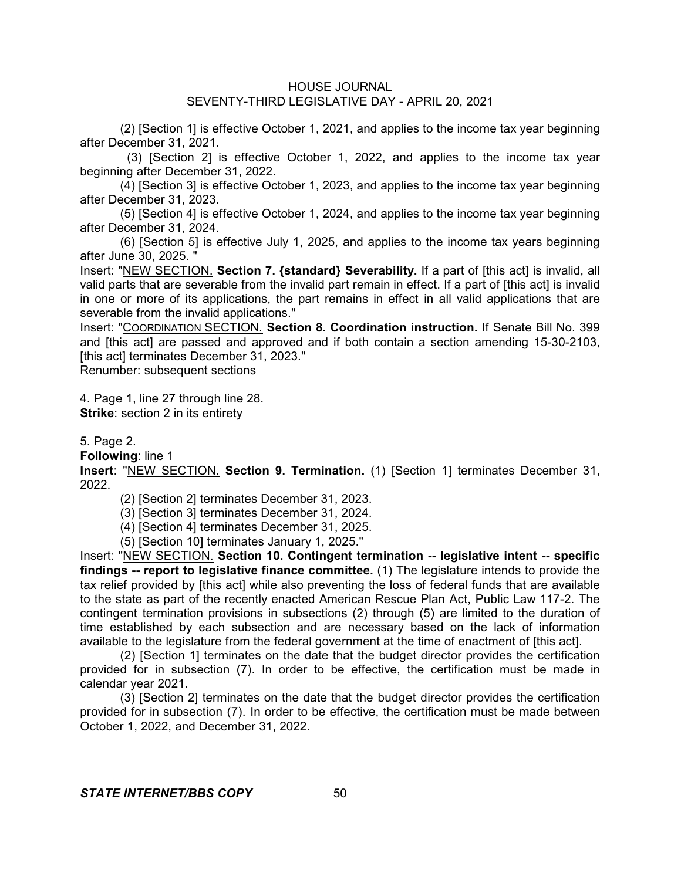(2) [Section 1] is effective October 1, 2021, and applies to the income tax year beginning after December 31, 2021.

(3) [Section 2] is effective October 1, 2022, and applies to the income tax year beginning after December 31, 2022.

(4) [Section 3] is effective October 1, 2023, and applies to the income tax year beginning after December 31, 2023.

(5) [Section 4] is effective October 1, 2024, and applies to the income tax year beginning after December 31, 2024.

(6) [Section 5] is effective July 1, 2025, and applies to the income tax years beginning after June 30, 2025. "

Insert: "NEW SECTION. **Section 7. {standard} Severability.** If a part of [this act] is invalid, all valid parts that are severable from the invalid part remain in effect. If a part of [this act] is invalid in one or more of its applications, the part remains in effect in all valid applications that are severable from the invalid applications."

Insert: "COORDINATION SECTION. **Section 8. Coordination instruction.** If Senate Bill No. 399 and [this act] are passed and approved and if both contain a section amending 15-30-2103, [this act] terminates December 31, 2023."

Renumber: subsequent sections

4. Page 1, line 27 through line 28.

**Strike**: section 2 in its entirety

5. Page 2.

**Following**: line 1

**Insert**: "NEW SECTION. **Section 9. Termination.** (1) [Section 1] terminates December 31, 2022.

(2) [Section 2] terminates December 31, 2023.

(3) [Section 3] terminates December 31, 2024.

(4) [Section 4] terminates December 31, 2025.

(5) [Section 10] terminates January 1, 2025."

Insert: "NEW SECTION. **Section 10. Contingent termination -- legislative intent -- specific findings -- report to legislative finance committee.** (1) The legislature intends to provide the tax relief provided by [this act] while also preventing the loss of federal funds that are available to the state as part of the recently enacted American Rescue Plan Act, Public Law 117-2. The contingent termination provisions in subsections (2) through (5) are limited to the duration of time established by each subsection and are necessary based on the lack of information available to the legislature from the federal government at the time of enactment of [this act].

(2) [Section 1] terminates on the date that the budget director provides the certification provided for in subsection (7). In order to be effective, the certification must be made in calendar year 2021.

(3) [Section 2] terminates on the date that the budget director provides the certification provided for in subsection (7). In order to be effective, the certification must be made between October 1, 2022, and December 31, 2022.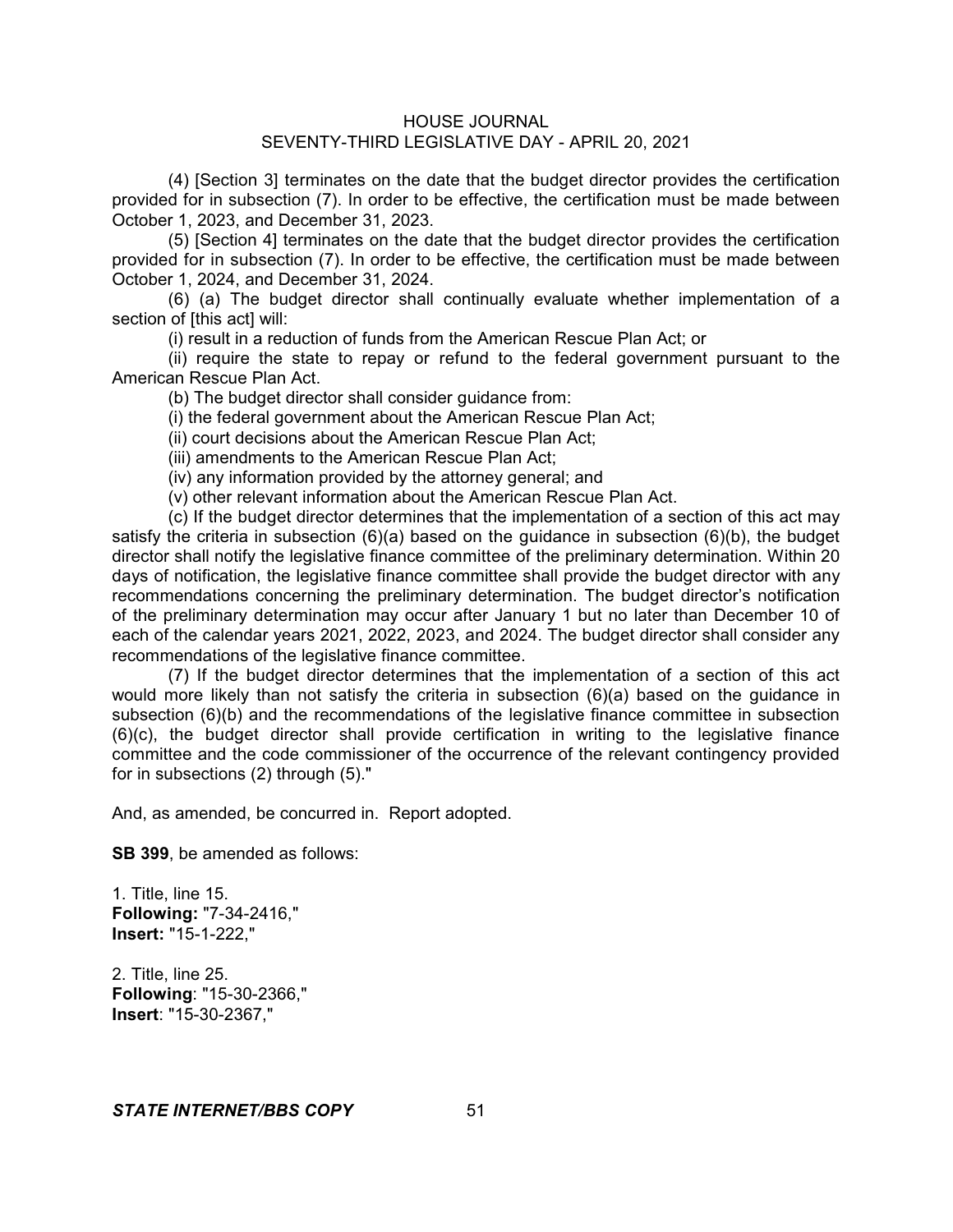(4) [Section 3] terminates on the date that the budget director provides the certification provided for in subsection (7). In order to be effective, the certification must be made between October 1, 2023, and December 31, 2023.

(5) [Section 4] terminates on the date that the budget director provides the certification provided for in subsection (7). In order to be effective, the certification must be made between October 1, 2024, and December 31, 2024.

(6) (a) The budget director shall continually evaluate whether implementation of a section of [this act] will:

(i) result in a reduction of funds from the American Rescue Plan Act; or

(ii) require the state to repay or refund to the federal government pursuant to the American Rescue Plan Act.

(b) The budget director shall consider guidance from:

(i) the federal government about the American Rescue Plan Act;

(ii) court decisions about the American Rescue Plan Act;

(iii) amendments to the American Rescue Plan Act;

(iv) any information provided by the attorney general; and

(v) other relevant information about the American Rescue Plan Act.

(c) If the budget director determines that the implementation of a section of this act may satisfy the criteria in subsection (6)(a) based on the guidance in subsection (6)(b), the budget director shall notify the legislative finance committee of the preliminary determination. Within 20 days of notification, the legislative finance committee shall provide the budget director with any recommendations concerning the preliminary determination. The budget director's notification of the preliminary determination may occur after January 1 but no later than December 10 of each of the calendar years 2021, 2022, 2023, and 2024. The budget director shall consider any recommendations of the legislative finance committee.

(7) If the budget director determines that the implementation of a section of this act would more likely than not satisfy the criteria in subsection (6)(a) based on the guidance in subsection (6)(b) and the recommendations of the legislative finance committee in subsection (6)(c), the budget director shall provide certification in writing to the legislative finance committee and the code commissioner of the occurrence of the relevant contingency provided for in subsections (2) through (5)."

And, as amended, be concurred in. Report adopted.

**SB 399**, be amended as follows:

1. Title, line 15.
**Following:** "7-34-2416,"
**Insert:** "15-1-222,"

2. Title, line 25.
**Following**: "15-30-2366,"
**Insert**: "15-30-2367,"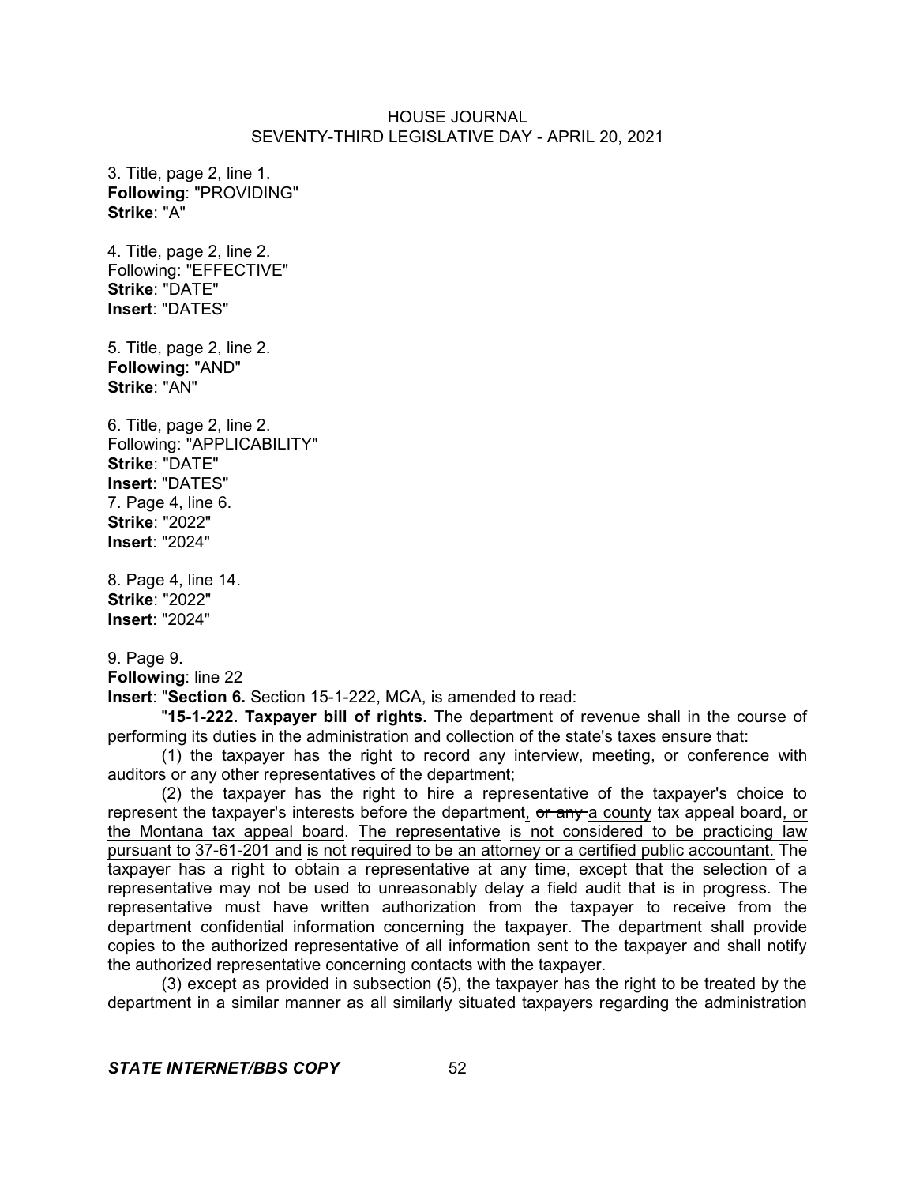3. Title, page 2, line 1.
**Following**: "PROVIDING"
**Strike**: "A"

4. Title, page 2, line 2.
Following: "EFFECTIVE"
**Strike**: "DATE"
**Insert**: "DATES"

5. Title, page 2, line 2.
**Following**: "AND"
**Strike**: "AN"

6. Title, page 2, line 2.
Following: "APPLICABILITY"
**Strike**: "DATE"
**Insert**: "DATES"
7. Page 4, line 6.
**Strike**: "2022"
**Insert**: "2024"

8. Page 4, line 14.
**Strike**: "2022"
**Insert**: "2024"

9. Page 9.
**Following**: line 22
**Insert**: "**Section 6.** Section 15-1-222, MCA, is amended to read:

"**15-1-222. Taxpayer bill of rights.** The department of revenue shall in the course of performing its duties in the administration and collection of the state's taxes ensure that:

(1) the taxpayer has the right to record any interview, meeting, or conference with auditors or any other representatives of the department;

(2) the taxpayer has the right to hire a representative of the taxpayer's choice to represent the taxpayer's interests before the department<u>,</u> ~~or any~~ <u>a county</u> tax appeal board<u>, or the Montana tax appeal board</u>. <u>The representative</u> <u>is not considered to be practicing law pursuant to</u> <u>37-61-201 and</u> <u>is not required to be an attorney or a certified public accountant.</u> The taxpayer has a right to obtain a representative at any time, except that the selection of a representative may not be used to unreasonably delay a field audit that is in progress. The representative must have written authorization from the taxpayer to receive from the department confidential information concerning the taxpayer. The department shall provide copies to the authorized representative of all information sent to the taxpayer and shall notify the authorized representative concerning contacts with the taxpayer.

(3) except as provided in subsection (5), the taxpayer has the right to be treated by the department in a similar manner as all similarly situated taxpayers regarding the administration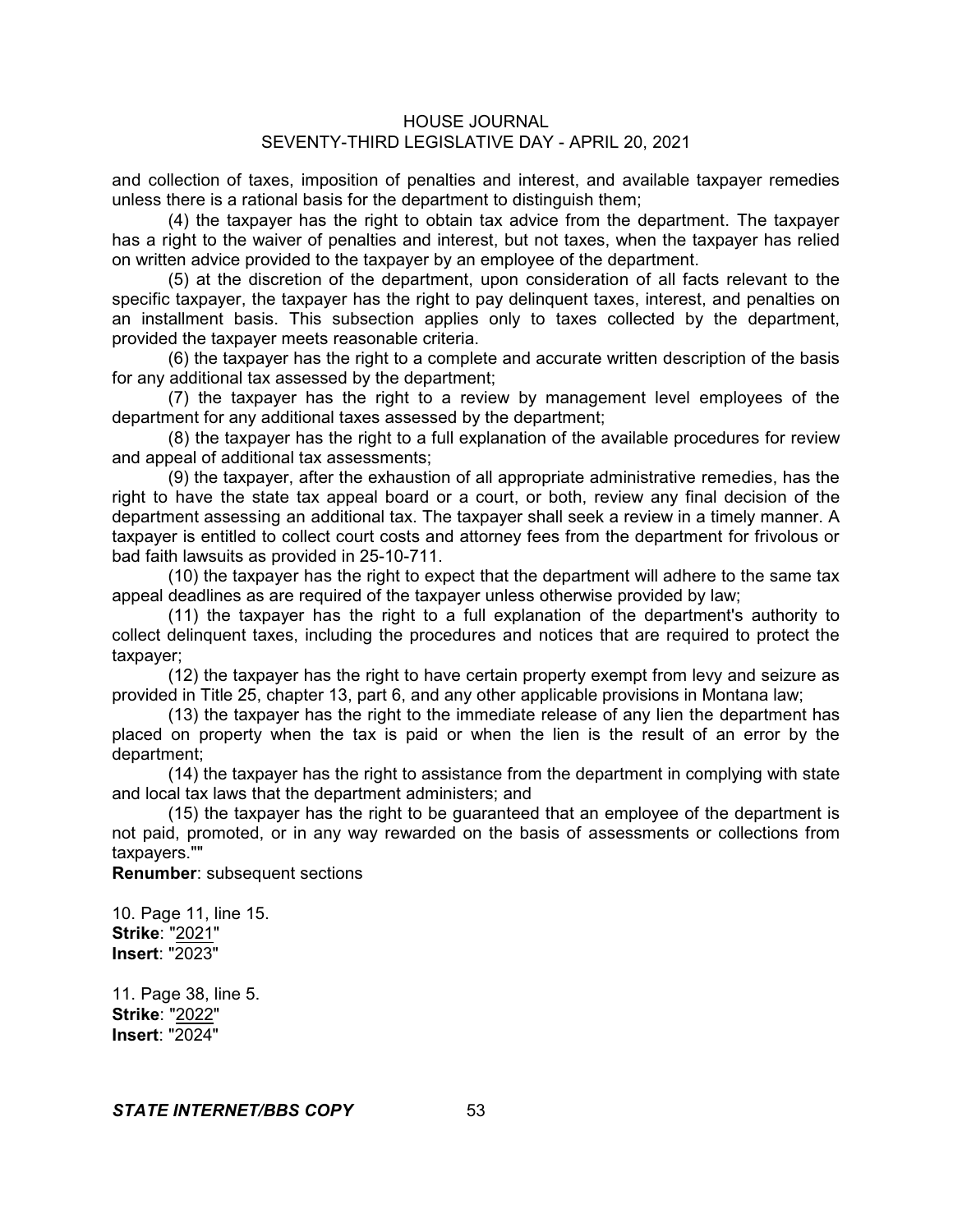and collection of taxes, imposition of penalties and interest, and available taxpayer remedies unless there is a rational basis for the department to distinguish them;

(4) the taxpayer has the right to obtain tax advice from the department. The taxpayer has a right to the waiver of penalties and interest, but not taxes, when the taxpayer has relied on written advice provided to the taxpayer by an employee of the department.

(5) at the discretion of the department, upon consideration of all facts relevant to the specific taxpayer, the taxpayer has the right to pay delinquent taxes, interest, and penalties on an installment basis. This subsection applies only to taxes collected by the department, provided the taxpayer meets reasonable criteria.

(6) the taxpayer has the right to a complete and accurate written description of the basis for any additional tax assessed by the department;

(7) the taxpayer has the right to a review by management level employees of the department for any additional taxes assessed by the department;

(8) the taxpayer has the right to a full explanation of the available procedures for review and appeal of additional tax assessments;

(9) the taxpayer, after the exhaustion of all appropriate administrative remedies, has the right to have the state tax appeal board or a court, or both, review any final decision of the department assessing an additional tax. The taxpayer shall seek a review in a timely manner. A taxpayer is entitled to collect court costs and attorney fees from the department for frivolous or bad faith lawsuits as provided in 25-10-711.

(10) the taxpayer has the right to expect that the department will adhere to the same tax appeal deadlines as are required of the taxpayer unless otherwise provided by law;

(11) the taxpayer has the right to a full explanation of the department's authority to collect delinquent taxes, including the procedures and notices that are required to protect the taxpayer;

(12) the taxpayer has the right to have certain property exempt from levy and seizure as provided in Title 25, chapter 13, part 6, and any other applicable provisions in Montana law;

(13) the taxpayer has the right to the immediate release of any lien the department has placed on property when the tax is paid or when the lien is the result of an error by the department;

(14) the taxpayer has the right to assistance from the department in complying with state and local tax laws that the department administers; and

(15) the taxpayer has the right to be guaranteed that an employee of the department is not paid, promoted, or in any way rewarded on the basis of assessments or collections from taxpayers.""

**Renumber**: subsequent sections

10. Page 11, line 15.
**Strike**: "2021"
**Insert**: "2023"

11. Page 38, line 5.
**Strike**: "2022"
**Insert**: "2024"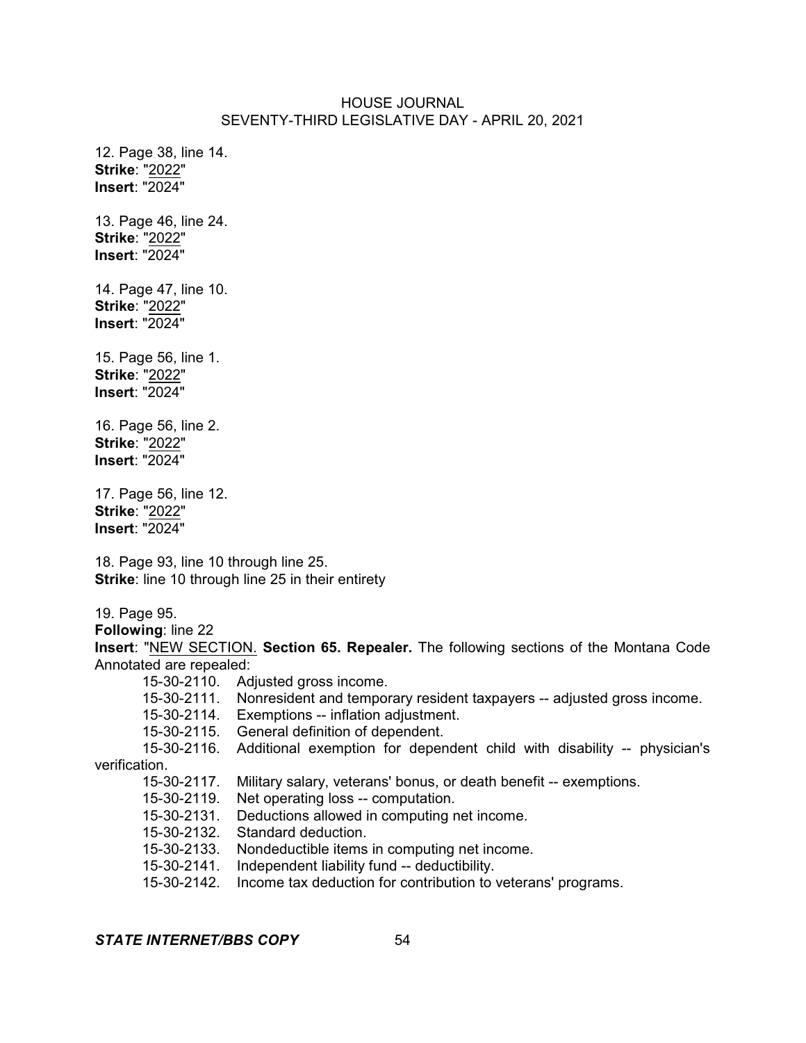12. Page 38, line 14.
**Strike**: "2022"
**Insert**: "2024"

13. Page 46, line 24.
**Strike**: "2022"
**Insert**: "2024"

14. Page 47, line 10.
**Strike**: "2022"
**Insert**: "2024"

15. Page 56, line 1.
**Strike**: "2022"
**Insert**: "2024"

16. Page 56, line 2.
**Strike**: "2022"
**Insert**: "2024"

17. Page 56, line 12.
**Strike**: "2022"
**Insert**: "2024"

18. Page 93, line 10 through line 25.
**Strike**: line 10 through line 25 in their entirety

19. Page 95.
**Following**: line 22
**Insert**: "NEW SECTION. **Section 65. Repealer.** The following sections of the Montana Code Annotated are repealed:

15-30-2110. Adjusted gross income.
15-30-2111. Nonresident and temporary resident taxpayers -- adjusted gross income.
15-30-2114. Exemptions -- inflation adjustment.
15-30-2115. General definition of dependent.
15-30-2116. Additional exemption for dependent child with disability -- physician's verification.
15-30-2117. Military salary, veterans' bonus, or death benefit -- exemptions.
15-30-2119. Net operating loss -- computation.
15-30-2131. Deductions allowed in computing net income.
15-30-2132. Standard deduction.
15-30-2133. Nondeductible items in computing net income.
15-30-2141. Independent liability fund -- deductibility.
15-30-2142. Income tax deduction for contribution to veterans' programs.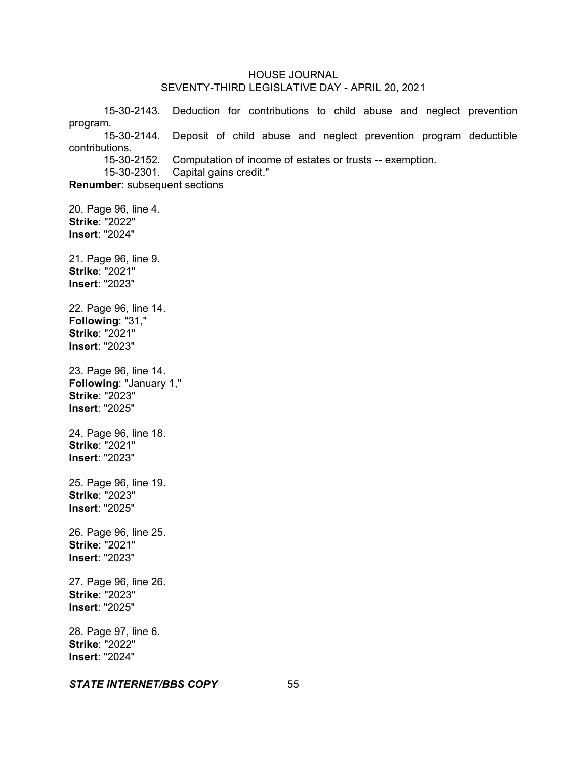15-30-2143. Deduction for contributions to child abuse and neglect prevention program.

15-30-2144. Deposit of child abuse and neglect prevention program deductible contributions.

15-30-2152. Computation of income of estates or trusts -- exemption.

15-30-2301. Capital gains credit."

**Renumber**: subsequent sections

20. Page 96, line 4.
**Strike**: "2022"
**Insert**: "2024"

21. Page 96, line 9.
**Strike**: "2021"
**Insert**: "2023"

22. Page 96, line 14.
**Following**: "31,"
**Strike**: "2021"
**Insert**: "2023"

23. Page 96, line 14.
**Following**: "January 1,"
**Strike**: "2023"
**Insert**: "2025"

24. Page 96, line 18.
**Strike**: "2021"
**Insert**: "2023"

25. Page 96, line 19.
**Strike**: "2023"
**Insert**: "2025"

26. Page 96, line 25.
**Strike**: "2021"
**Insert**: "2023"

27. Page 96, line 26.
**Strike**: "2023"
**Insert**: "2025"

28. Page 97, line 6.
**Strike**: "2022"
**Insert**: "2024"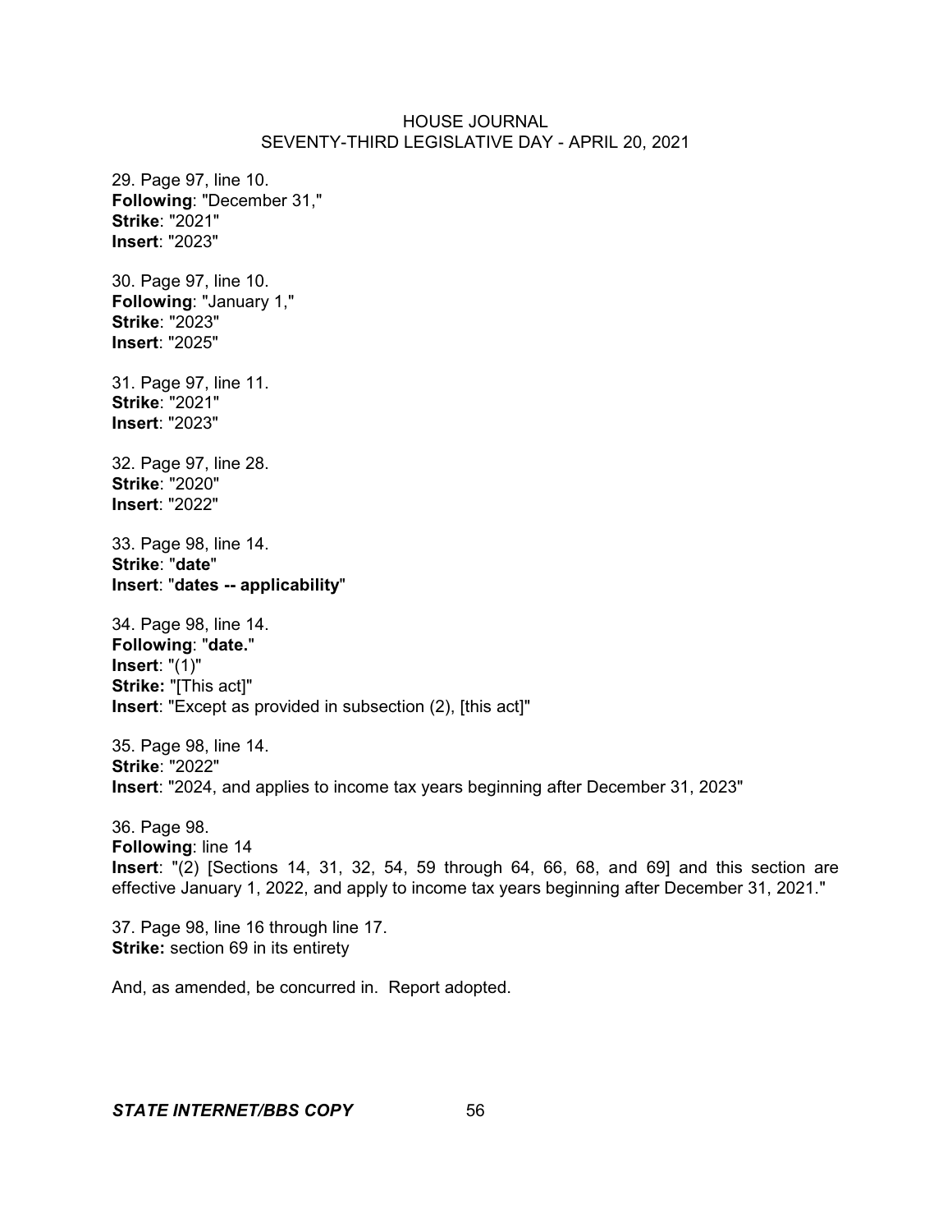29. Page 97, line 10.
**Following**: "December 31,"
**Strike**: "2021"
**Insert**: "2023"

30. Page 97, line 10.
**Following**: "January 1,"
**Strike**: "2023"
**Insert**: "2025"

31. Page 97, line 11.
**Strike**: "2021"
**Insert**: "2023"

32. Page 97, line 28.
**Strike**: "2020"
**Insert**: "2022"

33. Page 98, line 14.
**Strike**: "**date**"
**Insert**: "**dates -- applicability**"

34. Page 98, line 14.
**Following**: "**date.**"
**Insert**: "(1)"
**Strike:** "[This act]"
**Insert**: "Except as provided in subsection (2), [this act]"

35. Page 98, line 14.
**Strike**: "2022"
**Insert**: "2024, and applies to income tax years beginning after December 31, 2023"

36. Page 98.
**Following**: line 14
**Insert**: "(2) [Sections 14, 31, 32, 54, 59 through 64, 66, 68, and 69] and this section are effective January 1, 2022, and apply to income tax years beginning after December 31, 2021."

37. Page 98, line 16 through line 17.
**Strike:** section 69 in its entirety

And, as amended, be concurred in. Report adopted.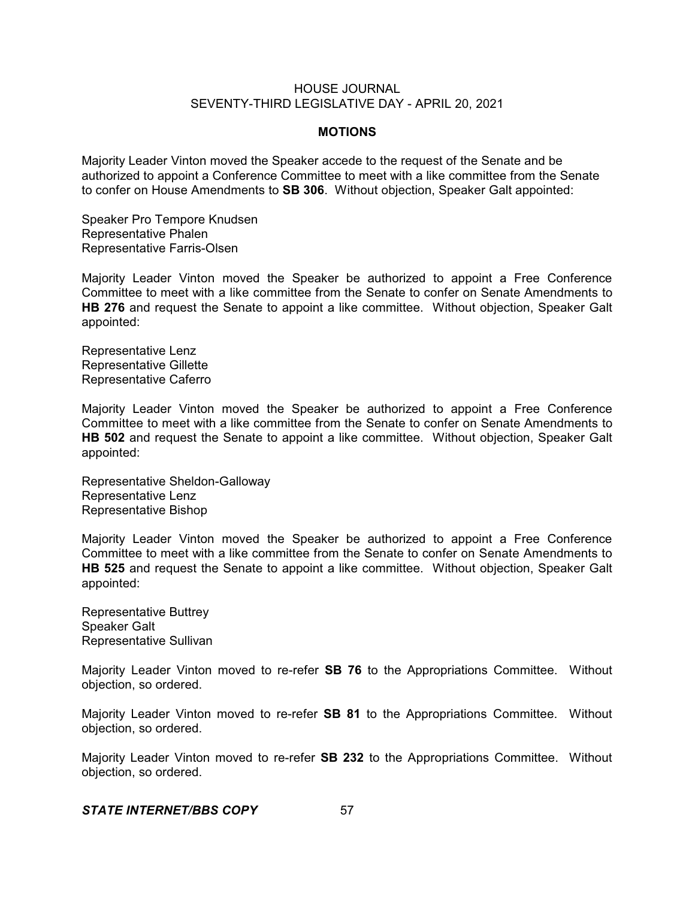## MOTIONS

Majority Leader Vinton moved the Speaker accede to the request of the Senate and be authorized to appoint a Conference Committee to meet with a like committee from the Senate to confer on House Amendments to **SB 306**. Without objection, Speaker Galt appointed:

Speaker Pro Tempore Knudsen
Representative Phalen
Representative Farris-Olsen

Majority Leader Vinton moved the Speaker be authorized to appoint a Free Conference Committee to meet with a like committee from the Senate to confer on Senate Amendments to **HB 276** and request the Senate to appoint a like committee. Without objection, Speaker Galt appointed:

Representative Lenz
Representative Gillette
Representative Caferro

Majority Leader Vinton moved the Speaker be authorized to appoint a Free Conference Committee to meet with a like committee from the Senate to confer on Senate Amendments to **HB 502** and request the Senate to appoint a like committee. Without objection, Speaker Galt appointed:

Representative Sheldon-Galloway
Representative Lenz
Representative Bishop

Majority Leader Vinton moved the Speaker be authorized to appoint a Free Conference Committee to meet with a like committee from the Senate to confer on Senate Amendments to **HB 525** and request the Senate to appoint a like committee. Without objection, Speaker Galt appointed:

Representative Buttrey
Speaker Galt
Representative Sullivan

Majority Leader Vinton moved to re-refer **SB 76** to the Appropriations Committee. Without objection, so ordered.

Majority Leader Vinton moved to re-refer **SB 81** to the Appropriations Committee. Without objection, so ordered.

Majority Leader Vinton moved to re-refer **SB 232** to the Appropriations Committee. Without objection, so ordered.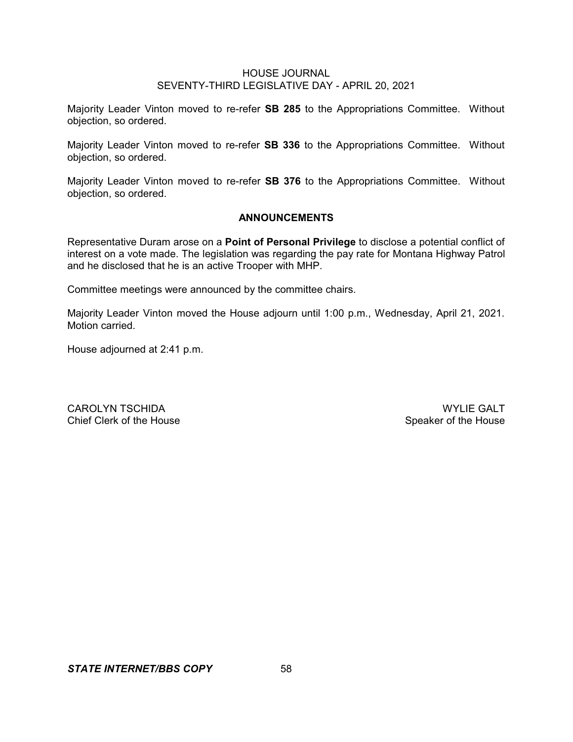Majority Leader Vinton moved to re-refer **SB 285** to the Appropriations Committee. Without objection, so ordered.

Majority Leader Vinton moved to re-refer **SB 336** to the Appropriations Committee. Without objection, so ordered.

Majority Leader Vinton moved to re-refer **SB 376** to the Appropriations Committee. Without objection, so ordered.

## ANNOUNCEMENTS

Representative Duram arose on a **Point of Personal Privilege** to disclose a potential conflict of interest on a vote made. The legislation was regarding the pay rate for Montana Highway Patrol and he disclosed that he is an active Trooper with MHP.

Committee meetings were announced by the committee chairs.

Majority Leader Vinton moved the House adjourn until 1:00 p.m., Wednesday, April 21, 2021. Motion carried.

House adjourned at 2:41 p.m.

CAROLYN TSCHIDA
Chief Clerk of the House

WYLIE GALT
Speaker of the House